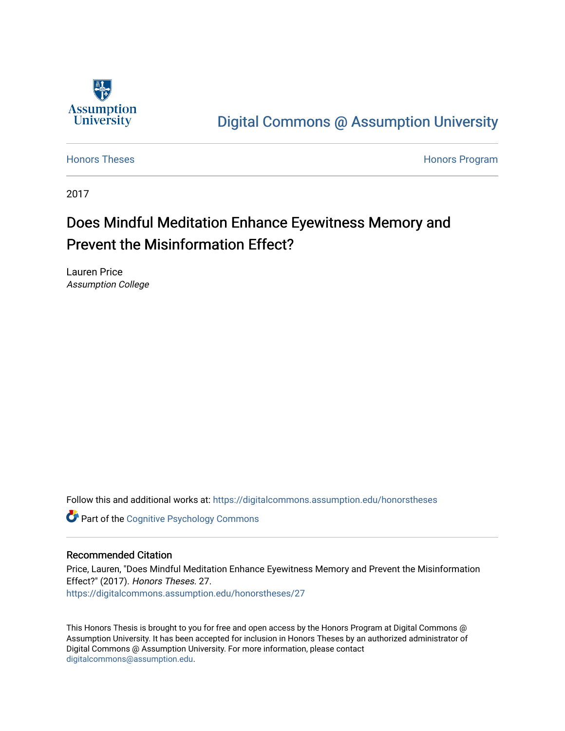Assumption University

Digital Commons @ Assumption University

Honors Theses

Honors Program

2017

# Does Mindful Meditation Enhance Eyewitness Memory and Prevent the Misinformation Effect?

Lauren Price
*Assumption College*

Follow this and additional works at: https://digitalcommons.assumption.edu/honorstheses

Part of the Cognitive Psychology Commons

## Recommended Citation

Price, Lauren, "Does Mindful Meditation Enhance Eyewitness Memory and Prevent the Misinformation Effect?" (2017). *Honors Theses*. 27.
https://digitalcommons.assumption.edu/honorstheses/27

This Honors Thesis is brought to you for free and open access by the Honors Program at Digital Commons @ Assumption University. It has been accepted for inclusion in Honors Theses by an authorized administrator of Digital Commons @ Assumption University. For more information, please contact digitalcommons@assumption.edu.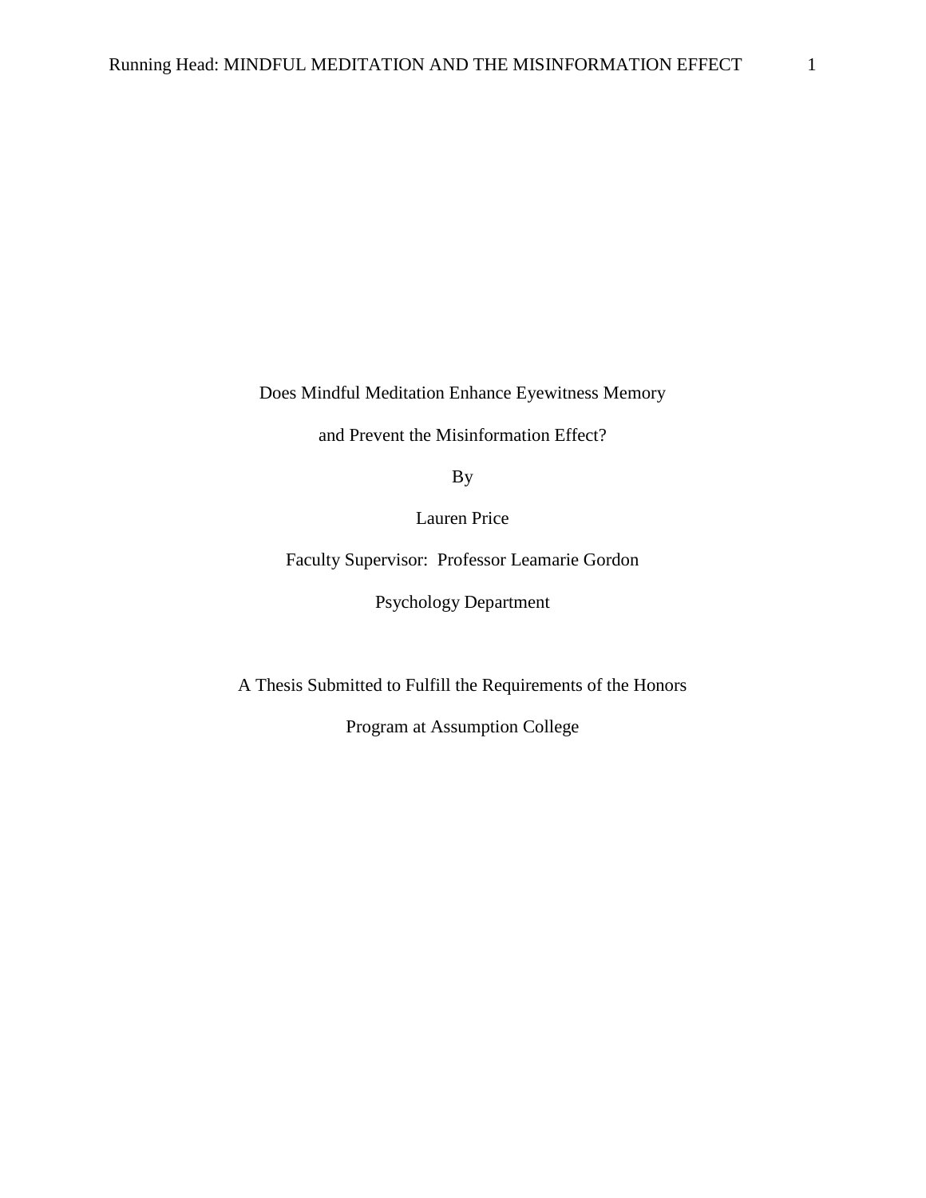Does Mindful Meditation Enhance Eyewitness Memory

and Prevent the Misinformation Effect?

By

Lauren Price

Faculty Supervisor: Professor Leamarie Gordon

Psychology Department

A Thesis Submitted to Fulfill the Requirements of the Honors

Program at Assumption College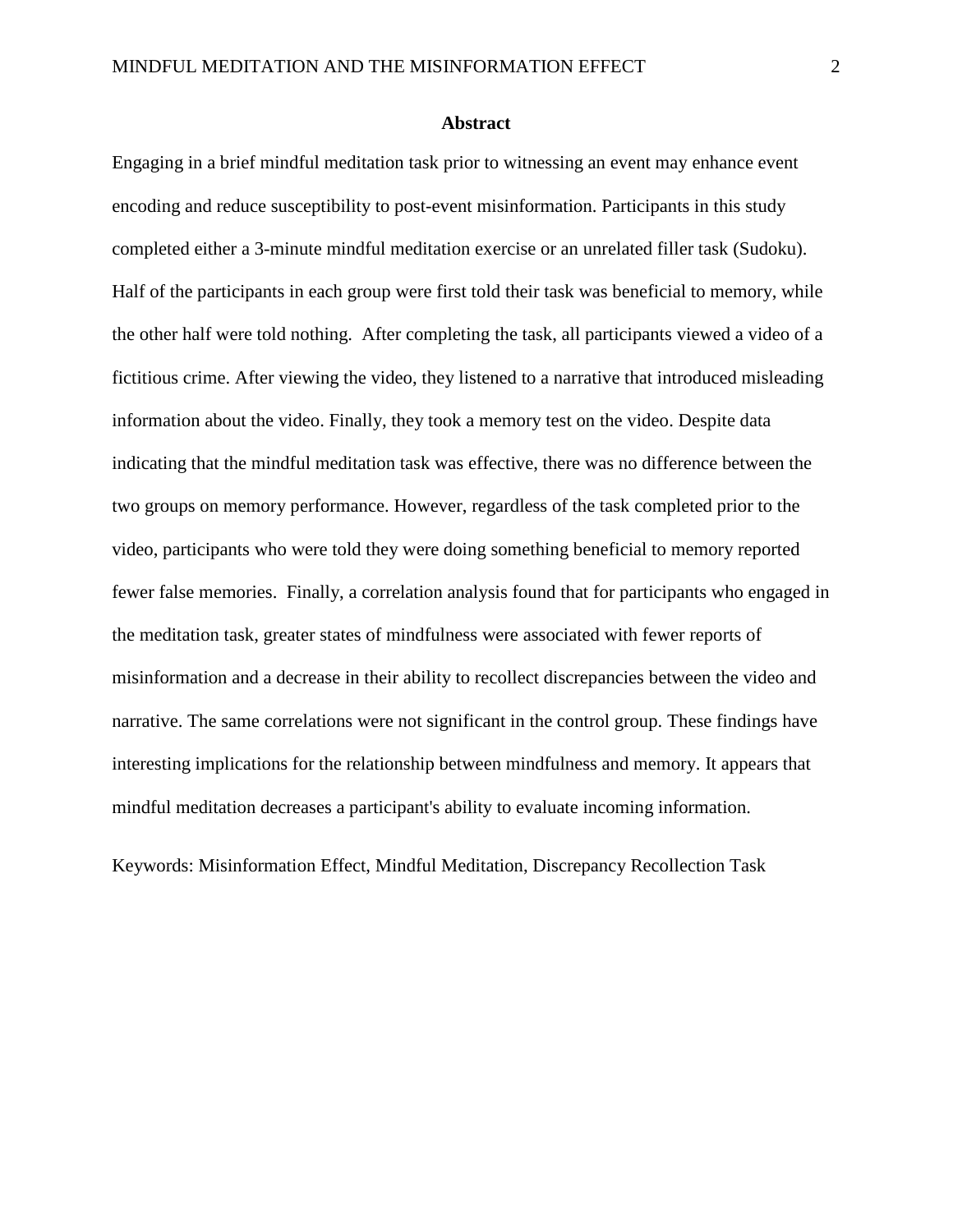## Abstract

Engaging in a brief mindful meditation task prior to witnessing an event may enhance event encoding and reduce susceptibility to post-event misinformation. Participants in this study completed either a 3-minute mindful meditation exercise or an unrelated filler task (Sudoku). Half of the participants in each group were first told their task was beneficial to memory, while the other half were told nothing. After completing the task, all participants viewed a video of a fictitious crime. After viewing the video, they listened to a narrative that introduced misleading information about the video. Finally, they took a memory test on the video. Despite data indicating that the mindful meditation task was effective, there was no difference between the two groups on memory performance. However, regardless of the task completed prior to the video, participants who were told they were doing something beneficial to memory reported fewer false memories. Finally, a correlation analysis found that for participants who engaged in the meditation task, greater states of mindfulness were associated with fewer reports of misinformation and a decrease in their ability to recollect discrepancies between the video and narrative. The same correlations were not significant in the control group. These findings have interesting implications for the relationship between mindfulness and memory. It appears that mindful meditation decreases a participant's ability to evaluate incoming information.

Keywords: Misinformation Effect, Mindful Meditation, Discrepancy Recollection Task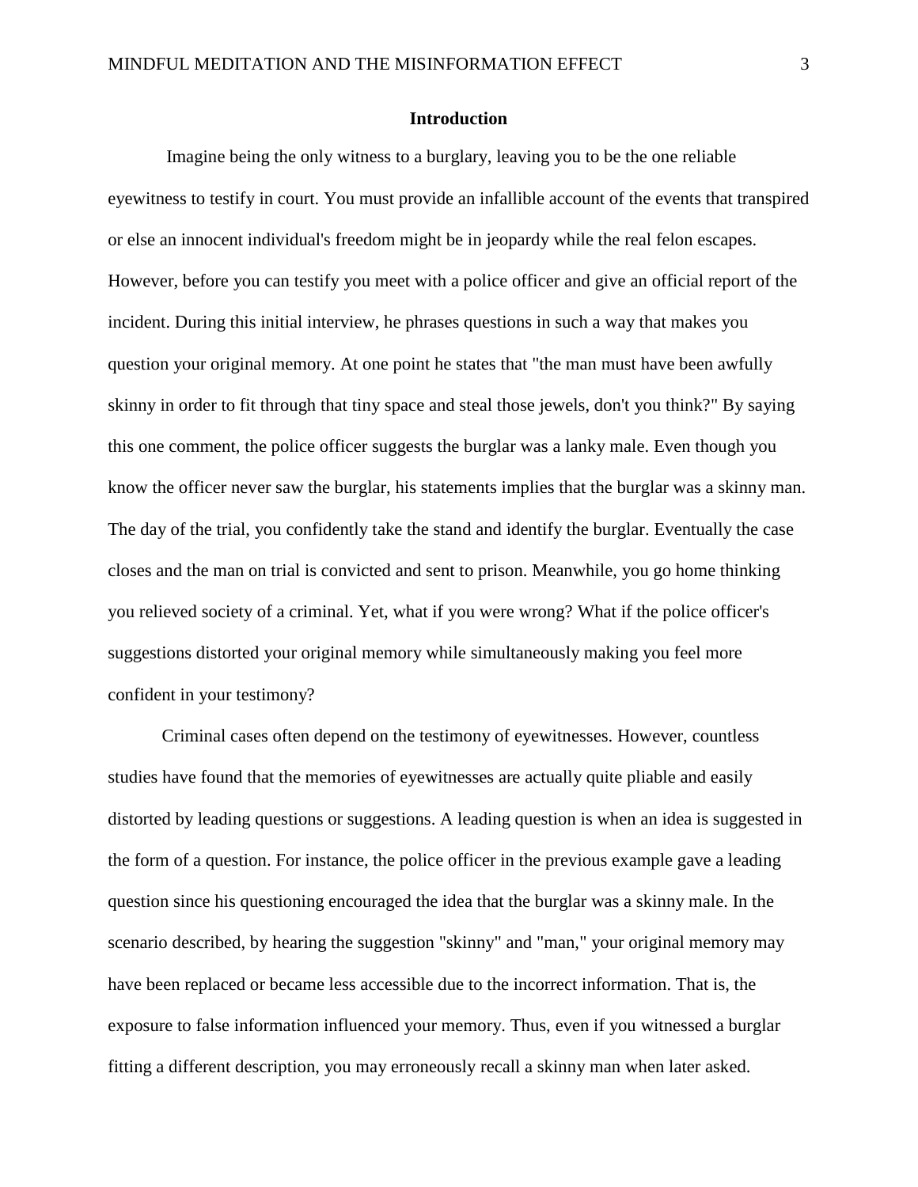## Introduction

Imagine being the only witness to a burglary, leaving you to be the one reliable eyewitness to testify in court. You must provide an infallible account of the events that transpired or else an innocent individual's freedom might be in jeopardy while the real felon escapes. However, before you can testify you meet with a police officer and give an official report of the incident. During this initial interview, he phrases questions in such a way that makes you question your original memory. At one point he states that "the man must have been awfully skinny in order to fit through that tiny space and steal those jewels, don't you think?" By saying this one comment, the police officer suggests the burglar was a lanky male. Even though you know the officer never saw the burglar, his statements implies that the burglar was a skinny man. The day of the trial, you confidently take the stand and identify the burglar. Eventually the case closes and the man on trial is convicted and sent to prison. Meanwhile, you go home thinking you relieved society of a criminal. Yet, what if you were wrong? What if the police officer's suggestions distorted your original memory while simultaneously making you feel more confident in your testimony?

Criminal cases often depend on the testimony of eyewitnesses. However, countless studies have found that the memories of eyewitnesses are actually quite pliable and easily distorted by leading questions or suggestions. A leading question is when an idea is suggested in the form of a question. For instance, the police officer in the previous example gave a leading question since his questioning encouraged the idea that the burglar was a skinny male. In the scenario described, by hearing the suggestion "skinny" and "man," your original memory may have been replaced or became less accessible due to the incorrect information. That is, the exposure to false information influenced your memory. Thus, even if you witnessed a burglar fitting a different description, you may erroneously recall a skinny man when later asked.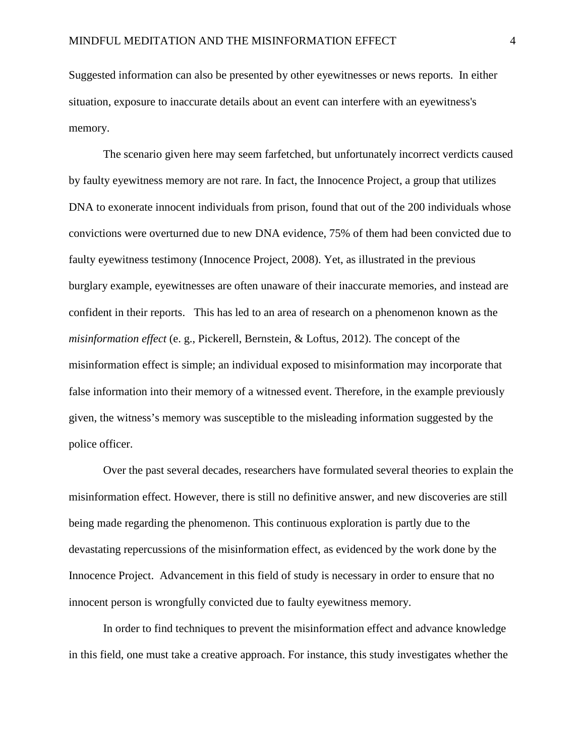Suggested information can also be presented by other eyewitnesses or news reports. In either situation, exposure to inaccurate details about an event can interfere with an eyewitness's memory.

The scenario given here may seem farfetched, but unfortunately incorrect verdicts caused by faulty eyewitness memory are not rare. In fact, the Innocence Project, a group that utilizes DNA to exonerate innocent individuals from prison, found that out of the 200 individuals whose convictions were overturned due to new DNA evidence, 75% of them had been convicted due to faulty eyewitness testimony (Innocence Project, 2008). Yet, as illustrated in the previous burglary example, eyewitnesses are often unaware of their inaccurate memories, and instead are confident in their reports. This has led to an area of research on a phenomenon known as the *misinformation effect* (e. g., Pickerell, Bernstein, & Loftus, 2012). The concept of the misinformation effect is simple; an individual exposed to misinformation may incorporate that false information into their memory of a witnessed event. Therefore, in the example previously given, the witness's memory was susceptible to the misleading information suggested by the police officer.

Over the past several decades, researchers have formulated several theories to explain the misinformation effect. However, there is still no definitive answer, and new discoveries are still being made regarding the phenomenon. This continuous exploration is partly due to the devastating repercussions of the misinformation effect, as evidenced by the work done by the Innocence Project. Advancement in this field of study is necessary in order to ensure that no innocent person is wrongfully convicted due to faulty eyewitness memory.

In order to find techniques to prevent the misinformation effect and advance knowledge in this field, one must take a creative approach. For instance, this study investigates whether the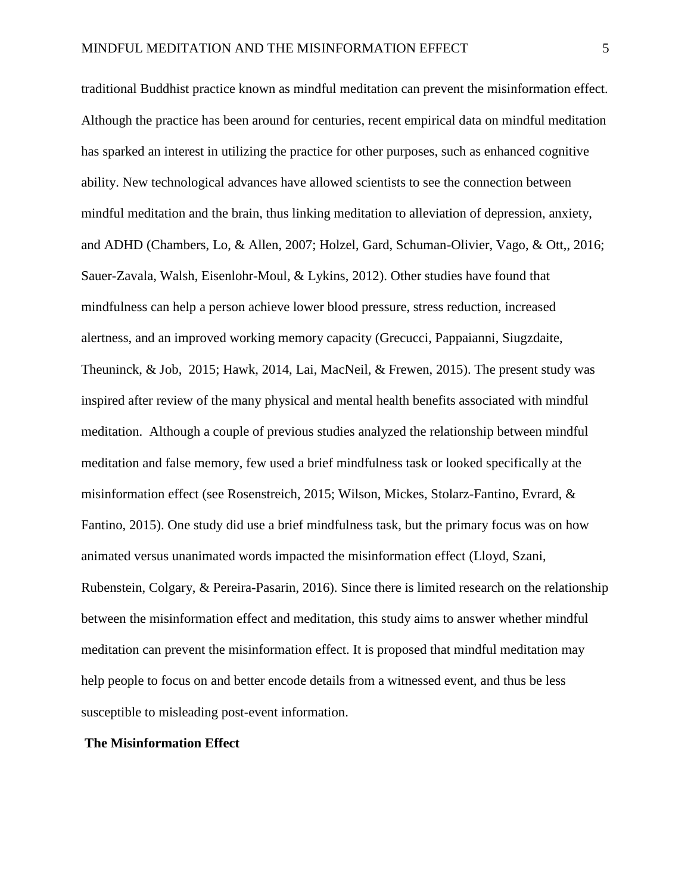traditional Buddhist practice known as mindful meditation can prevent the misinformation effect. Although the practice has been around for centuries, recent empirical data on mindful meditation has sparked an interest in utilizing the practice for other purposes, such as enhanced cognitive ability. New technological advances have allowed scientists to see the connection between mindful meditation and the brain, thus linking meditation to alleviation of depression, anxiety, and ADHD (Chambers, Lo, & Allen, 2007; Holzel, Gard, Schuman-Olivier, Vago, & Ott,, 2016; Sauer-Zavala, Walsh, Eisenlohr-Moul, & Lykins, 2012). Other studies have found that mindfulness can help a person achieve lower blood pressure, stress reduction, increased alertness, and an improved working memory capacity (Grecucci, Pappaianni, Siugzdaite, Theuninck, & Job, 2015; Hawk, 2014, Lai, MacNeil, & Frewen, 2015). The present study was inspired after review of the many physical and mental health benefits associated with mindful meditation. Although a couple of previous studies analyzed the relationship between mindful meditation and false memory, few used a brief mindfulness task or looked specifically at the misinformation effect (see Rosenstreich, 2015; Wilson, Mickes, Stolarz-Fantino, Evrard, & Fantino, 2015). One study did use a brief mindfulness task, but the primary focus was on how animated versus unanimated words impacted the misinformation effect (Lloyd, Szani, Rubenstein, Colgary, & Pereira-Pasarin, 2016). Since there is limited research on the relationship between the misinformation effect and meditation, this study aims to answer whether mindful meditation can prevent the misinformation effect. It is proposed that mindful meditation may help people to focus on and better encode details from a witnessed event, and thus be less susceptible to misleading post-event information.

## The Misinformation Effect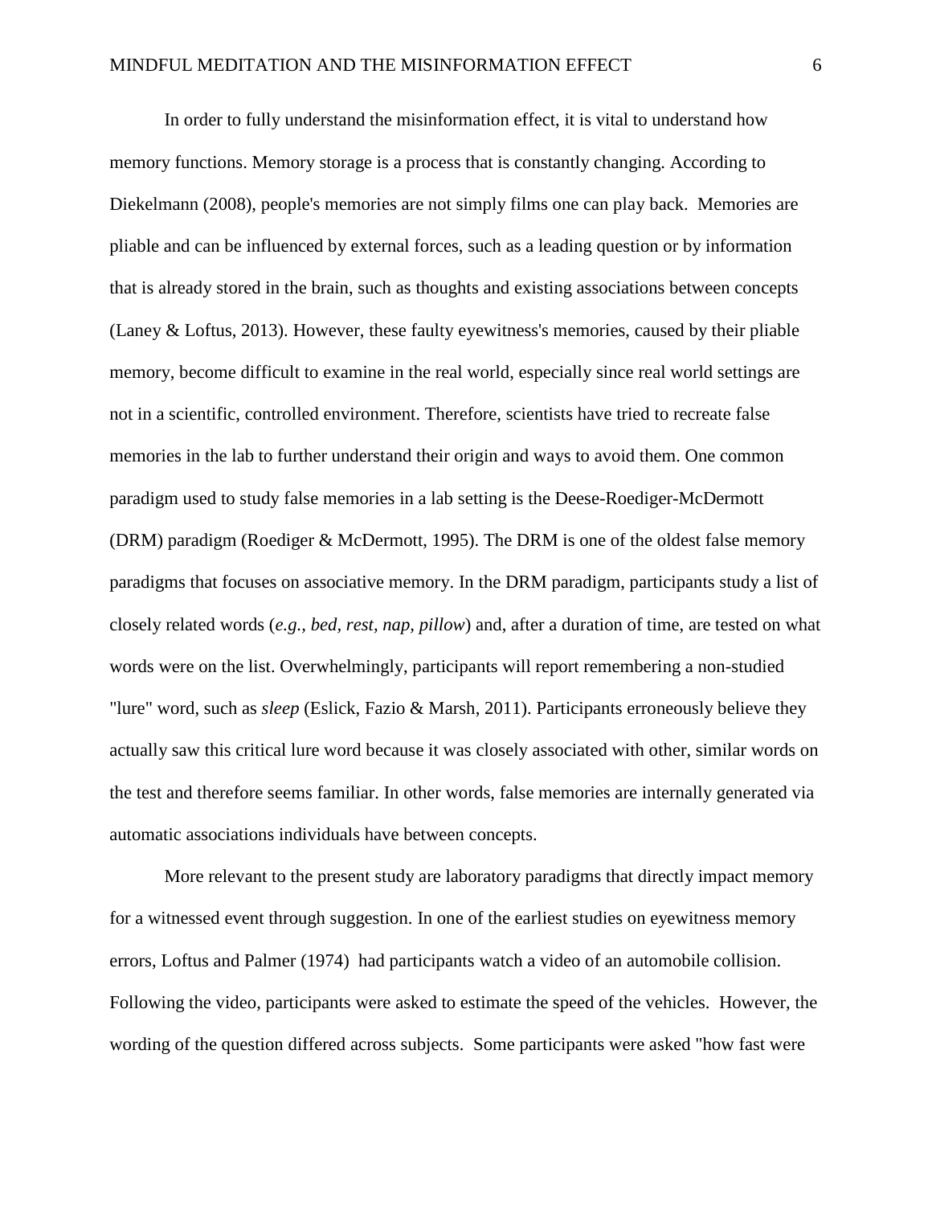In order to fully understand the misinformation effect, it is vital to understand how memory functions. Memory storage is a process that is constantly changing. According to Diekelmann (2008), people's memories are not simply films one can play back. Memories are pliable and can be influenced by external forces, such as a leading question or by information that is already stored in the brain, such as thoughts and existing associations between concepts (Laney & Loftus, 2013). However, these faulty eyewitness's memories, caused by their pliable memory, become difficult to examine in the real world, especially since real world settings are not in a scientific, controlled environment. Therefore, scientists have tried to recreate false memories in the lab to further understand their origin and ways to avoid them. One common paradigm used to study false memories in a lab setting is the Deese-Roediger-McDermott (DRM) paradigm (Roediger & McDermott, 1995). The DRM is one of the oldest false memory paradigms that focuses on associative memory. In the DRM paradigm, participants study a list of closely related words (*e.g., bed, rest, nap, pillow*) and, after a duration of time, are tested on what words were on the list. Overwhelmingly, participants will report remembering a non-studied "lure" word, such as *sleep* (Eslick, Fazio & Marsh, 2011). Participants erroneously believe they actually saw this critical lure word because it was closely associated with other, similar words on the test and therefore seems familiar. In other words, false memories are internally generated via automatic associations individuals have between concepts.

More relevant to the present study are laboratory paradigms that directly impact memory for a witnessed event through suggestion. In one of the earliest studies on eyewitness memory errors, Loftus and Palmer (1974) had participants watch a video of an automobile collision. Following the video, participants were asked to estimate the speed of the vehicles. However, the wording of the question differed across subjects. Some participants were asked "how fast were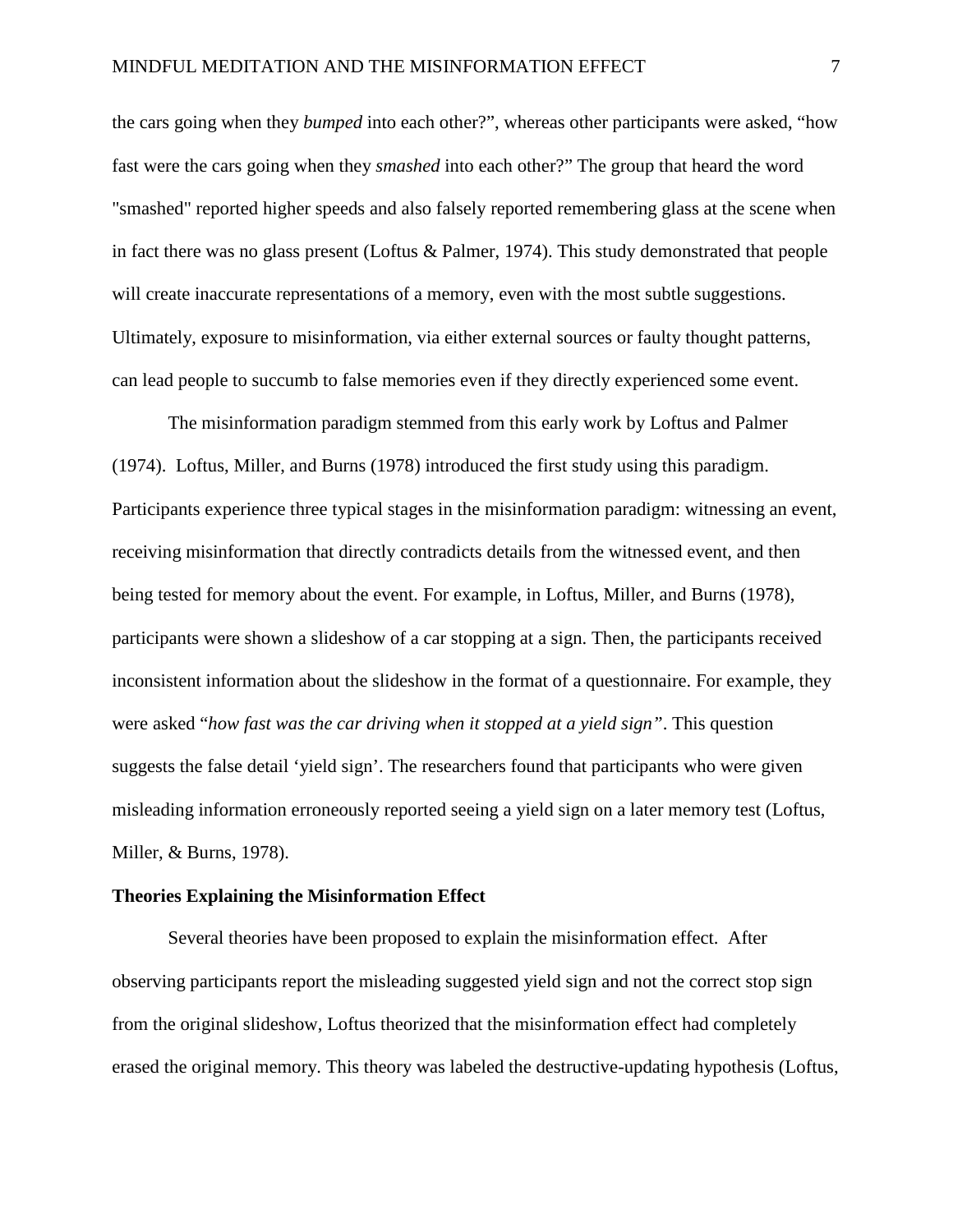the cars going when they *bumped* into each other?", whereas other participants were asked, "how fast were the cars going when they *smashed* into each other?" The group that heard the word "smashed" reported higher speeds and also falsely reported remembering glass at the scene when in fact there was no glass present (Loftus & Palmer, 1974). This study demonstrated that people will create inaccurate representations of a memory, even with the most subtle suggestions. Ultimately, exposure to misinformation, via either external sources or faulty thought patterns, can lead people to succumb to false memories even if they directly experienced some event.

The misinformation paradigm stemmed from this early work by Loftus and Palmer (1974). Loftus, Miller, and Burns (1978) introduced the first study using this paradigm. Participants experience three typical stages in the misinformation paradigm: witnessing an event, receiving misinformation that directly contradicts details from the witnessed event, and then being tested for memory about the event. For example, in Loftus, Miller, and Burns (1978), participants were shown a slideshow of a car stopping at a sign. Then, the participants received inconsistent information about the slideshow in the format of a questionnaire. For example, they were asked "*how fast was the car driving when it stopped at a yield sign"*. This question suggests the false detail 'yield sign'. The researchers found that participants who were given misleading information erroneously reported seeing a yield sign on a later memory test (Loftus, Miller, & Burns, 1978).

**Theories Explaining the Misinformation Effect**

Several theories have been proposed to explain the misinformation effect. After observing participants report the misleading suggested yield sign and not the correct stop sign from the original slideshow, Loftus theorized that the misinformation effect had completely erased the original memory. This theory was labeled the destructive-updating hypothesis (Loftus,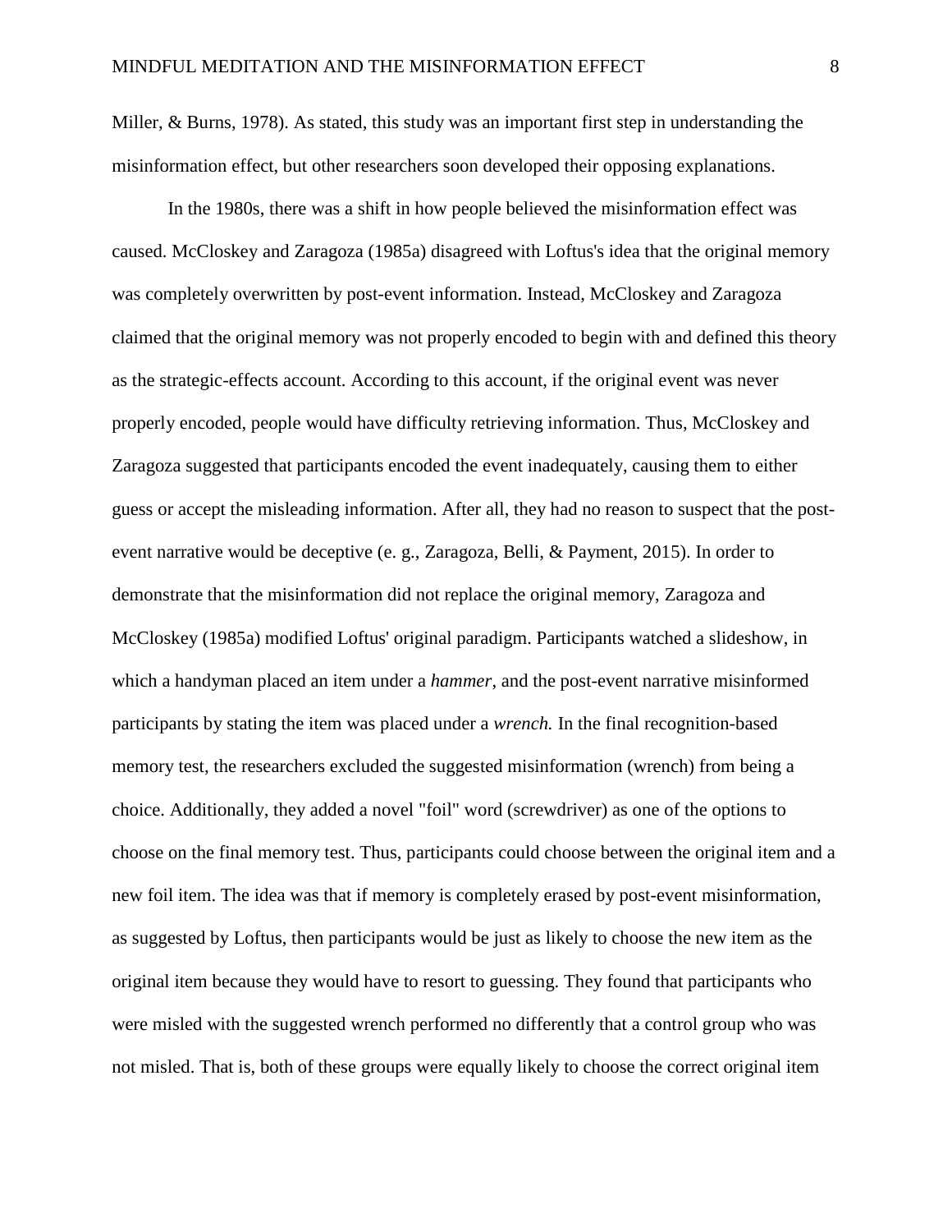Miller, & Burns, 1978). As stated, this study was an important first step in understanding the misinformation effect, but other researchers soon developed their opposing explanations.

In the 1980s, there was a shift in how people believed the misinformation effect was caused. McCloskey and Zaragoza (1985a) disagreed with Loftus's idea that the original memory was completely overwritten by post-event information. Instead, McCloskey and Zaragoza claimed that the original memory was not properly encoded to begin with and defined this theory as the strategic-effects account. According to this account, if the original event was never properly encoded, people would have difficulty retrieving information. Thus, McCloskey and Zaragoza suggested that participants encoded the event inadequately, causing them to either guess or accept the misleading information. After all, they had no reason to suspect that the post-event narrative would be deceptive (e. g., Zaragoza, Belli, & Payment, 2015). In order to demonstrate that the misinformation did not replace the original memory, Zaragoza and McCloskey (1985a) modified Loftus' original paradigm. Participants watched a slideshow, in which a handyman placed an item under a *hammer*, and the post-event narrative misinformed participants by stating the item was placed under a *wrench.* In the final recognition-based memory test, the researchers excluded the suggested misinformation (wrench) from being a choice. Additionally, they added a novel "foil" word (screwdriver) as one of the options to choose on the final memory test. Thus, participants could choose between the original item and a new foil item. The idea was that if memory is completely erased by post-event misinformation, as suggested by Loftus, then participants would be just as likely to choose the new item as the original item because they would have to resort to guessing. They found that participants who were misled with the suggested wrench performed no differently that a control group who was not misled. That is, both of these groups were equally likely to choose the correct original item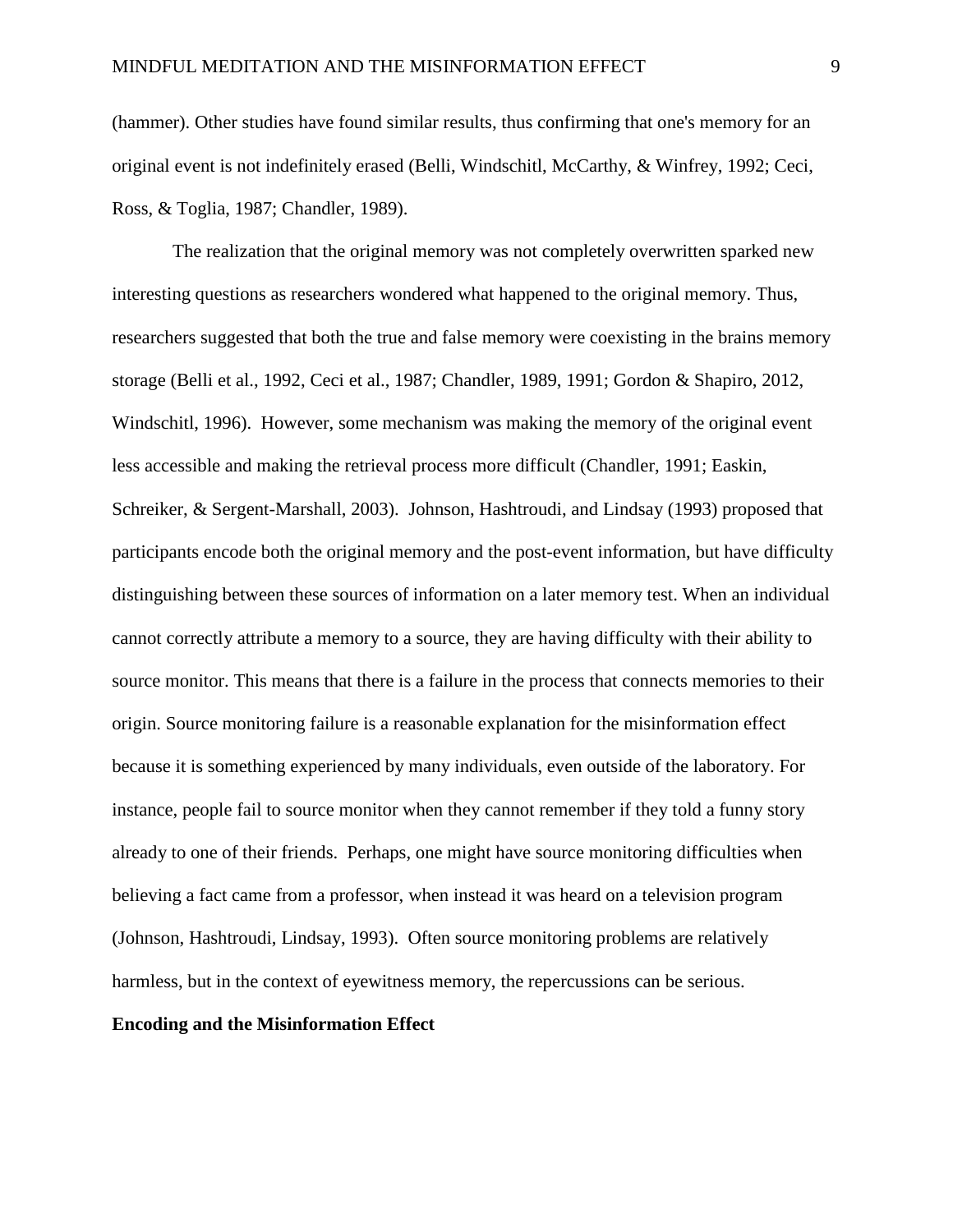(hammer). Other studies have found similar results, thus confirming that one's memory for an original event is not indefinitely erased (Belli, Windschitl, McCarthy, & Winfrey, 1992; Ceci, Ross, & Toglia, 1987; Chandler, 1989).

The realization that the original memory was not completely overwritten sparked new interesting questions as researchers wondered what happened to the original memory. Thus, researchers suggested that both the true and false memory were coexisting in the brains memory storage (Belli et al., 1992, Ceci et al., 1987; Chandler, 1989, 1991; Gordon & Shapiro, 2012, Windschitl, 1996). However, some mechanism was making the memory of the original event less accessible and making the retrieval process more difficult (Chandler, 1991; Easkin, Schreiker, & Sergent-Marshall, 2003). Johnson, Hashtroudi, and Lindsay (1993) proposed that participants encode both the original memory and the post-event information, but have difficulty distinguishing between these sources of information on a later memory test. When an individual cannot correctly attribute a memory to a source, they are having difficulty with their ability to source monitor. This means that there is a failure in the process that connects memories to their origin. Source monitoring failure is a reasonable explanation for the misinformation effect because it is something experienced by many individuals, even outside of the laboratory. For instance, people fail to source monitor when they cannot remember if they told a funny story already to one of their friends. Perhaps, one might have source monitoring difficulties when believing a fact came from a professor, when instead it was heard on a television program (Johnson, Hashtroudi, Lindsay, 1993). Often source monitoring problems are relatively harmless, but in the context of eyewitness memory, the repercussions can be serious.

**Encoding and the Misinformation Effect**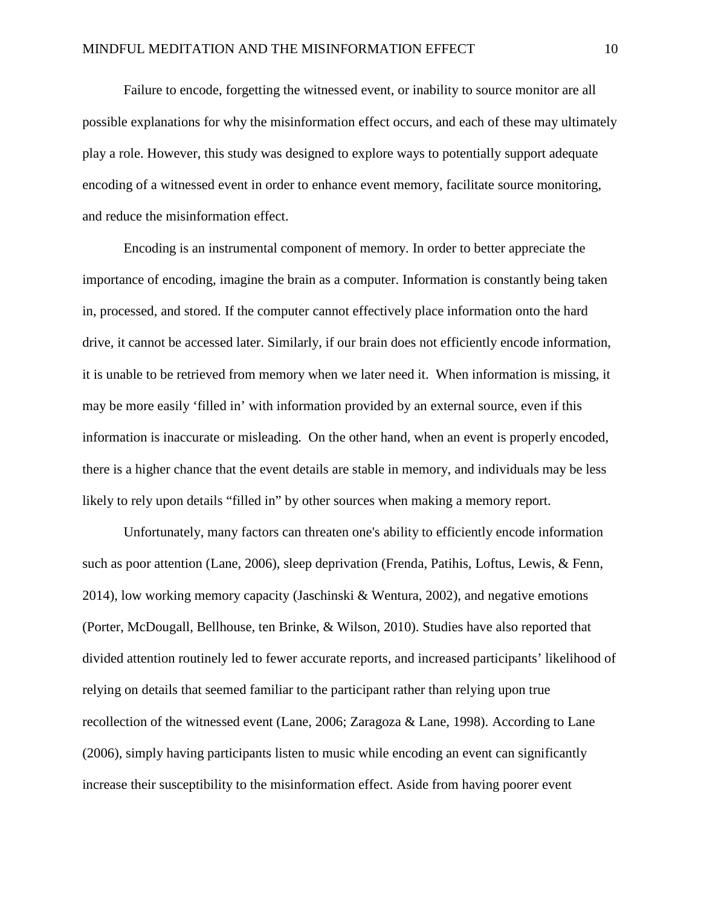Failure to encode, forgetting the witnessed event, or inability to source monitor are all possible explanations for why the misinformation effect occurs, and each of these may ultimately play a role. However, this study was designed to explore ways to potentially support adequate encoding of a witnessed event in order to enhance event memory, facilitate source monitoring, and reduce the misinformation effect.

Encoding is an instrumental component of memory. In order to better appreciate the importance of encoding, imagine the brain as a computer. Information is constantly being taken in, processed, and stored. If the computer cannot effectively place information onto the hard drive, it cannot be accessed later. Similarly, if our brain does not efficiently encode information, it is unable to be retrieved from memory when we later need it. When information is missing, it may be more easily 'filled in' with information provided by an external source, even if this information is inaccurate or misleading. On the other hand, when an event is properly encoded, there is a higher chance that the event details are stable in memory, and individuals may be less likely to rely upon details "filled in" by other sources when making a memory report.

Unfortunately, many factors can threaten one's ability to efficiently encode information such as poor attention (Lane, 2006), sleep deprivation (Frenda, Patihis, Loftus, Lewis, & Fenn, 2014), low working memory capacity (Jaschinski & Wentura, 2002), and negative emotions (Porter, McDougall, Bellhouse, ten Brinke, & Wilson, 2010). Studies have also reported that divided attention routinely led to fewer accurate reports, and increased participants' likelihood of relying on details that seemed familiar to the participant rather than relying upon true recollection of the witnessed event (Lane, 2006; Zaragoza & Lane, 1998). According to Lane (2006), simply having participants listen to music while encoding an event can significantly increase their susceptibility to the misinformation effect. Aside from having poorer event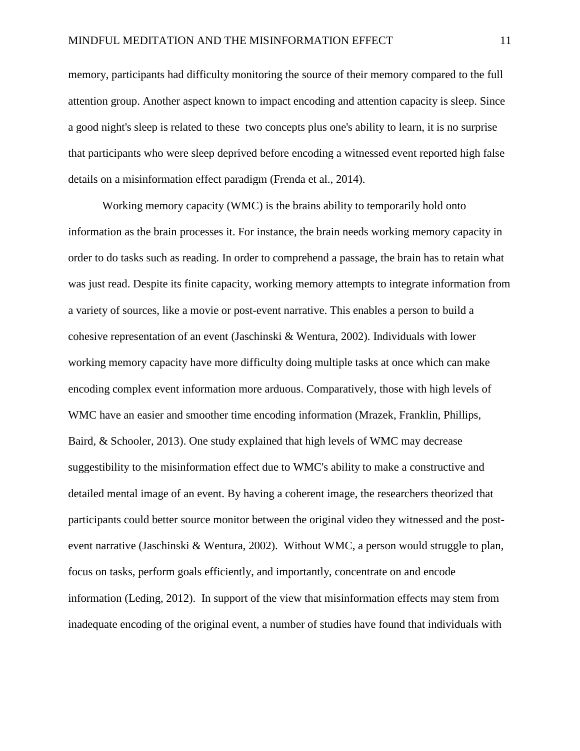memory, participants had difficulty monitoring the source of their memory compared to the full attention group. Another aspect known to impact encoding and attention capacity is sleep. Since a good night's sleep is related to these two concepts plus one's ability to learn, it is no surprise that participants who were sleep deprived before encoding a witnessed event reported high false details on a misinformation effect paradigm (Frenda et al., 2014).

Working memory capacity (WMC) is the brains ability to temporarily hold onto information as the brain processes it. For instance, the brain needs working memory capacity in order to do tasks such as reading. In order to comprehend a passage, the brain has to retain what was just read. Despite its finite capacity, working memory attempts to integrate information from a variety of sources, like a movie or post-event narrative. This enables a person to build a cohesive representation of an event (Jaschinski & Wentura, 2002). Individuals with lower working memory capacity have more difficulty doing multiple tasks at once which can make encoding complex event information more arduous. Comparatively, those with high levels of WMC have an easier and smoother time encoding information (Mrazek, Franklin, Phillips, Baird, & Schooler, 2013). One study explained that high levels of WMC may decrease suggestibility to the misinformation effect due to WMC's ability to make a constructive and detailed mental image of an event. By having a coherent image, the researchers theorized that participants could better source monitor between the original video they witnessed and the post-event narrative (Jaschinski & Wentura, 2002). Without WMC, a person would struggle to plan, focus on tasks, perform goals efficiently, and importantly, concentrate on and encode information (Leding, 2012). In support of the view that misinformation effects may stem from inadequate encoding of the original event, a number of studies have found that individuals with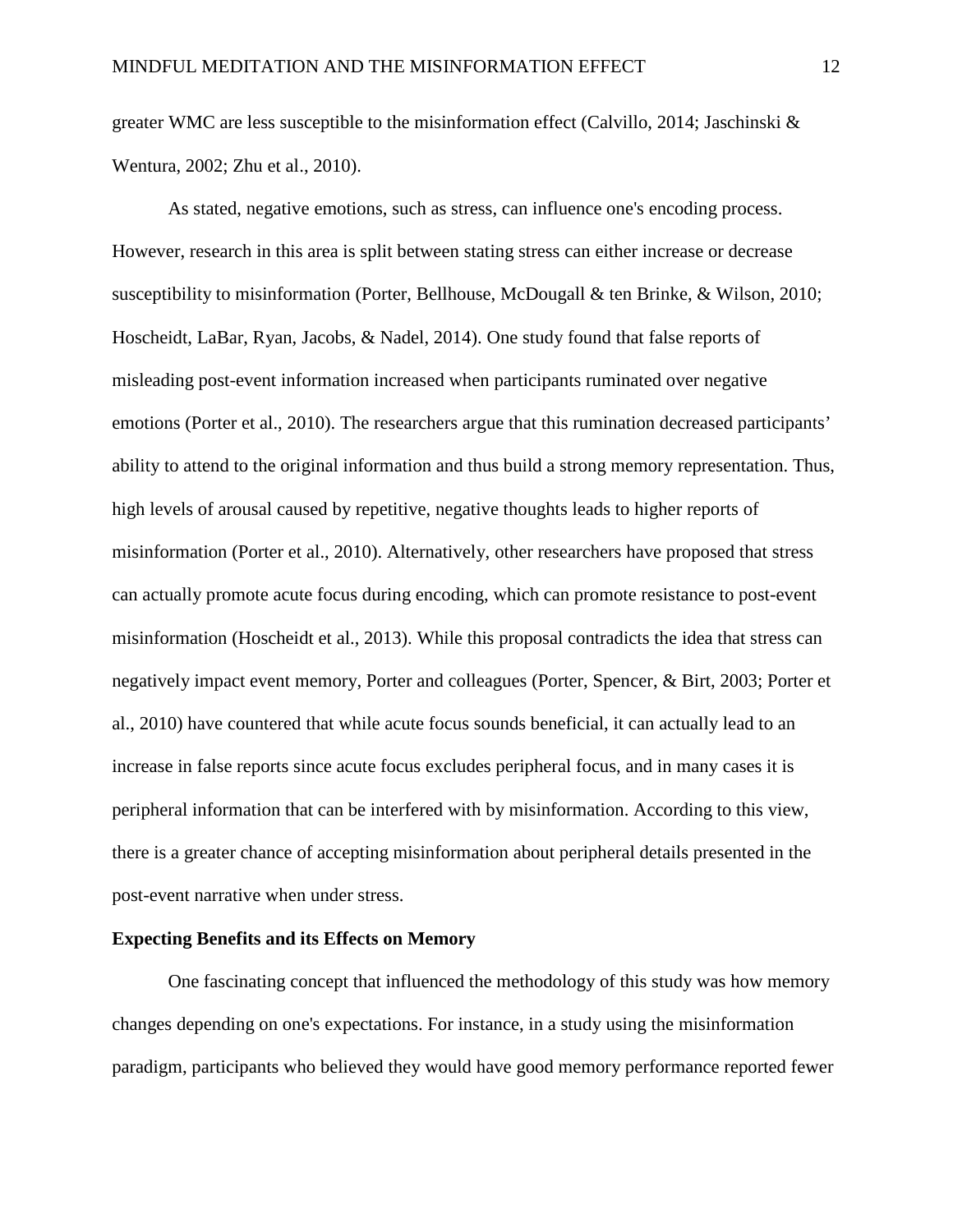greater WMC are less susceptible to the misinformation effect (Calvillo, 2014; Jaschinski & Wentura, 2002; Zhu et al., 2010).

As stated, negative emotions, such as stress, can influence one's encoding process. However, research in this area is split between stating stress can either increase or decrease susceptibility to misinformation (Porter, Bellhouse, McDougall & ten Brinke, & Wilson, 2010; Hoscheidt, LaBar, Ryan, Jacobs, & Nadel, 2014). One study found that false reports of misleading post-event information increased when participants ruminated over negative emotions (Porter et al., 2010). The researchers argue that this rumination decreased participants' ability to attend to the original information and thus build a strong memory representation. Thus, high levels of arousal caused by repetitive, negative thoughts leads to higher reports of misinformation (Porter et al., 2010). Alternatively, other researchers have proposed that stress can actually promote acute focus during encoding, which can promote resistance to post-event misinformation (Hoscheidt et al., 2013). While this proposal contradicts the idea that stress can negatively impact event memory, Porter and colleagues (Porter, Spencer, & Birt, 2003; Porter et al., 2010) have countered that while acute focus sounds beneficial, it can actually lead to an increase in false reports since acute focus excludes peripheral focus, and in many cases it is peripheral information that can be interfered with by misinformation. According to this view, there is a greater chance of accepting misinformation about peripheral details presented in the post-event narrative when under stress.

## Expecting Benefits and its Effects on Memory

One fascinating concept that influenced the methodology of this study was how memory changes depending on one's expectations. For instance, in a study using the misinformation paradigm, participants who believed they would have good memory performance reported fewer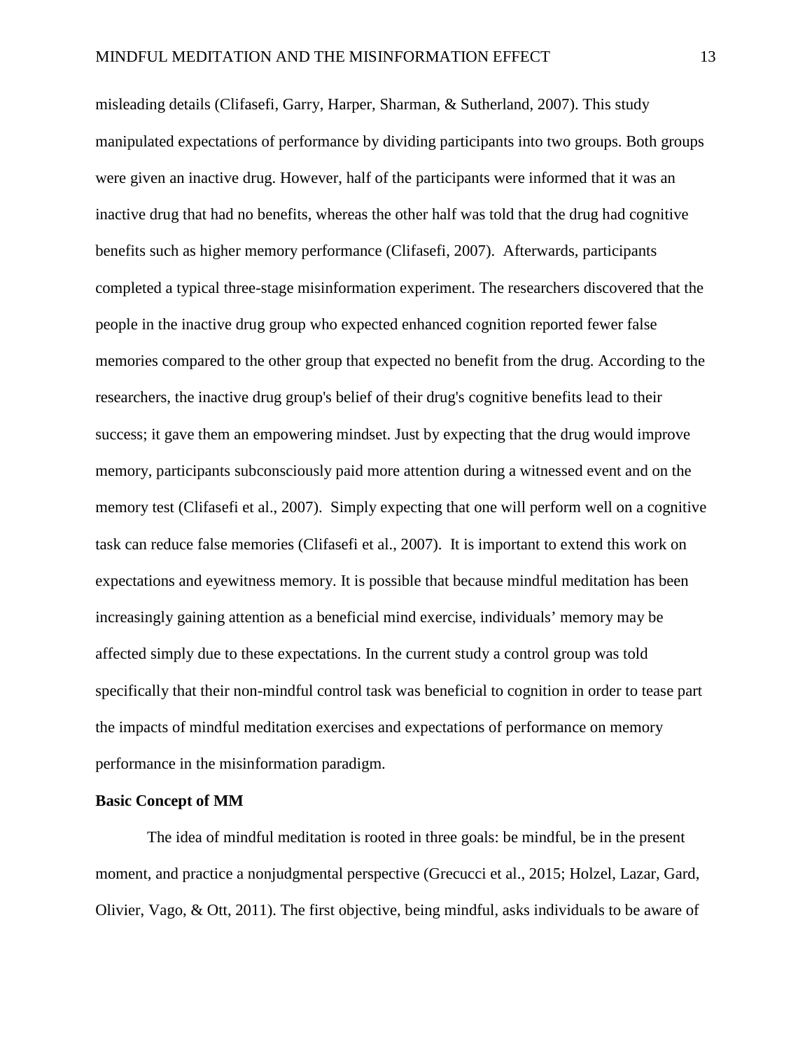misleading details (Clifasefi, Garry, Harper, Sharman, & Sutherland, 2007). This study manipulated expectations of performance by dividing participants into two groups. Both groups were given an inactive drug. However, half of the participants were informed that it was an inactive drug that had no benefits, whereas the other half was told that the drug had cognitive benefits such as higher memory performance (Clifasefi, 2007). Afterwards, participants completed a typical three-stage misinformation experiment. The researchers discovered that the people in the inactive drug group who expected enhanced cognition reported fewer false memories compared to the other group that expected no benefit from the drug. According to the researchers, the inactive drug group's belief of their drug's cognitive benefits lead to their success; it gave them an empowering mindset. Just by expecting that the drug would improve memory, participants subconsciously paid more attention during a witnessed event and on the memory test (Clifasefi et al., 2007). Simply expecting that one will perform well on a cognitive task can reduce false memories (Clifasefi et al., 2007). It is important to extend this work on expectations and eyewitness memory. It is possible that because mindful meditation has been increasingly gaining attention as a beneficial mind exercise, individuals' memory may be affected simply due to these expectations. In the current study a control group was told specifically that their non-mindful control task was beneficial to cognition in order to tease part the impacts of mindful meditation exercises and expectations of performance on memory performance in the misinformation paradigm.

**Basic Concept of MM**

The idea of mindful meditation is rooted in three goals: be mindful, be in the present moment, and practice a nonjudgmental perspective (Grecucci et al., 2015; Holzel, Lazar, Gard, Olivier, Vago, & Ott, 2011). The first objective, being mindful, asks individuals to be aware of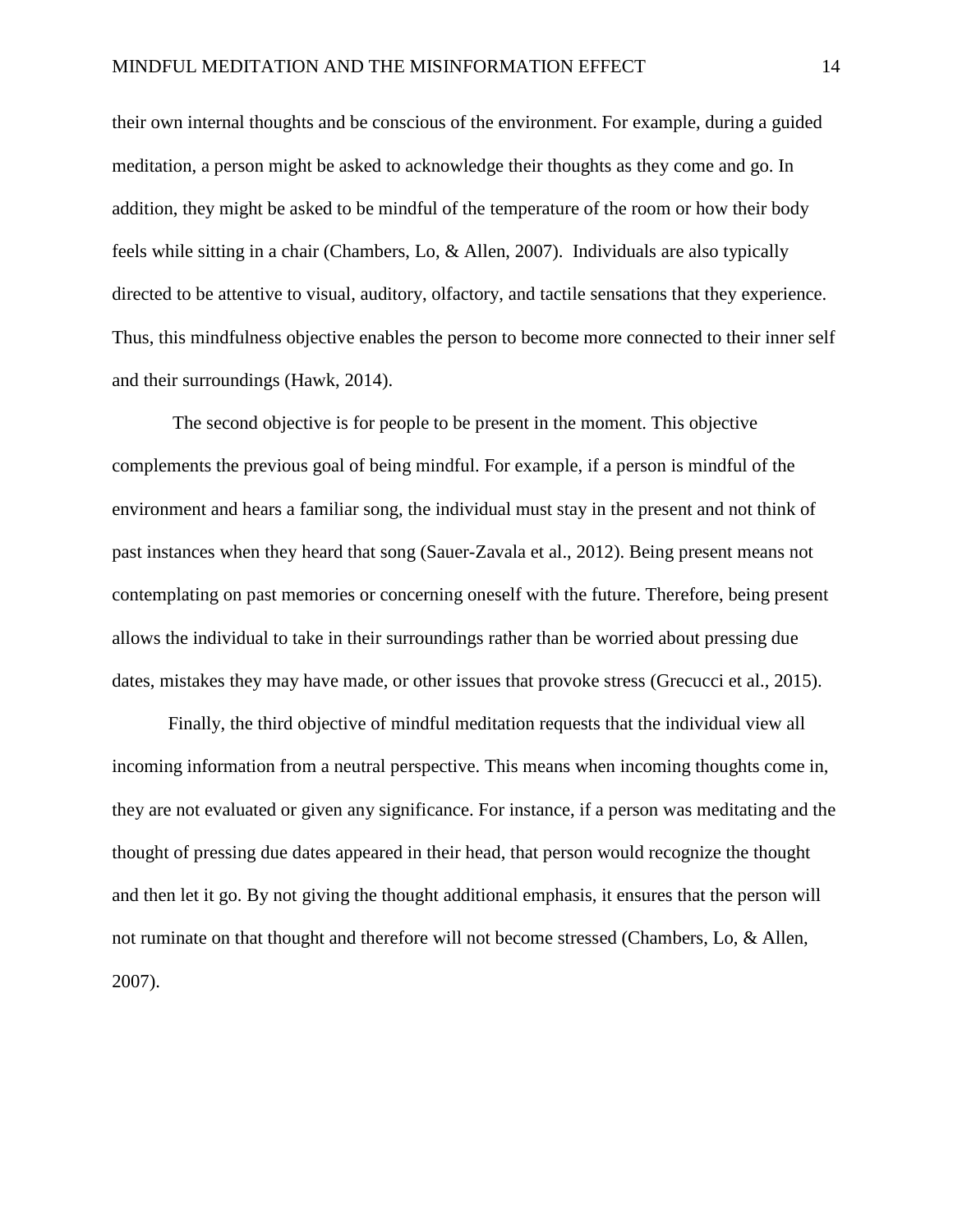their own internal thoughts and be conscious of the environment. For example, during a guided meditation, a person might be asked to acknowledge their thoughts as they come and go. In addition, they might be asked to be mindful of the temperature of the room or how their body feels while sitting in a chair (Chambers, Lo, & Allen, 2007). Individuals are also typically directed to be attentive to visual, auditory, olfactory, and tactile sensations that they experience. Thus, this mindfulness objective enables the person to become more connected to their inner self and their surroundings (Hawk, 2014).

The second objective is for people to be present in the moment. This objective complements the previous goal of being mindful. For example, if a person is mindful of the environment and hears a familiar song, the individual must stay in the present and not think of past instances when they heard that song (Sauer-Zavala et al., 2012). Being present means not contemplating on past memories or concerning oneself with the future. Therefore, being present allows the individual to take in their surroundings rather than be worried about pressing due dates, mistakes they may have made, or other issues that provoke stress (Grecucci et al., 2015).

Finally, the third objective of mindful meditation requests that the individual view all incoming information from a neutral perspective. This means when incoming thoughts come in, they are not evaluated or given any significance. For instance, if a person was meditating and the thought of pressing due dates appeared in their head, that person would recognize the thought and then let it go. By not giving the thought additional emphasis, it ensures that the person will not ruminate on that thought and therefore will not become stressed (Chambers, Lo, & Allen, 2007).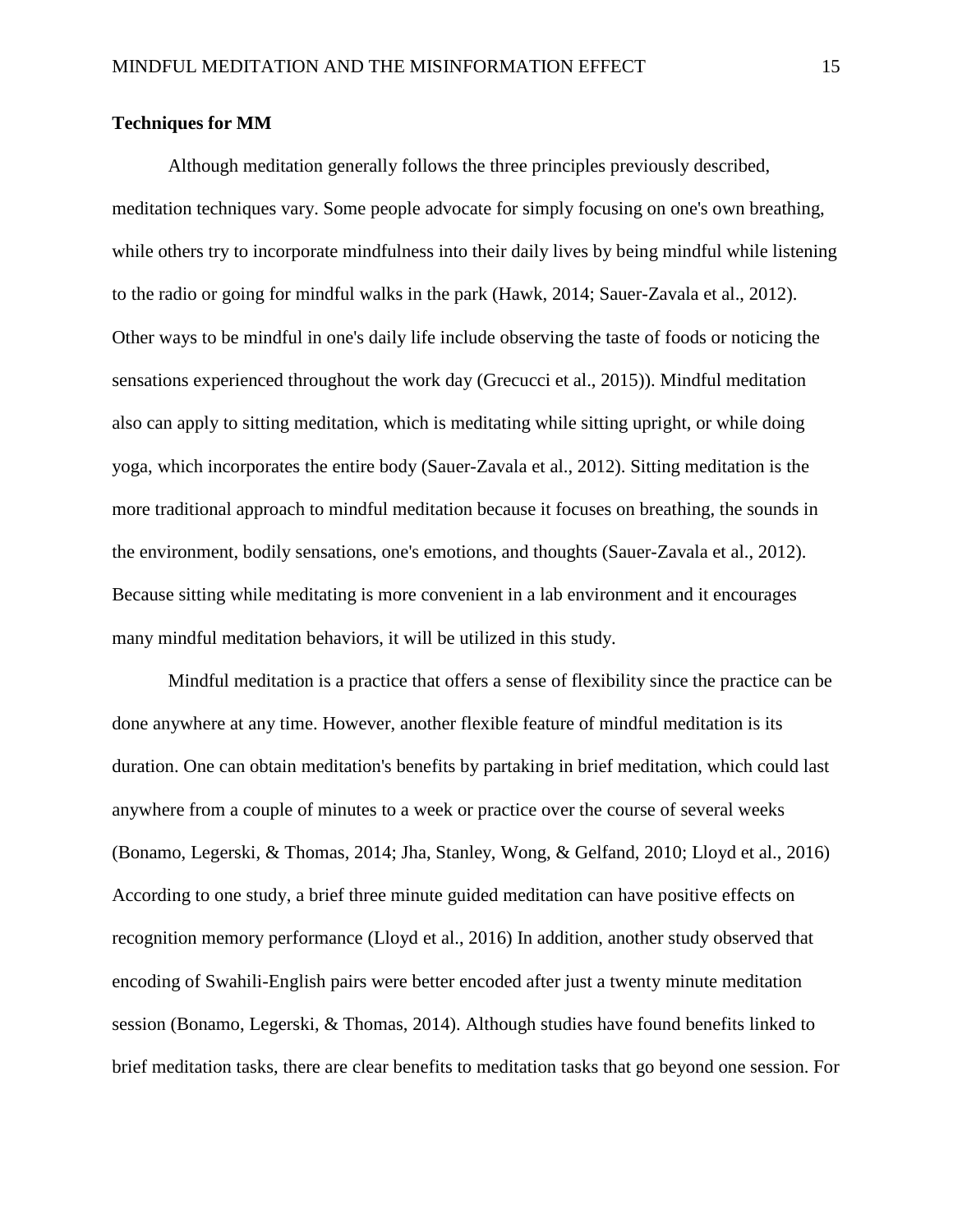### Techniques for MM

Although meditation generally follows the three principles previously described, meditation techniques vary. Some people advocate for simply focusing on one's own breathing, while others try to incorporate mindfulness into their daily lives by being mindful while listening to the radio or going for mindful walks in the park (Hawk, 2014; Sauer-Zavala et al., 2012). Other ways to be mindful in one's daily life include observing the taste of foods or noticing the sensations experienced throughout the work day (Grecucci et al., 2015)). Mindful meditation also can apply to sitting meditation, which is meditating while sitting upright, or while doing yoga, which incorporates the entire body (Sauer-Zavala et al., 2012). Sitting meditation is the more traditional approach to mindful meditation because it focuses on breathing, the sounds in the environment, bodily sensations, one's emotions, and thoughts (Sauer-Zavala et al., 2012). Because sitting while meditating is more convenient in a lab environment and it encourages many mindful meditation behaviors, it will be utilized in this study.

Mindful meditation is a practice that offers a sense of flexibility since the practice can be done anywhere at any time. However, another flexible feature of mindful meditation is its duration. One can obtain meditation's benefits by partaking in brief meditation, which could last anywhere from a couple of minutes to a week or practice over the course of several weeks (Bonamo, Legerski, & Thomas, 2014; Jha, Stanley, Wong, & Gelfand, 2010; Lloyd et al., 2016) According to one study, a brief three minute guided meditation can have positive effects on recognition memory performance (Lloyd et al., 2016) In addition, another study observed that encoding of Swahili-English pairs were better encoded after just a twenty minute meditation session (Bonamo, Legerski, & Thomas, 2014). Although studies have found benefits linked to brief meditation tasks, there are clear benefits to meditation tasks that go beyond one session. For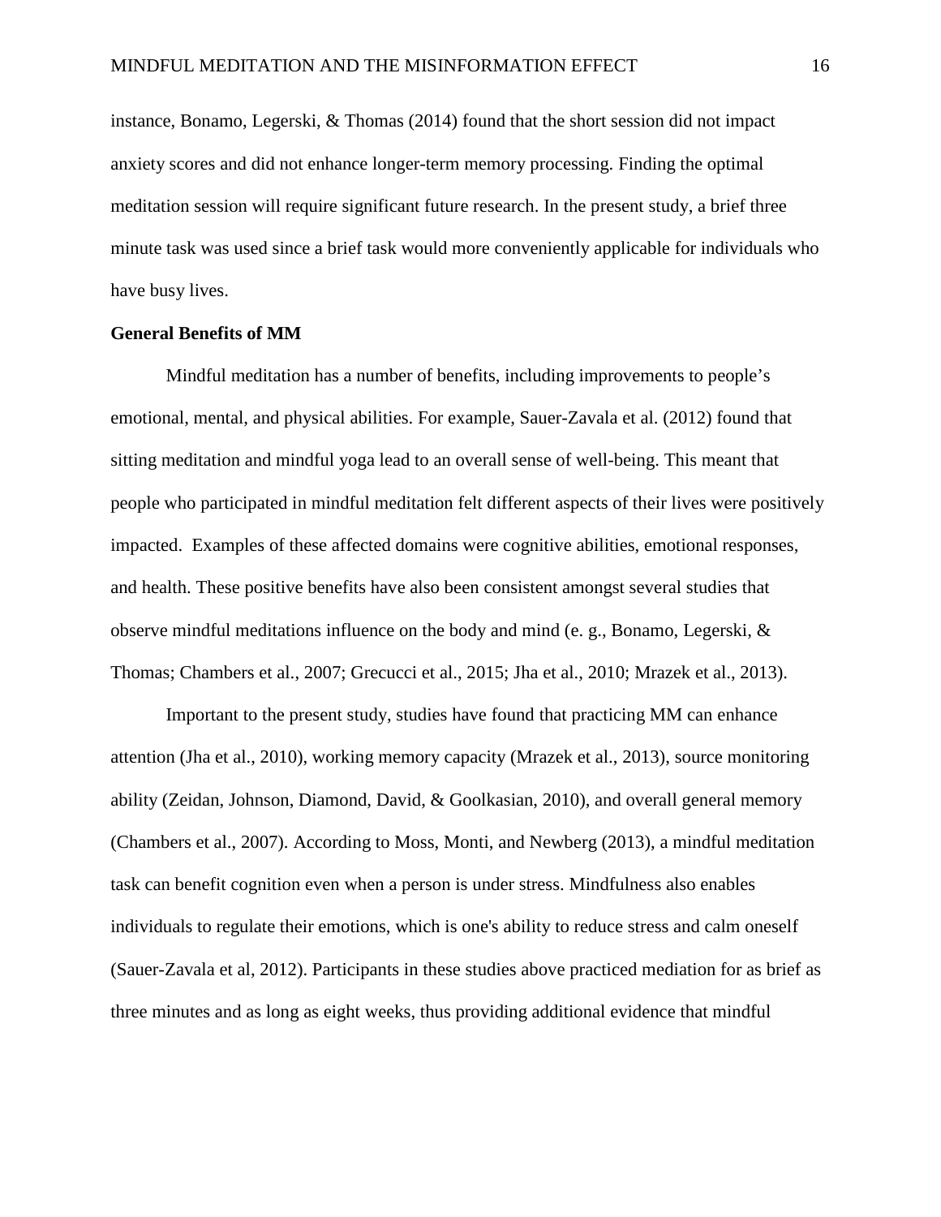instance, Bonamo, Legerski, & Thomas (2014) found that the short session did not impact anxiety scores and did not enhance longer-term memory processing. Finding the optimal meditation session will require significant future research. In the present study, a brief three minute task was used since a brief task would more conveniently applicable for individuals who have busy lives.

**General Benefits of MM**

Mindful meditation has a number of benefits, including improvements to people's emotional, mental, and physical abilities. For example, Sauer-Zavala et al. (2012) found that sitting meditation and mindful yoga lead to an overall sense of well-being. This meant that people who participated in mindful meditation felt different aspects of their lives were positively impacted. Examples of these affected domains were cognitive abilities, emotional responses, and health. These positive benefits have also been consistent amongst several studies that observe mindful meditations influence on the body and mind (e. g., Bonamo, Legerski, & Thomas; Chambers et al., 2007; Grecucci et al., 2015; Jha et al., 2010; Mrazek et al., 2013).

Important to the present study, studies have found that practicing MM can enhance attention (Jha et al., 2010), working memory capacity (Mrazek et al., 2013), source monitoring ability (Zeidan, Johnson, Diamond, David, & Goolkasian, 2010), and overall general memory (Chambers et al., 2007). According to Moss, Monti, and Newberg (2013), a mindful meditation task can benefit cognition even when a person is under stress. Mindfulness also enables individuals to regulate their emotions, which is one's ability to reduce stress and calm oneself (Sauer-Zavala et al, 2012). Participants in these studies above practiced mediation for as brief as three minutes and as long as eight weeks, thus providing additional evidence that mindful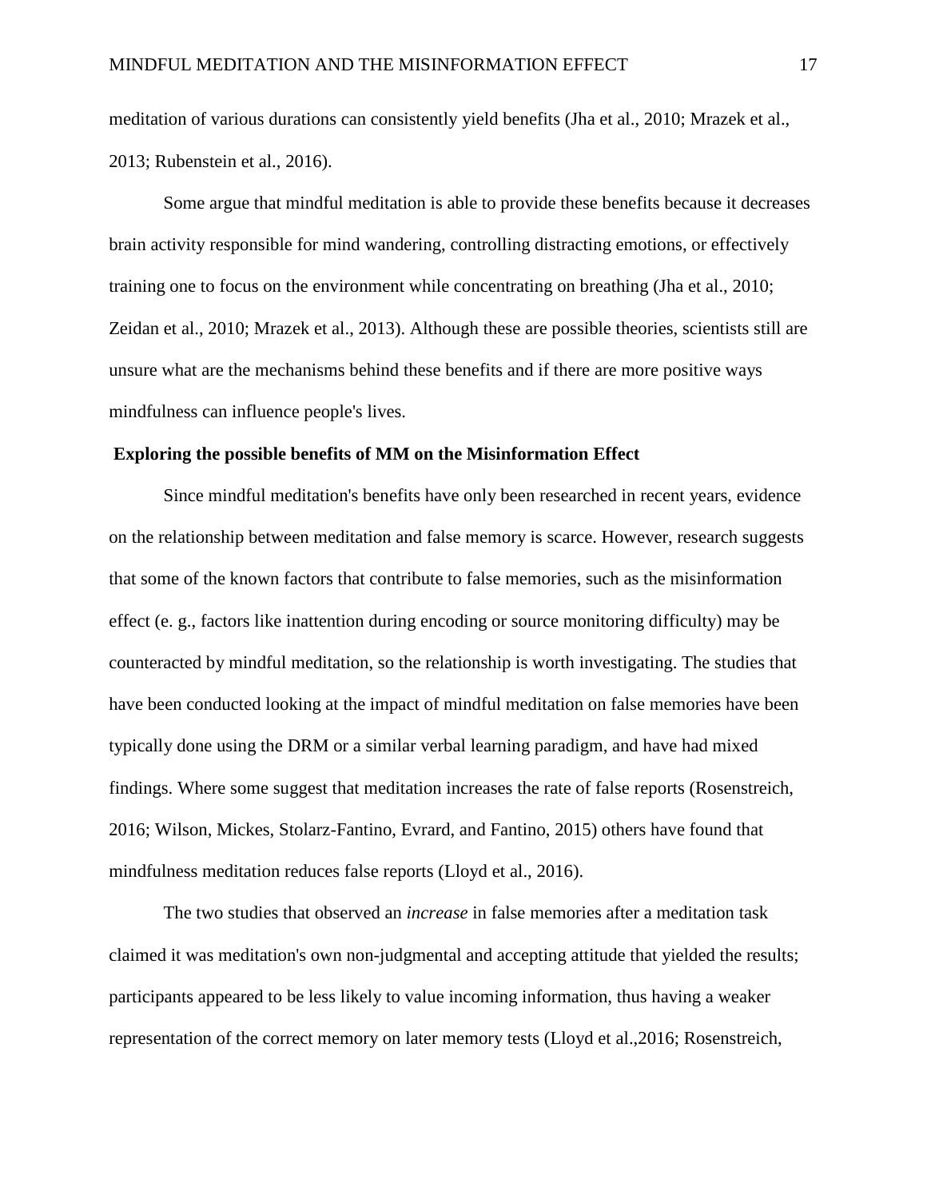meditation of various durations can consistently yield benefits (Jha et al., 2010; Mrazek et al., 2013; Rubenstein et al., 2016).

Some argue that mindful meditation is able to provide these benefits because it decreases brain activity responsible for mind wandering, controlling distracting emotions, or effectively training one to focus on the environment while concentrating on breathing (Jha et al., 2010; Zeidan et al., 2010; Mrazek et al., 2013). Although these are possible theories, scientists still are unsure what are the mechanisms behind these benefits and if there are more positive ways mindfulness can influence people's lives.

**Exploring the possible benefits of MM on the Misinformation Effect**

Since mindful meditation's benefits have only been researched in recent years, evidence on the relationship between meditation and false memory is scarce. However, research suggests that some of the known factors that contribute to false memories, such as the misinformation effect (e. g., factors like inattention during encoding or source monitoring difficulty) may be counteracted by mindful meditation, so the relationship is worth investigating. The studies that have been conducted looking at the impact of mindful meditation on false memories have been typically done using the DRM or a similar verbal learning paradigm, and have had mixed findings. Where some suggest that meditation increases the rate of false reports (Rosenstreich, 2016; Wilson, Mickes, Stolarz-Fantino, Evrard, and Fantino, 2015) others have found that mindfulness meditation reduces false reports (Lloyd et al., 2016).

The two studies that observed an *increase* in false memories after a meditation task claimed it was meditation's own non-judgmental and accepting attitude that yielded the results; participants appeared to be less likely to value incoming information, thus having a weaker representation of the correct memory on later memory tests (Lloyd et al.,2016; Rosenstreich,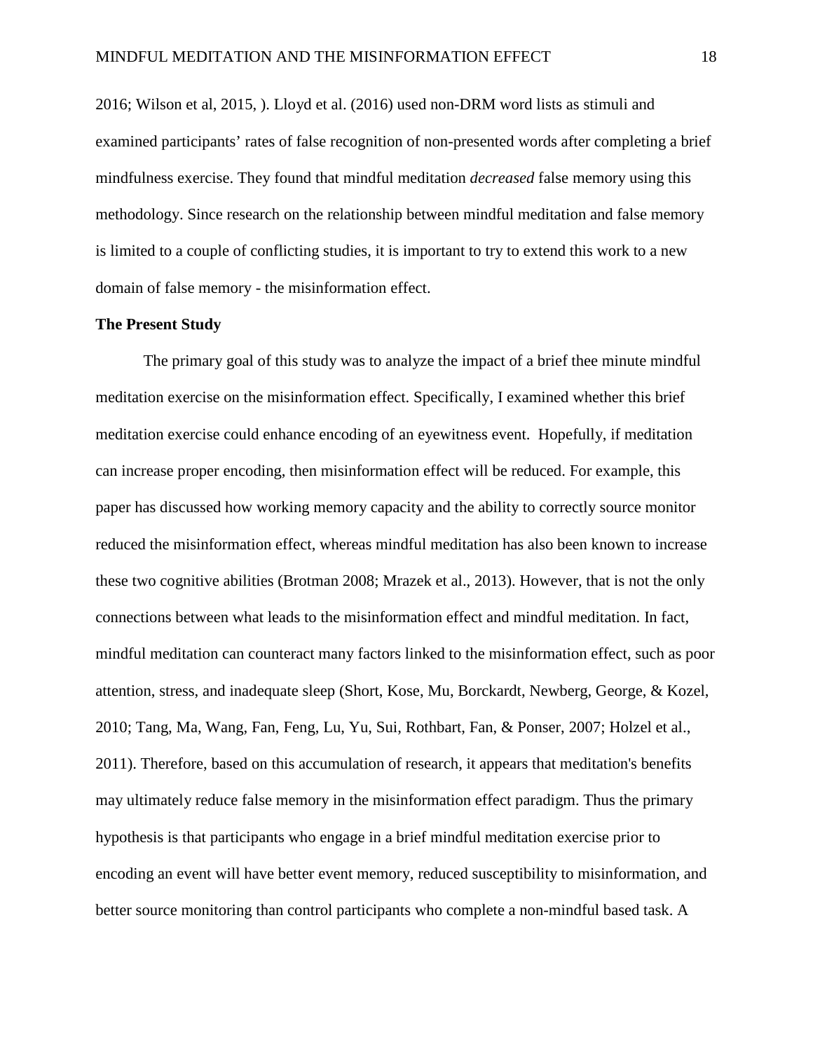2016; Wilson et al, 2015, ). Lloyd et al. (2016) used non-DRM word lists as stimuli and examined participants' rates of false recognition of non-presented words after completing a brief mindfulness exercise. They found that mindful meditation *decreased* false memory using this methodology. Since research on the relationship between mindful meditation and false memory is limited to a couple of conflicting studies, it is important to try to extend this work to a new domain of false memory - the misinformation effect.

**The Present Study**

The primary goal of this study was to analyze the impact of a brief thee minute mindful meditation exercise on the misinformation effect. Specifically, I examined whether this brief meditation exercise could enhance encoding of an eyewitness event. Hopefully, if meditation can increase proper encoding, then misinformation effect will be reduced. For example, this paper has discussed how working memory capacity and the ability to correctly source monitor reduced the misinformation effect, whereas mindful meditation has also been known to increase these two cognitive abilities (Brotman 2008; Mrazek et al., 2013). However, that is not the only connections between what leads to the misinformation effect and mindful meditation. In fact, mindful meditation can counteract many factors linked to the misinformation effect, such as poor attention, stress, and inadequate sleep (Short, Kose, Mu, Borckardt, Newberg, George, & Kozel, 2010; Tang, Ma, Wang, Fan, Feng, Lu, Yu, Sui, Rothbart, Fan, & Ponser, 2007; Holzel et al., 2011). Therefore, based on this accumulation of research, it appears that meditation's benefits may ultimately reduce false memory in the misinformation effect paradigm. Thus the primary hypothesis is that participants who engage in a brief mindful meditation exercise prior to encoding an event will have better event memory, reduced susceptibility to misinformation, and better source monitoring than control participants who complete a non-mindful based task. A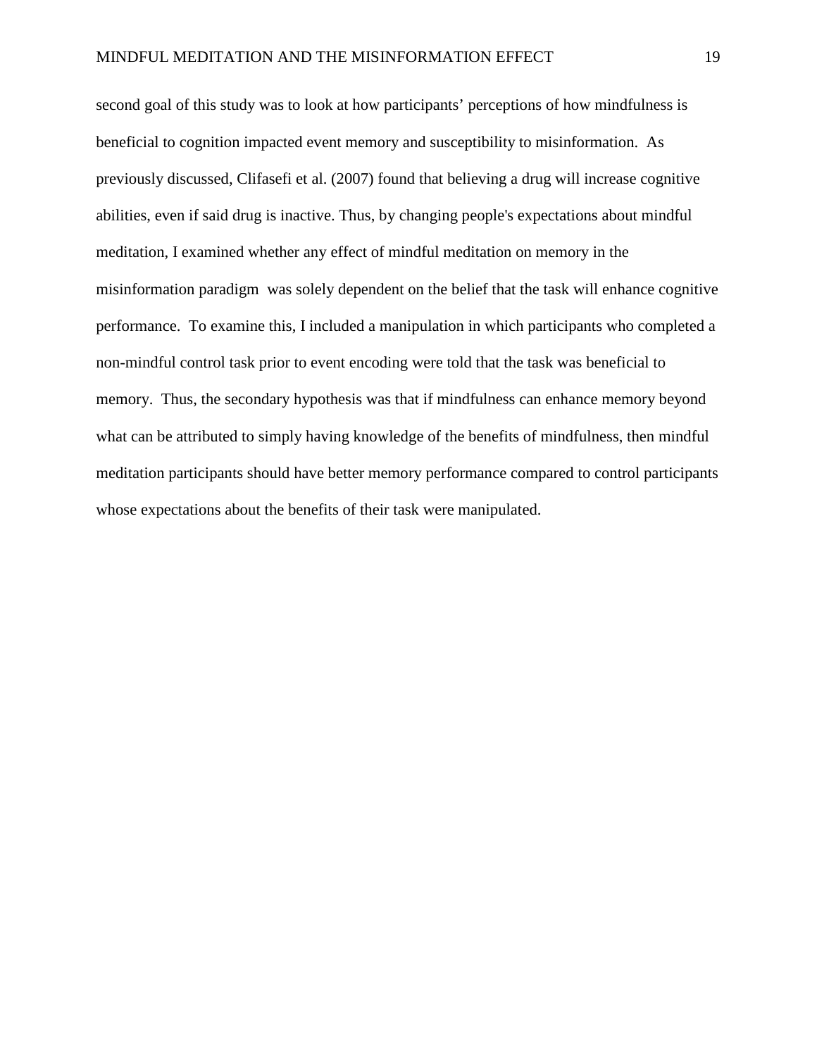second goal of this study was to look at how participants' perceptions of how mindfulness is beneficial to cognition impacted event memory and susceptibility to misinformation. As previously discussed, Clifasefi et al. (2007) found that believing a drug will increase cognitive abilities, even if said drug is inactive. Thus, by changing people's expectations about mindful meditation, I examined whether any effect of mindful meditation on memory in the misinformation paradigm was solely dependent on the belief that the task will enhance cognitive performance. To examine this, I included a manipulation in which participants who completed a non-mindful control task prior to event encoding were told that the task was beneficial to memory. Thus, the secondary hypothesis was that if mindfulness can enhance memory beyond what can be attributed to simply having knowledge of the benefits of mindfulness, then mindful meditation participants should have better memory performance compared to control participants whose expectations about the benefits of their task were manipulated.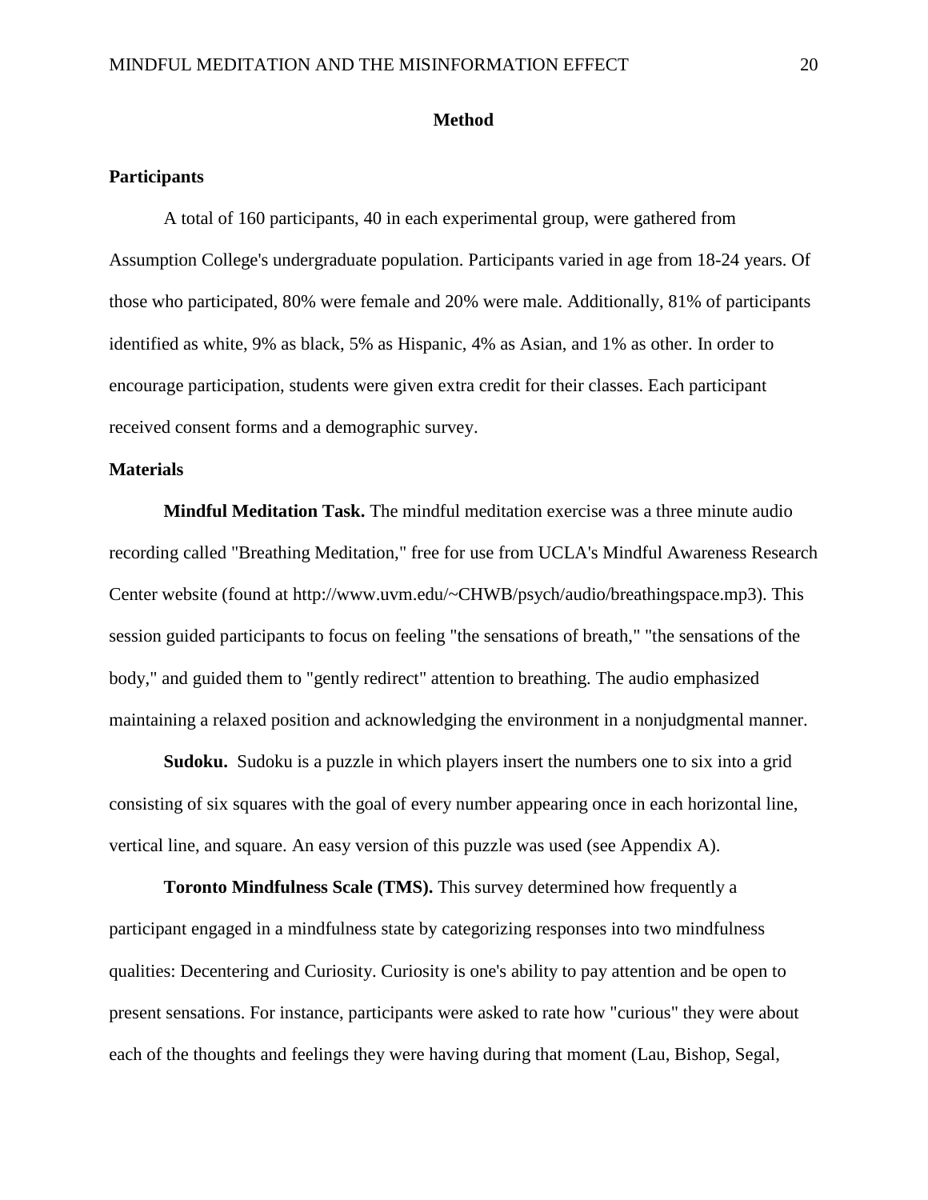# Method

## Participants

A total of 160 participants, 40 in each experimental group, were gathered from Assumption College's undergraduate population. Participants varied in age from 18-24 years. Of those who participated, 80% were female and 20% were male. Additionally, 81% of participants identified as white, 9% as black, 5% as Hispanic, 4% as Asian, and 1% as other. In order to encourage participation, students were given extra credit for their classes. Each participant received consent forms and a demographic survey.

## Materials

**Mindful Meditation Task.** The mindful meditation exercise was a three minute audio recording called "Breathing Meditation," free for use from UCLA's Mindful Awareness Research Center website (found at http://www.uvm.edu/~CHWB/psych/audio/breathingspace.mp3). This session guided participants to focus on feeling "the sensations of breath," "the sensations of the body," and guided them to "gently redirect" attention to breathing. The audio emphasized maintaining a relaxed position and acknowledging the environment in a nonjudgmental manner.

**Sudoku.** Sudoku is a puzzle in which players insert the numbers one to six into a grid consisting of six squares with the goal of every number appearing once in each horizontal line, vertical line, and square. An easy version of this puzzle was used (see Appendix A).

**Toronto Mindfulness Scale (TMS).** This survey determined how frequently a participant engaged in a mindfulness state by categorizing responses into two mindfulness qualities: Decentering and Curiosity. Curiosity is one's ability to pay attention and be open to present sensations. For instance, participants were asked to rate how "curious" they were about each of the thoughts and feelings they were having during that moment (Lau, Bishop, Segal,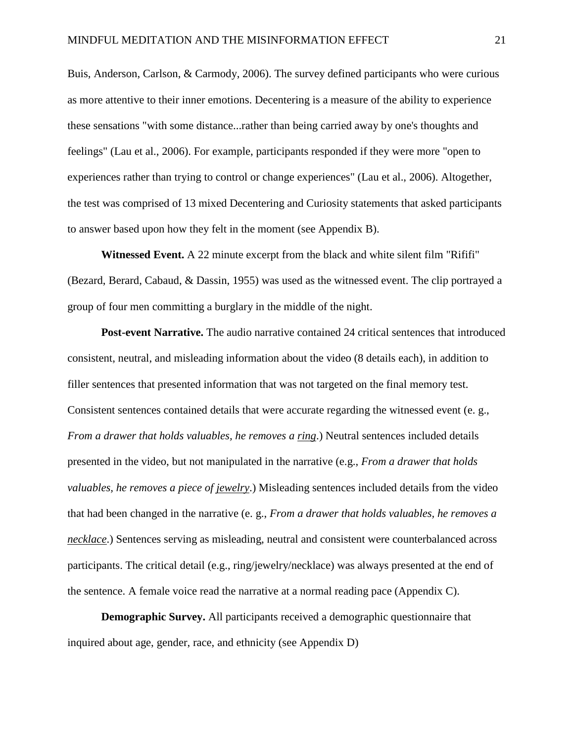Buis, Anderson, Carlson, & Carmody, 2006). The survey defined participants who were curious as more attentive to their inner emotions. Decentering is a measure of the ability to experience these sensations "with some distance...rather than being carried away by one's thoughts and feelings" (Lau et al., 2006). For example, participants responded if they were more "open to experiences rather than trying to control or change experiences" (Lau et al., 2006). Altogether, the test was comprised of 13 mixed Decentering and Curiosity statements that asked participants to answer based upon how they felt in the moment (see Appendix B).

**Witnessed Event.** A 22 minute excerpt from the black and white silent film "Rififi" (Bezard, Berard, Cabaud, & Dassin, 1955) was used as the witnessed event. The clip portrayed a group of four men committing a burglary in the middle of the night.

**Post-event Narrative.** The audio narrative contained 24 critical sentences that introduced consistent, neutral, and misleading information about the video (8 details each), in addition to filler sentences that presented information that was not targeted on the final memory test. Consistent sentences contained details that were accurate regarding the witnessed event (e. g., *From a drawer that holds valuables, he removes a <u>ring</u>.*) Neutral sentences included details presented in the video, but not manipulated in the narrative (e.g., *From a drawer that holds valuables, he removes a piece of <u>jewelry</u>.*) Misleading sentences included details from the video that had been changed in the narrative (e. g., *From a drawer that holds valuables, he removes a <u>necklace</u>.*) Sentences serving as misleading, neutral and consistent were counterbalanced across participants. The critical detail (e.g., ring/jewelry/necklace) was always presented at the end of the sentence. A female voice read the narrative at a normal reading pace (Appendix C).

**Demographic Survey.** All participants received a demographic questionnaire that inquired about age, gender, race, and ethnicity (see Appendix D)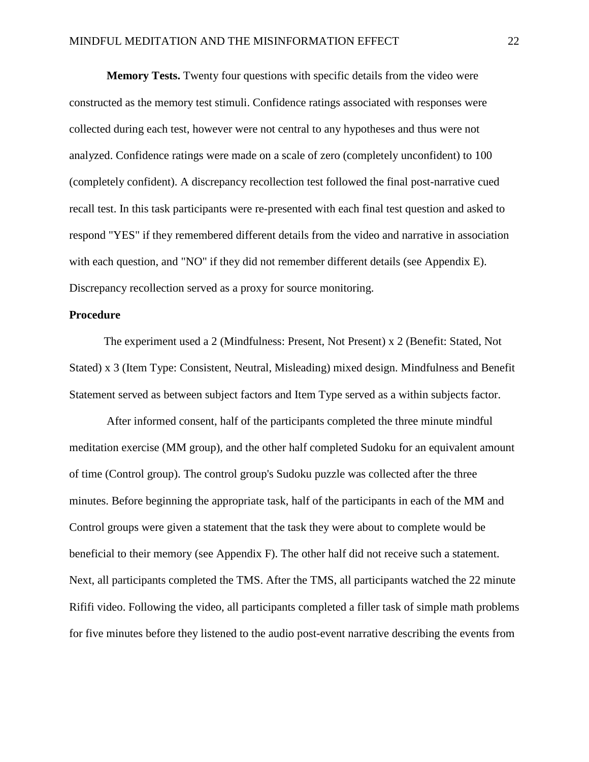**Memory Tests.** Twenty four questions with specific details from the video were constructed as the memory test stimuli. Confidence ratings associated with responses were collected during each test, however were not central to any hypotheses and thus were not analyzed. Confidence ratings were made on a scale of zero (completely unconfident) to 100 (completely confident). A discrepancy recollection test followed the final post-narrative cued recall test. In this task participants were re-presented with each final test question and asked to respond "YES" if they remembered different details from the video and narrative in association with each question, and "NO" if they did not remember different details (see Appendix E). Discrepancy recollection served as a proxy for source monitoring.

## Procedure

The experiment used a 2 (Mindfulness: Present, Not Present) x 2 (Benefit: Stated, Not Stated) x 3 (Item Type: Consistent, Neutral, Misleading) mixed design. Mindfulness and Benefit Statement served as between subject factors and Item Type served as a within subjects factor.

After informed consent, half of the participants completed the three minute mindful meditation exercise (MM group), and the other half completed Sudoku for an equivalent amount of time (Control group). The control group's Sudoku puzzle was collected after the three minutes. Before beginning the appropriate task, half of the participants in each of the MM and Control groups were given a statement that the task they were about to complete would be beneficial to their memory (see Appendix F). The other half did not receive such a statement. Next, all participants completed the TMS. After the TMS, all participants watched the 22 minute Rififi video. Following the video, all participants completed a filler task of simple math problems for five minutes before they listened to the audio post-event narrative describing the events from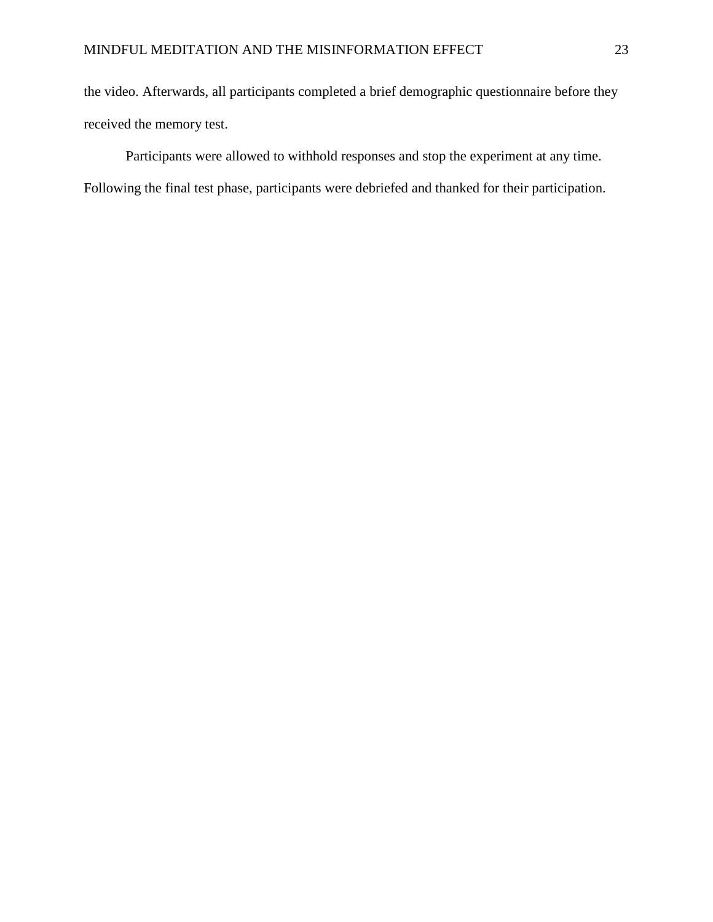the video. Afterwards, all participants completed a brief demographic questionnaire before they received the memory test.

Participants were allowed to withhold responses and stop the experiment at any time. Following the final test phase, participants were debriefed and thanked for their participation.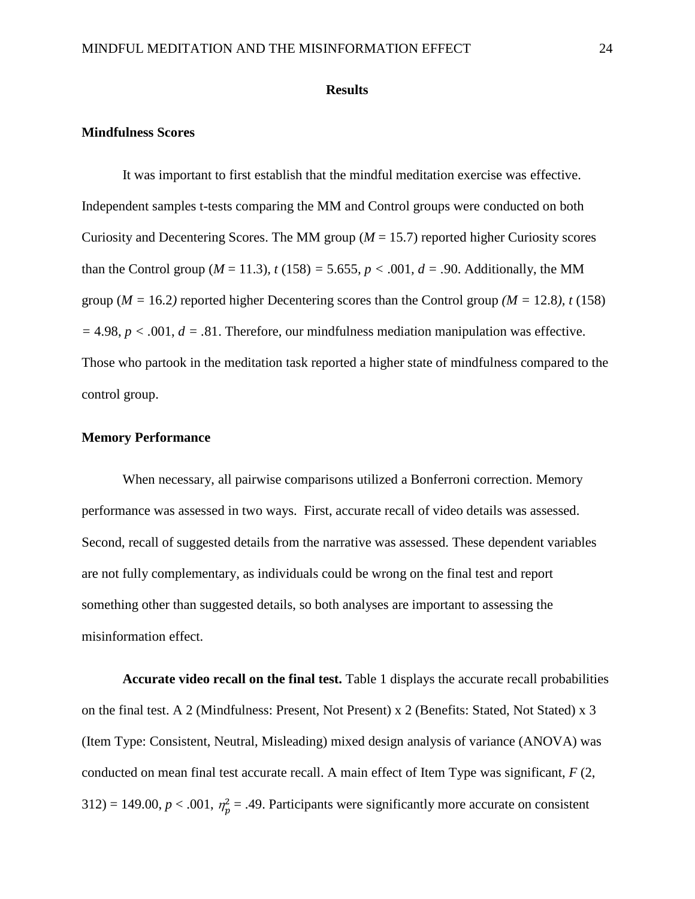# Results

## Mindfulness Scores

It was important to first establish that the mindful meditation exercise was effective. Independent samples t-tests comparing the MM and Control groups were conducted on both Curiosity and Decentering Scores. The MM group ($M$ = 15.7) reported higher Curiosity scores than the Control group ($M$ = 11.3), $t$ (158) = 5.655, $p$ < .001, $d$ = .90. Additionally, the MM group ($M$ = 16.2) reported higher Decentering scores than the Control group ($M$ = 12.8), $t$ (158) = 4.98, $p$ < .001, $d$ = .81. Therefore, our mindfulness mediation manipulation was effective. Those who partook in the meditation task reported a higher state of mindfulness compared to the control group.

## Memory Performance

When necessary, all pairwise comparisons utilized a Bonferroni correction. Memory performance was assessed in two ways. First, accurate recall of video details was assessed. Second, recall of suggested details from the narrative was assessed. These dependent variables are not fully complementary, as individuals could be wrong on the final test and report something other than suggested details, so both analyses are important to assessing the misinformation effect.

**Accurate video recall on the final test.** Table 1 displays the accurate recall probabilities on the final test. A 2 (Mindfulness: Present, Not Present) x 2 (Benefits: Stated, Not Stated) x 3 (Item Type: Consistent, Neutral, Misleading) mixed design analysis of variance (ANOVA) was conducted on mean final test accurate recall. A main effect of Item Type was significant, $F$ (2, 312) = 149.00, $p$ < .001, $\eta_p^2$ = .49. Participants were significantly more accurate on consistent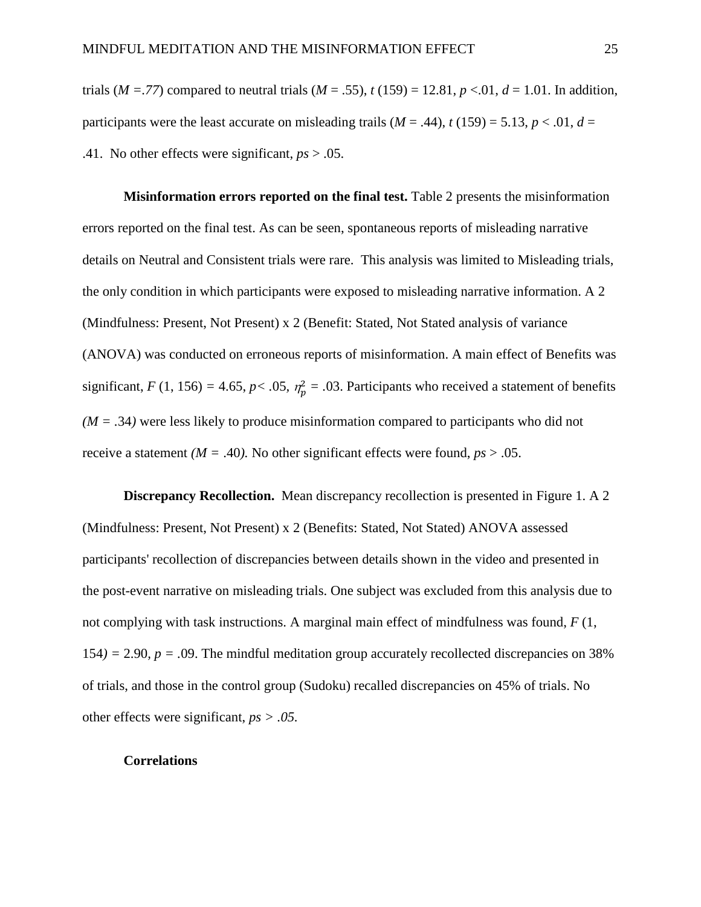trials (*M =.77*) compared to neutral trials (*M* = .55), *t* (159) = 12.81, *p* <.01, *d* = 1.01. In addition, participants were the least accurate on misleading trails (*M* = .44), *t* (159) = 5.13, *p* < .01, *d* = .41. No other effects were significant, *ps* > .05.

**Misinformation errors reported on the final test.** Table 2 presents the misinformation errors reported on the final test. As can be seen, spontaneous reports of misleading narrative details on Neutral and Consistent trials were rare. This analysis was limited to Misleading trials, the only condition in which participants were exposed to misleading narrative information. A 2 (Mindfulness: Present, Not Present) x 2 (Benefit: Stated, Not Stated analysis of variance (ANOVA) was conducted on erroneous reports of misinformation. A main effect of Benefits was significant, $F$ (1, 156) = 4.65, $p$< .05, $\eta_p^2$ = .03. Participants who received a statement of benefits *(M* = .34*)* were less likely to produce misinformation compared to participants who did not receive a statement *(M =* .40*).* No other significant effects were found, *ps* > .05.

**Discrepancy Recollection.** Mean discrepancy recollection is presented in Figure 1. A 2 (Mindfulness: Present, Not Present) x 2 (Benefits: Stated, Not Stated) ANOVA assessed participants' recollection of discrepancies between details shown in the video and presented in the post-event narrative on misleading trials. One subject was excluded from this analysis due to not complying with task instructions. A marginal main effect of mindfulness was found, *F* (1, 154*)* = 2.90, *p =* .09. The mindful meditation group accurately recollected discrepancies on 38% of trials, and those in the control group (Sudoku) recalled discrepancies on 45% of trials. No other effects were significant, *ps > .05*.

**Correlations**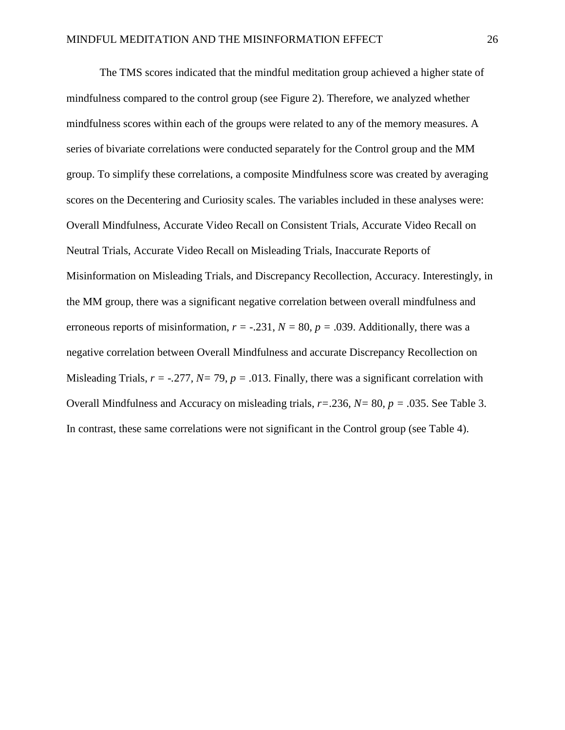The TMS scores indicated that the mindful meditation group achieved a higher state of mindfulness compared to the control group (see Figure 2). Therefore, we analyzed whether mindfulness scores within each of the groups were related to any of the memory measures. A series of bivariate correlations were conducted separately for the Control group and the MM group. To simplify these correlations, a composite Mindfulness score was created by averaging scores on the Decentering and Curiosity scales. The variables included in these analyses were: Overall Mindfulness, Accurate Video Recall on Consistent Trials, Accurate Video Recall on Neutral Trials, Accurate Video Recall on Misleading Trials, Inaccurate Reports of Misinformation on Misleading Trials, and Discrepancy Recollection, Accuracy. Interestingly, in the MM group, there was a significant negative correlation between overall mindfulness and erroneous reports of misinformation, $r = -.231$, $N = 80$, $p = .039$. Additionally, there was a negative correlation between Overall Mindfulness and accurate Discrepancy Recollection on Misleading Trials, $r = -.277$, $N = 79$, $p = .013$. Finally, there was a significant correlation with Overall Mindfulness and Accuracy on misleading trials, $r = .236$, $N = 80$, $p = .035$. See Table 3. In contrast, these same correlations were not significant in the Control group (see Table 4).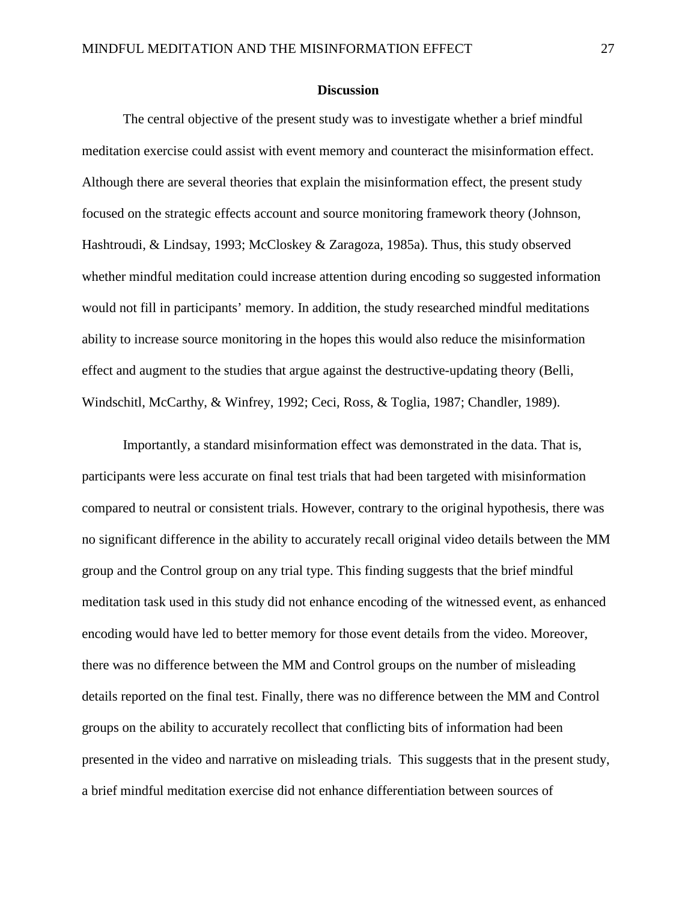## Discussion

The central objective of the present study was to investigate whether a brief mindful meditation exercise could assist with event memory and counteract the misinformation effect. Although there are several theories that explain the misinformation effect, the present study focused on the strategic effects account and source monitoring framework theory (Johnson, Hashtroudi, & Lindsay, 1993; McCloskey & Zaragoza, 1985a). Thus, this study observed whether mindful meditation could increase attention during encoding so suggested information would not fill in participants' memory. In addition, the study researched mindful meditations ability to increase source monitoring in the hopes this would also reduce the misinformation effect and augment to the studies that argue against the destructive-updating theory (Belli, Windschitl, McCarthy, & Winfrey, 1992; Ceci, Ross, & Toglia, 1987; Chandler, 1989).

Importantly, a standard misinformation effect was demonstrated in the data. That is, participants were less accurate on final test trials that had been targeted with misinformation compared to neutral or consistent trials. However, contrary to the original hypothesis, there was no significant difference in the ability to accurately recall original video details between the MM group and the Control group on any trial type. This finding suggests that the brief mindful meditation task used in this study did not enhance encoding of the witnessed event, as enhanced encoding would have led to better memory for those event details from the video. Moreover, there was no difference between the MM and Control groups on the number of misleading details reported on the final test. Finally, there was no difference between the MM and Control groups on the ability to accurately recollect that conflicting bits of information had been presented in the video and narrative on misleading trials. This suggests that in the present study, a brief mindful meditation exercise did not enhance differentiation between sources of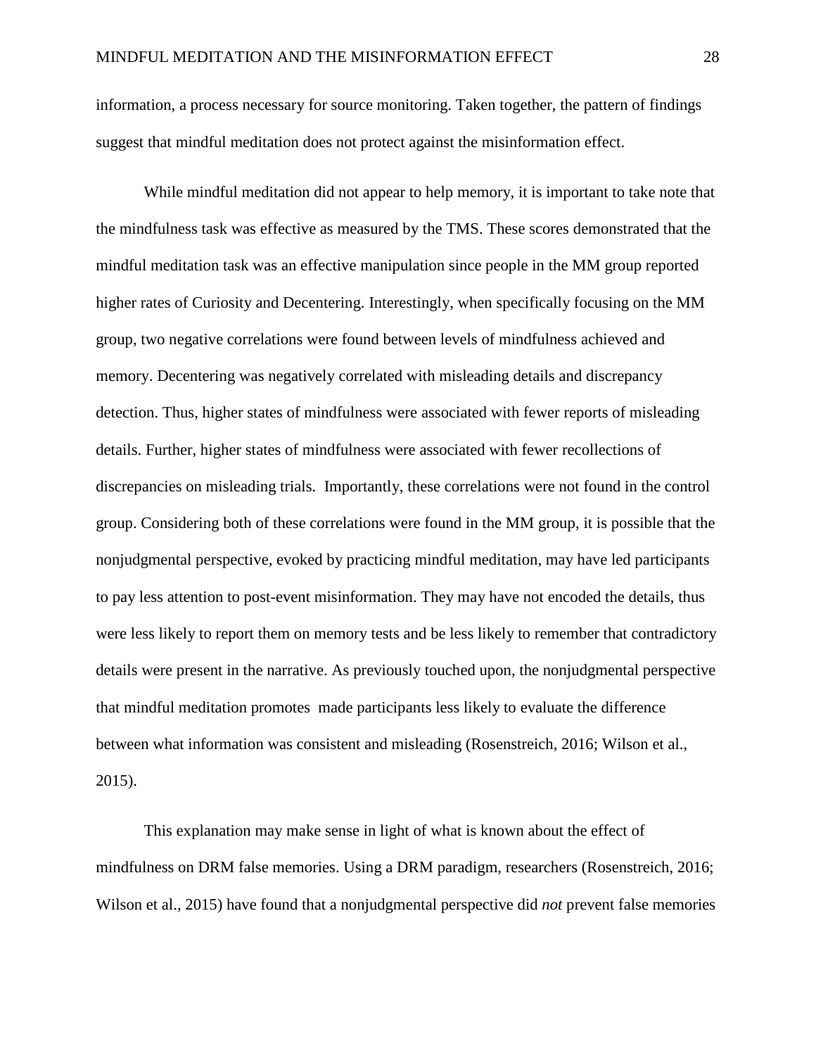information, a process necessary for source monitoring. Taken together, the pattern of findings suggest that mindful meditation does not protect against the misinformation effect.

While mindful meditation did not appear to help memory, it is important to take note that the mindfulness task was effective as measured by the TMS. These scores demonstrated that the mindful meditation task was an effective manipulation since people in the MM group reported higher rates of Curiosity and Decentering. Interestingly, when specifically focusing on the MM group, two negative correlations were found between levels of mindfulness achieved and memory. Decentering was negatively correlated with misleading details and discrepancy detection. Thus, higher states of mindfulness were associated with fewer reports of misleading details. Further, higher states of mindfulness were associated with fewer recollections of discrepancies on misleading trials. Importantly, these correlations were not found in the control group. Considering both of these correlations were found in the MM group, it is possible that the nonjudgmental perspective, evoked by practicing mindful meditation, may have led participants to pay less attention to post-event misinformation. They may have not encoded the details, thus were less likely to report them on memory tests and be less likely to remember that contradictory details were present in the narrative. As previously touched upon, the nonjudgmental perspective that mindful meditation promotes made participants less likely to evaluate the difference between what information was consistent and misleading (Rosenstreich, 2016; Wilson et al., 2015).

This explanation may make sense in light of what is known about the effect of mindfulness on DRM false memories. Using a DRM paradigm, researchers (Rosenstreich, 2016; Wilson et al., 2015) have found that a nonjudgmental perspective did *not* prevent false memories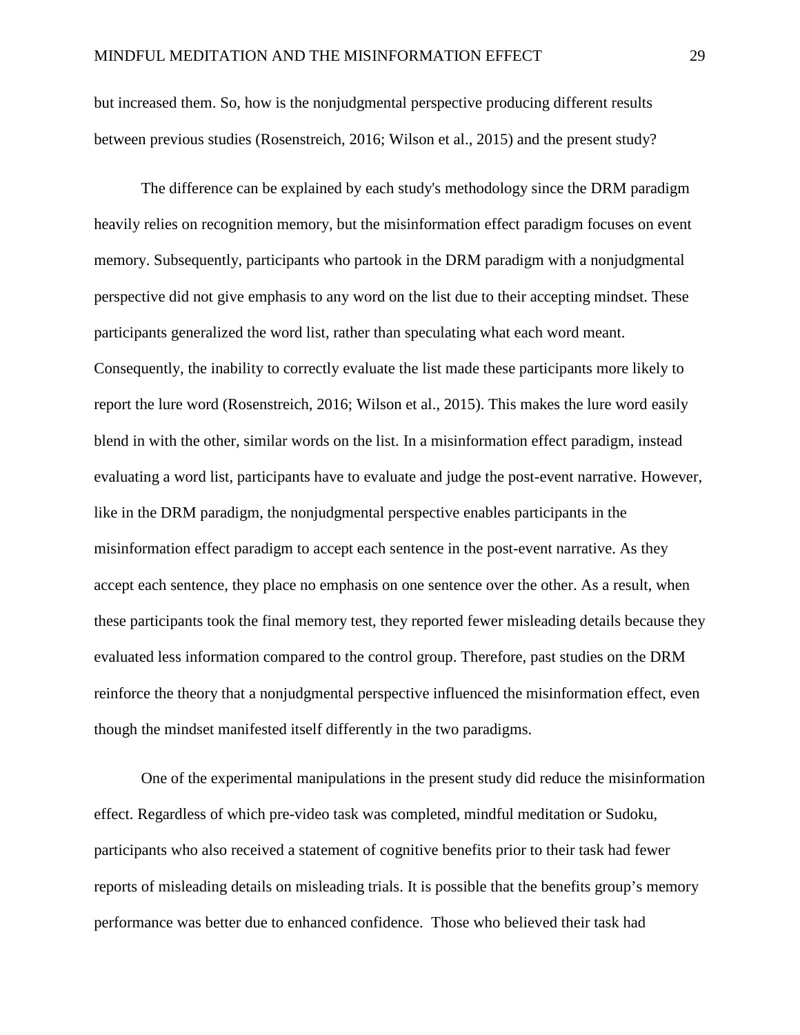but increased them. So, how is the nonjudgmental perspective producing different results between previous studies (Rosenstreich, 2016; Wilson et al., 2015) and the present study?

The difference can be explained by each study's methodology since the DRM paradigm heavily relies on recognition memory, but the misinformation effect paradigm focuses on event memory. Subsequently, participants who partook in the DRM paradigm with a nonjudgmental perspective did not give emphasis to any word on the list due to their accepting mindset. These participants generalized the word list, rather than speculating what each word meant. Consequently, the inability to correctly evaluate the list made these participants more likely to report the lure word (Rosenstreich, 2016; Wilson et al., 2015). This makes the lure word easily blend in with the other, similar words on the list. In a misinformation effect paradigm, instead evaluating a word list, participants have to evaluate and judge the post-event narrative. However, like in the DRM paradigm, the nonjudgmental perspective enables participants in the misinformation effect paradigm to accept each sentence in the post-event narrative. As they accept each sentence, they place no emphasis on one sentence over the other. As a result, when these participants took the final memory test, they reported fewer misleading details because they evaluated less information compared to the control group. Therefore, past studies on the DRM reinforce the theory that a nonjudgmental perspective influenced the misinformation effect, even though the mindset manifested itself differently in the two paradigms.

One of the experimental manipulations in the present study did reduce the misinformation effect. Regardless of which pre-video task was completed, mindful meditation or Sudoku, participants who also received a statement of cognitive benefits prior to their task had fewer reports of misleading details on misleading trials. It is possible that the benefits group's memory performance was better due to enhanced confidence. Those who believed their task had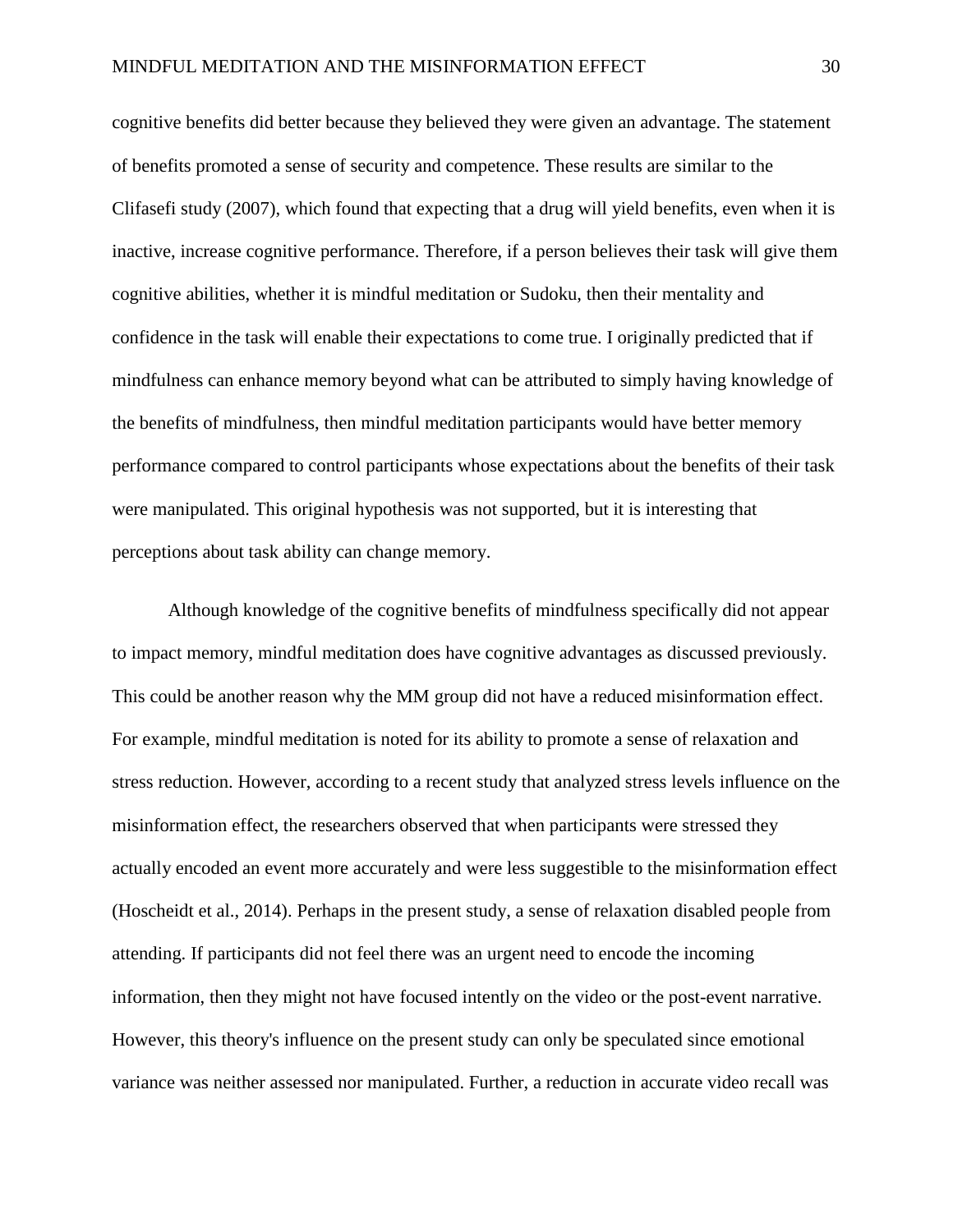cognitive benefits did better because they believed they were given an advantage. The statement of benefits promoted a sense of security and competence. These results are similar to the Clifasefi study (2007), which found that expecting that a drug will yield benefits, even when it is inactive, increase cognitive performance. Therefore, if a person believes their task will give them cognitive abilities, whether it is mindful meditation or Sudoku, then their mentality and confidence in the task will enable their expectations to come true. I originally predicted that if mindfulness can enhance memory beyond what can be attributed to simply having knowledge of the benefits of mindfulness, then mindful meditation participants would have better memory performance compared to control participants whose expectations about the benefits of their task were manipulated. This original hypothesis was not supported, but it is interesting that perceptions about task ability can change memory.

Although knowledge of the cognitive benefits of mindfulness specifically did not appear to impact memory, mindful meditation does have cognitive advantages as discussed previously. This could be another reason why the MM group did not have a reduced misinformation effect. For example, mindful meditation is noted for its ability to promote a sense of relaxation and stress reduction. However, according to a recent study that analyzed stress levels influence on the misinformation effect, the researchers observed that when participants were stressed they actually encoded an event more accurately and were less suggestible to the misinformation effect (Hoscheidt et al., 2014). Perhaps in the present study, a sense of relaxation disabled people from attending. If participants did not feel there was an urgent need to encode the incoming information, then they might not have focused intently on the video or the post-event narrative. However, this theory's influence on the present study can only be speculated since emotional variance was neither assessed nor manipulated. Further, a reduction in accurate video recall was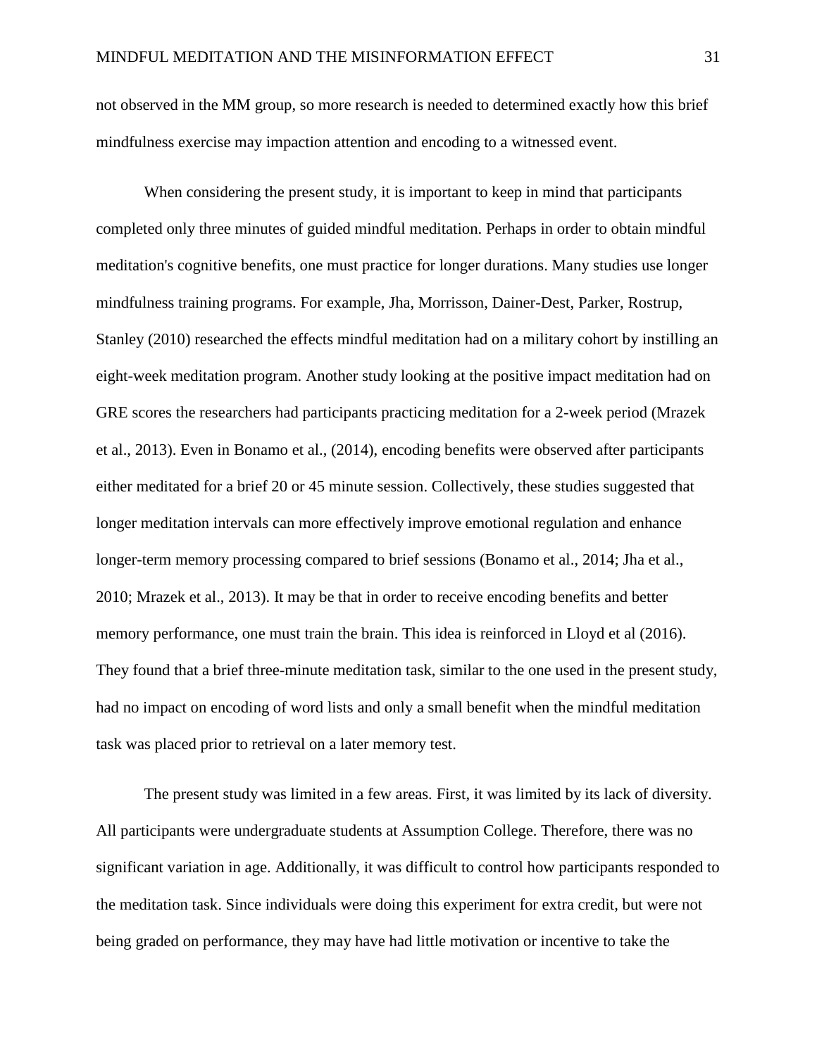not observed in the MM group, so more research is needed to determined exactly how this brief mindfulness exercise may impaction attention and encoding to a witnessed event.

When considering the present study, it is important to keep in mind that participants completed only three minutes of guided mindful meditation. Perhaps in order to obtain mindful meditation's cognitive benefits, one must practice for longer durations. Many studies use longer mindfulness training programs. For example, Jha, Morrisson, Dainer-Dest, Parker, Rostrup, Stanley (2010) researched the effects mindful meditation had on a military cohort by instilling an eight-week meditation program. Another study looking at the positive impact meditation had on GRE scores the researchers had participants practicing meditation for a 2-week period (Mrazek et al., 2013). Even in Bonamo et al., (2014), encoding benefits were observed after participants either meditated for a brief 20 or 45 minute session. Collectively, these studies suggested that longer meditation intervals can more effectively improve emotional regulation and enhance longer-term memory processing compared to brief sessions (Bonamo et al., 2014; Jha et al., 2010; Mrazek et al., 2013). It may be that in order to receive encoding benefits and better memory performance, one must train the brain. This idea is reinforced in Lloyd et al (2016). They found that a brief three-minute meditation task, similar to the one used in the present study, had no impact on encoding of word lists and only a small benefit when the mindful meditation task was placed prior to retrieval on a later memory test.

The present study was limited in a few areas. First, it was limited by its lack of diversity. All participants were undergraduate students at Assumption College. Therefore, there was no significant variation in age. Additionally, it was difficult to control how participants responded to the meditation task. Since individuals were doing this experiment for extra credit, but were not being graded on performance, they may have had little motivation or incentive to take the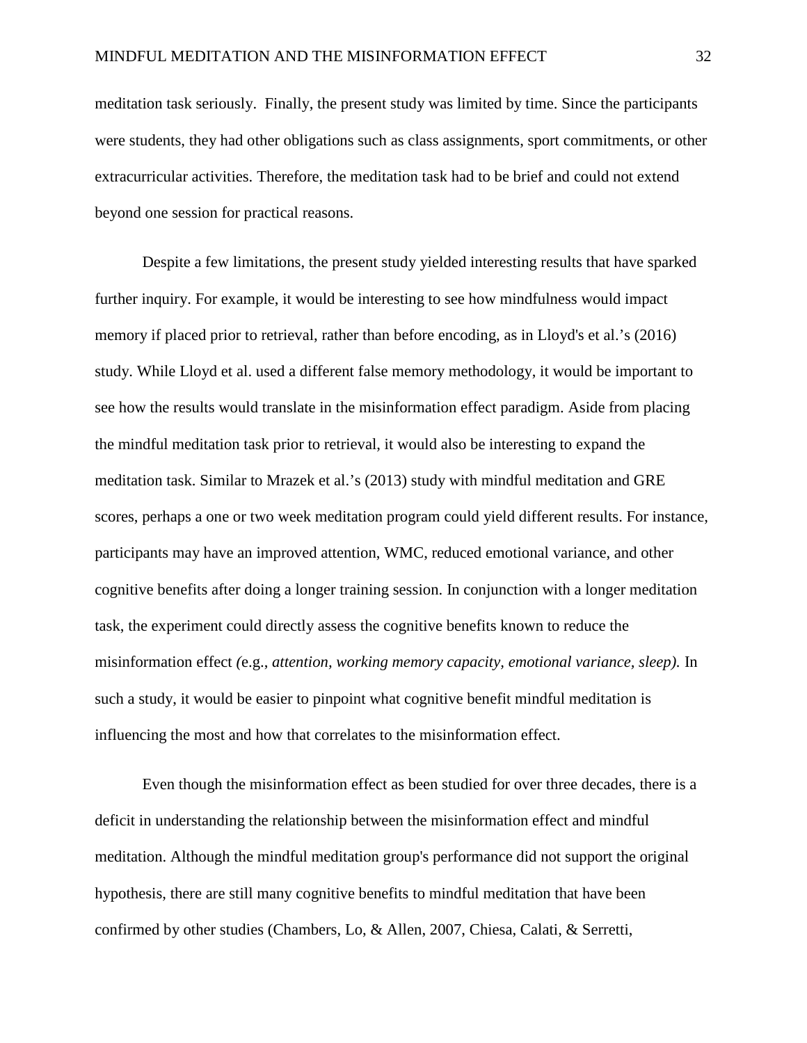meditation task seriously. Finally, the present study was limited by time. Since the participants were students, they had other obligations such as class assignments, sport commitments, or other extracurricular activities. Therefore, the meditation task had to be brief and could not extend beyond one session for practical reasons.

Despite a few limitations, the present study yielded interesting results that have sparked further inquiry. For example, it would be interesting to see how mindfulness would impact memory if placed prior to retrieval, rather than before encoding, as in Lloyd's et al.'s (2016) study. While Lloyd et al. used a different false memory methodology, it would be important to see how the results would translate in the misinformation effect paradigm. Aside from placing the mindful meditation task prior to retrieval, it would also be interesting to expand the meditation task. Similar to Mrazek et al.'s (2013) study with mindful meditation and GRE scores, perhaps a one or two week meditation program could yield different results. For instance, participants may have an improved attention, WMC, reduced emotional variance, and other cognitive benefits after doing a longer training session. In conjunction with a longer meditation task, the experiment could directly assess the cognitive benefits known to reduce the misinformation effect *(*e.g., *attention, working memory capacity, emotional variance, sleep).* In such a study, it would be easier to pinpoint what cognitive benefit mindful meditation is influencing the most and how that correlates to the misinformation effect.

Even though the misinformation effect as been studied for over three decades, there is a deficit in understanding the relationship between the misinformation effect and mindful meditation. Although the mindful meditation group's performance did not support the original hypothesis, there are still many cognitive benefits to mindful meditation that have been confirmed by other studies (Chambers, Lo, & Allen, 2007, Chiesa, Calati, & Serretti,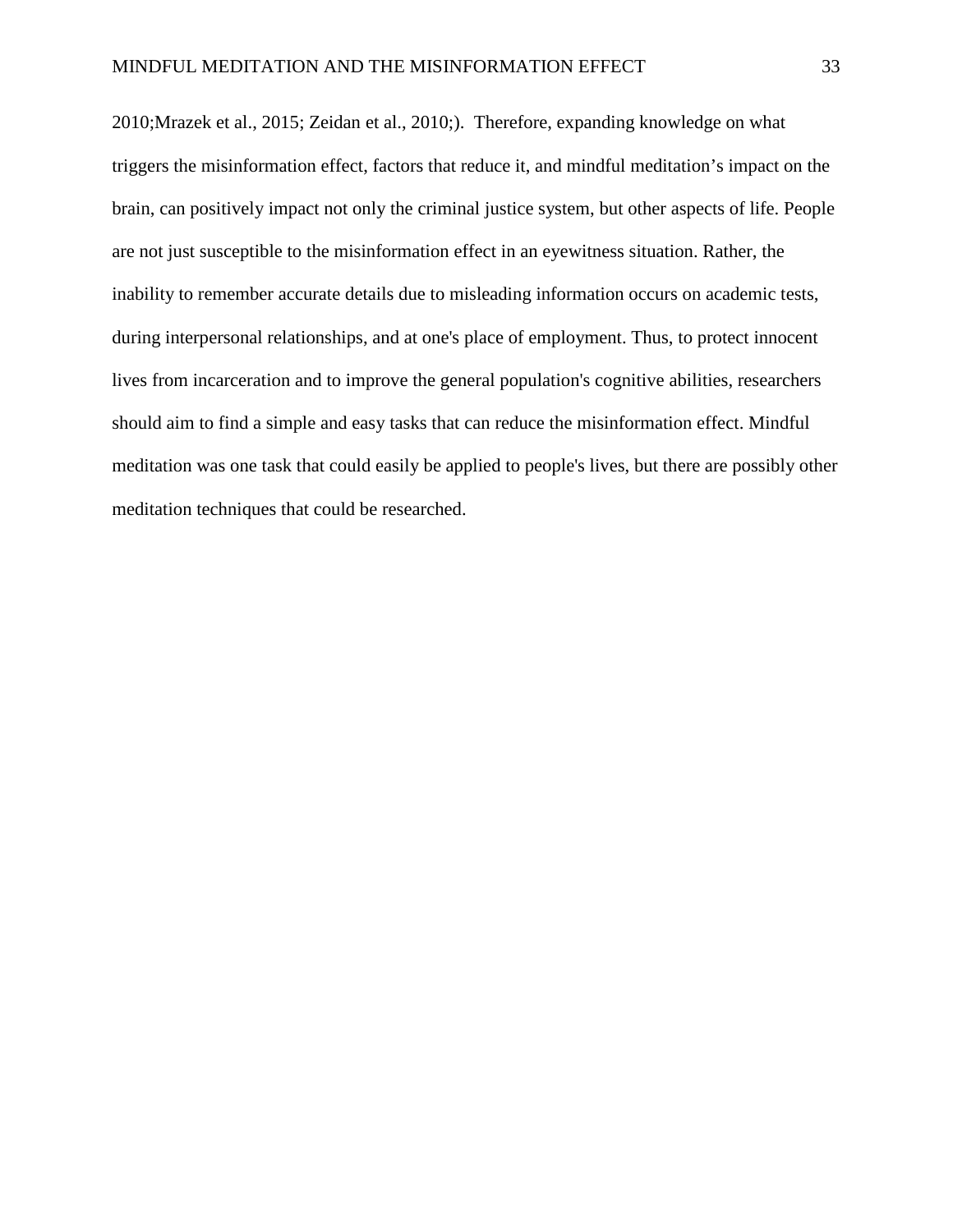2010;Mrazek et al., 2015; Zeidan et al., 2010;). Therefore, expanding knowledge on what triggers the misinformation effect, factors that reduce it, and mindful meditation's impact on the brain, can positively impact not only the criminal justice system, but other aspects of life. People are not just susceptible to the misinformation effect in an eyewitness situation. Rather, the inability to remember accurate details due to misleading information occurs on academic tests, during interpersonal relationships, and at one's place of employment. Thus, to protect innocent lives from incarceration and to improve the general population's cognitive abilities, researchers should aim to find a simple and easy tasks that can reduce the misinformation effect. Mindful meditation was one task that could easily be applied to people's lives, but there are possibly other meditation techniques that could be researched.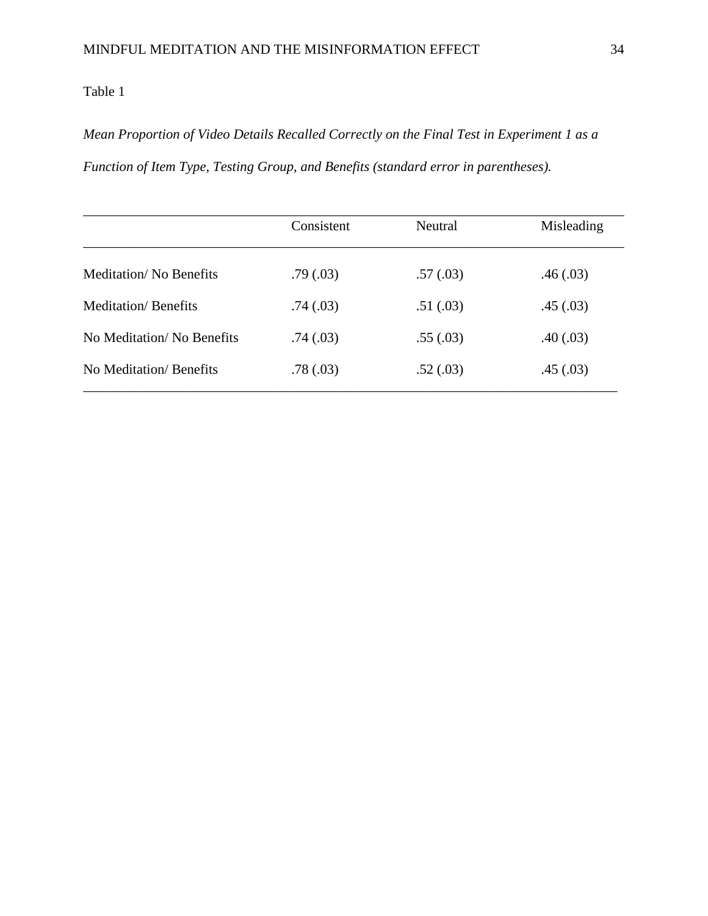Table 1

*Mean Proportion of Video Details Recalled Correctly on the Final Test in Experiment 1 as a Function of Item Type, Testing Group, and Benefits (standard error in parentheses).*

| | Consistent | Neutral | Misleading |
|---|---|---|---|
| Meditation/ No Benefits | .79 (.03) | .57 (.03) | .46 (.03) |
| Meditation/ Benefits | .74 (.03) | .51 (.03) | .45 (.03) |
| No Meditation/ No Benefits | .74 (.03) | .55 (.03) | .40 (.03) |
| No Meditation/ Benefits | .78 (.03) | .52 (.03) | .45 (.03) |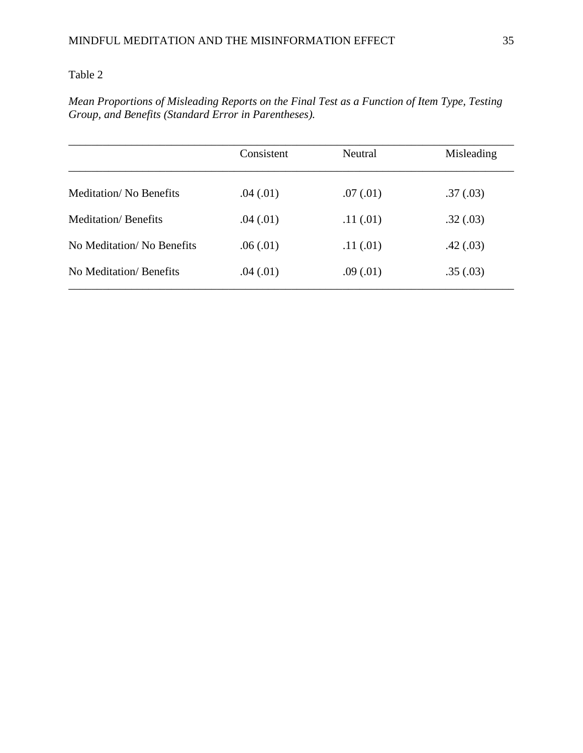Table 2

*Mean Proportions of Misleading Reports on the Final Test as a Function of Item Type, Testing Group, and Benefits (Standard Error in Parentheses).*

| | Consistent | Neutral | Misleading |
|---|---|---|---|
| Meditation/ No Benefits | .04 (.01) | .07 (.01) | .37 (.03) |
| Meditation/ Benefits | .04 (.01) | .11 (.01) | .32 (.03) |
| No Meditation/ No Benefits | .06 (.01) | .11 (.01) | .42 (.03) |
| No Meditation/ Benefits | .04 (.01) | .09 (.01) | .35 (.03) |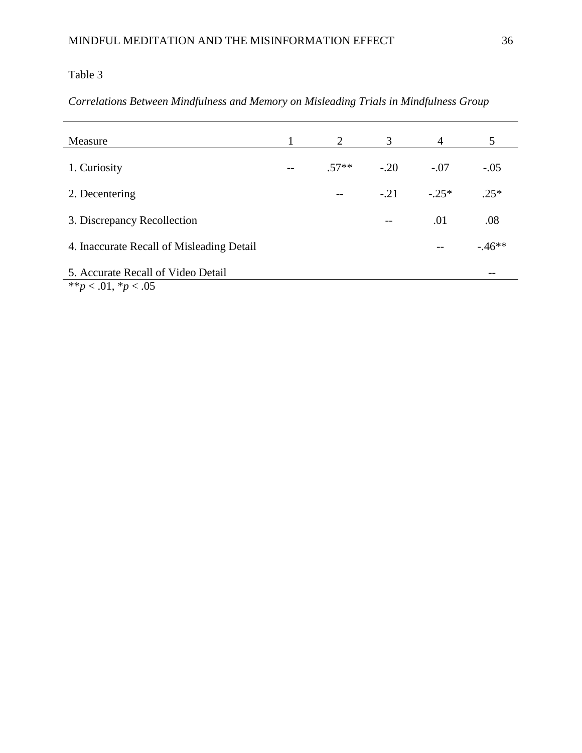Table 3

*Correlations Between Mindfulness and Memory on Misleading Trials in Mindfulness Group*

| Measure | 1 | 2 | 3 | 4 | 5 |
|---|---|---|---|---|---|
| 1. Curiosity | -- | .57** | -.20 | -.07 | -.05 |
| 2. Decentering | | -- | -.21 | -.25* | .25* |
| 3. Discrepancy Recollection | | | -- | .01 | .08 |
| 4. Inaccurate Recall of Misleading Detail | | | | -- | -.46** |
| 5. Accurate Recall of Video Detail | | | | | -- |

** $p < .01$, * $p < .05$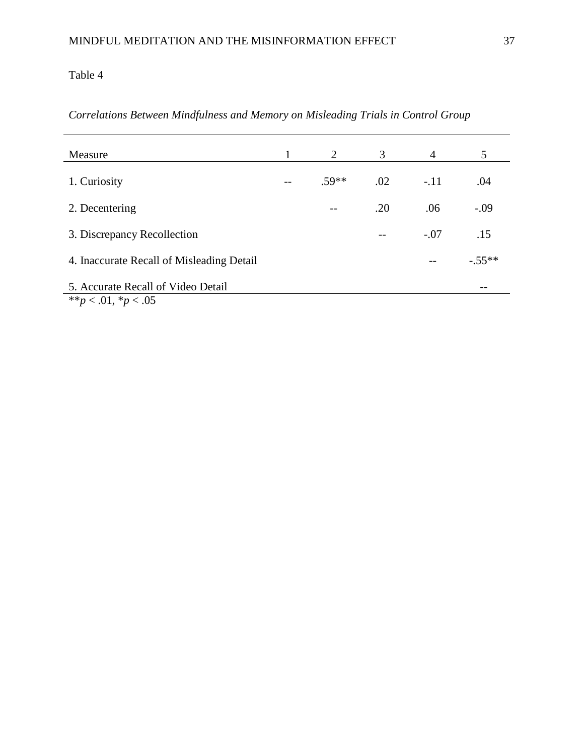Table 4

*Correlations Between Mindfulness and Memory on Misleading Trials in Control Group*

| Measure | 1 | 2 | 3 | 4 | 5 |
|---|---|---|---|---|---|
| 1. Curiosity | -- | .59** | .02 | -.11 | .04 |
| 2. Decentering | | -- | .20 | .06 | -.09 |
| 3. Discrepancy Recollection | | | -- | -.07 | .15 |
| 4. Inaccurate Recall of Misleading Detail | | | | -- | -.55** |
| 5. Accurate Recall of Video Detail | | | | | -- |

**$p < .01$, *$p < .05$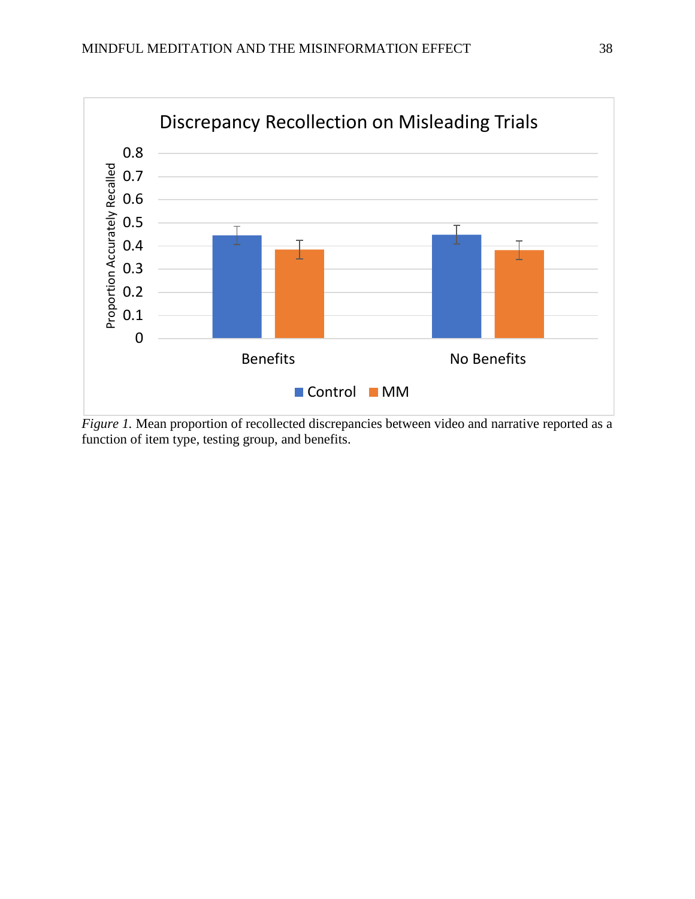Discrepancy Recollection on Misleading Trials

| | Control | MM |
|---|---|---|
| Benefits | ~0.45 | ~0.38 |
| No Benefits | ~0.45 | ~0.38 |

*Figure 1.* Mean proportion of recollected discrepancies between video and narrative reported as a function of item type, testing group, and benefits.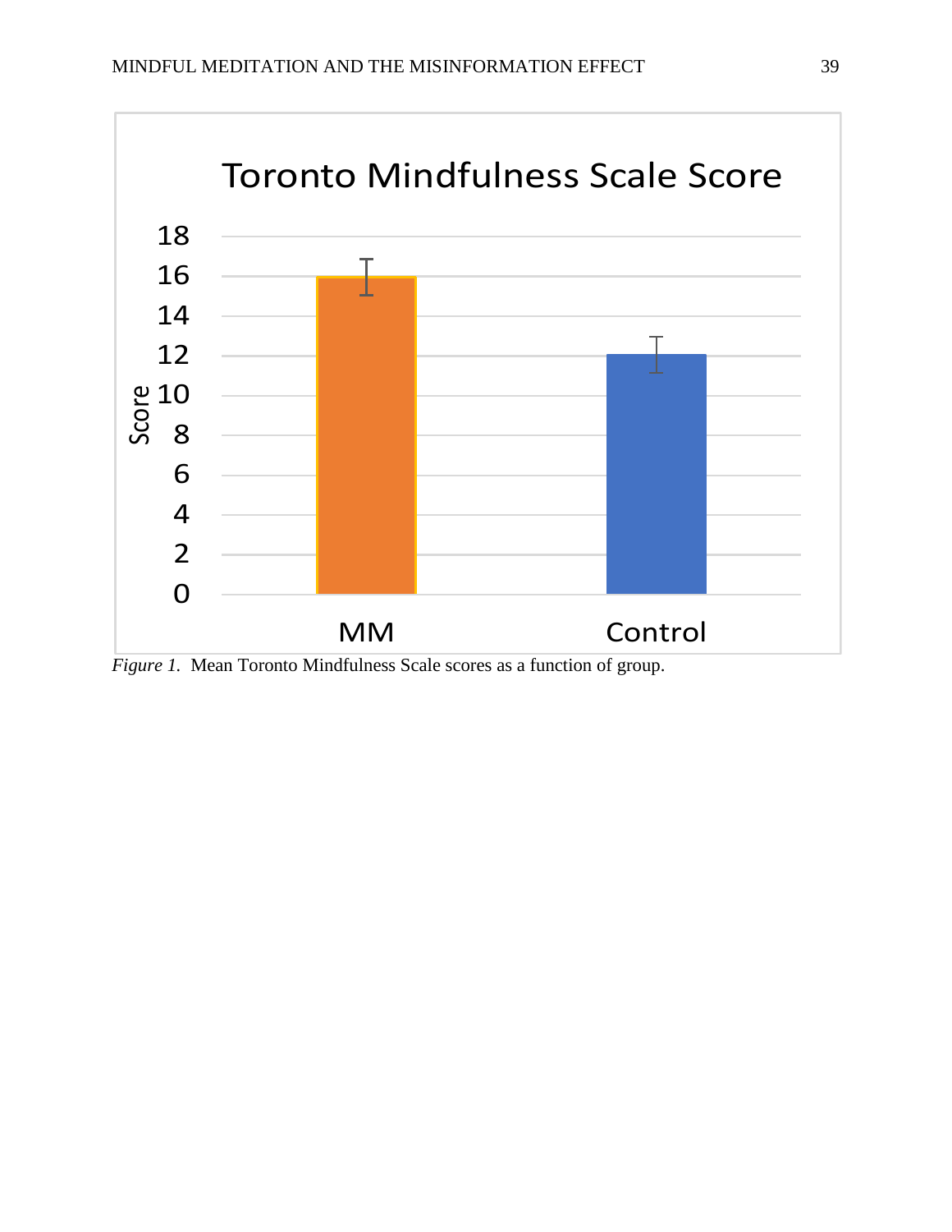*Figure 1.* Mean Toronto Mindfulness Scale scores as a function of group.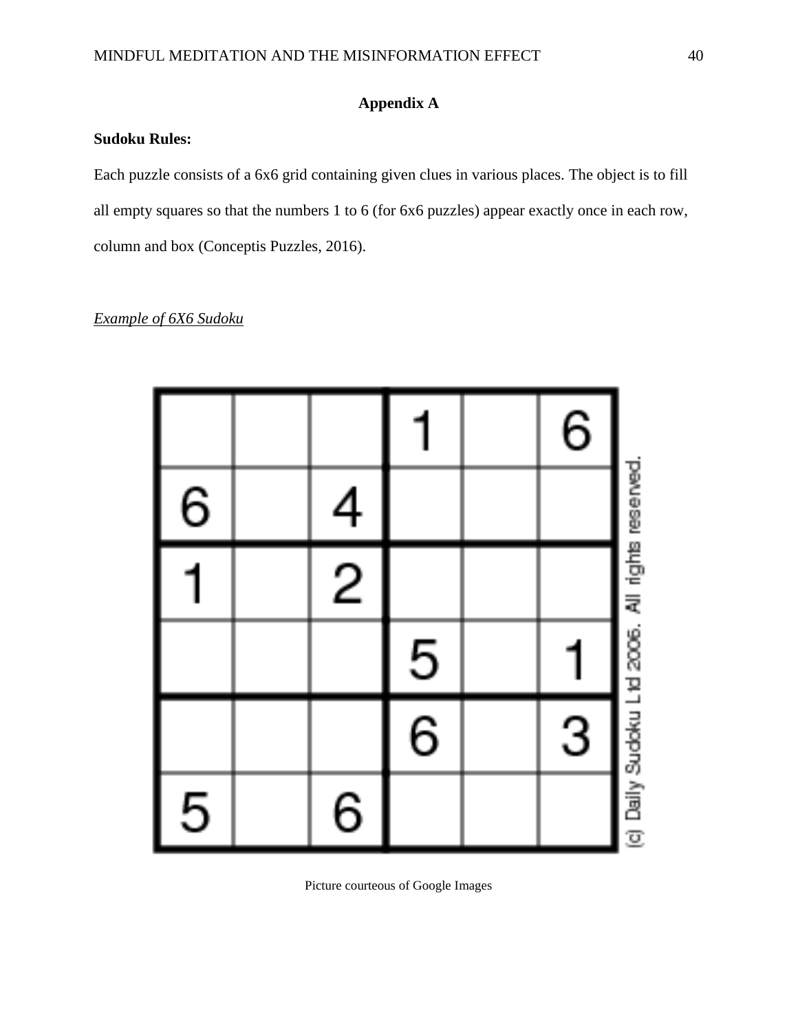# Appendix A

**Sudoku Rules:**

Each puzzle consists of a 6x6 grid containing given clues in various places. The object is to fill all empty squares so that the numbers 1 to 6 (for 6x6 puzzles) appear exactly once in each row, column and box (Conceptis Puzzles, 2016).

*Example of 6X6 Sudoku*

| | | | | | |
|---|---|---|---|---|---|
| | | | 1 | | 6 |
| 6 | | 4 | | | |
| 1 | | 2 | | | |
| | | | 5 | | 1 |
| | | | 6 | | 3 |
| 5 | | 6 | | | |

(c) Daily Sudoku Ltd 2006. All rights reserved.

Picture courteous of Google Images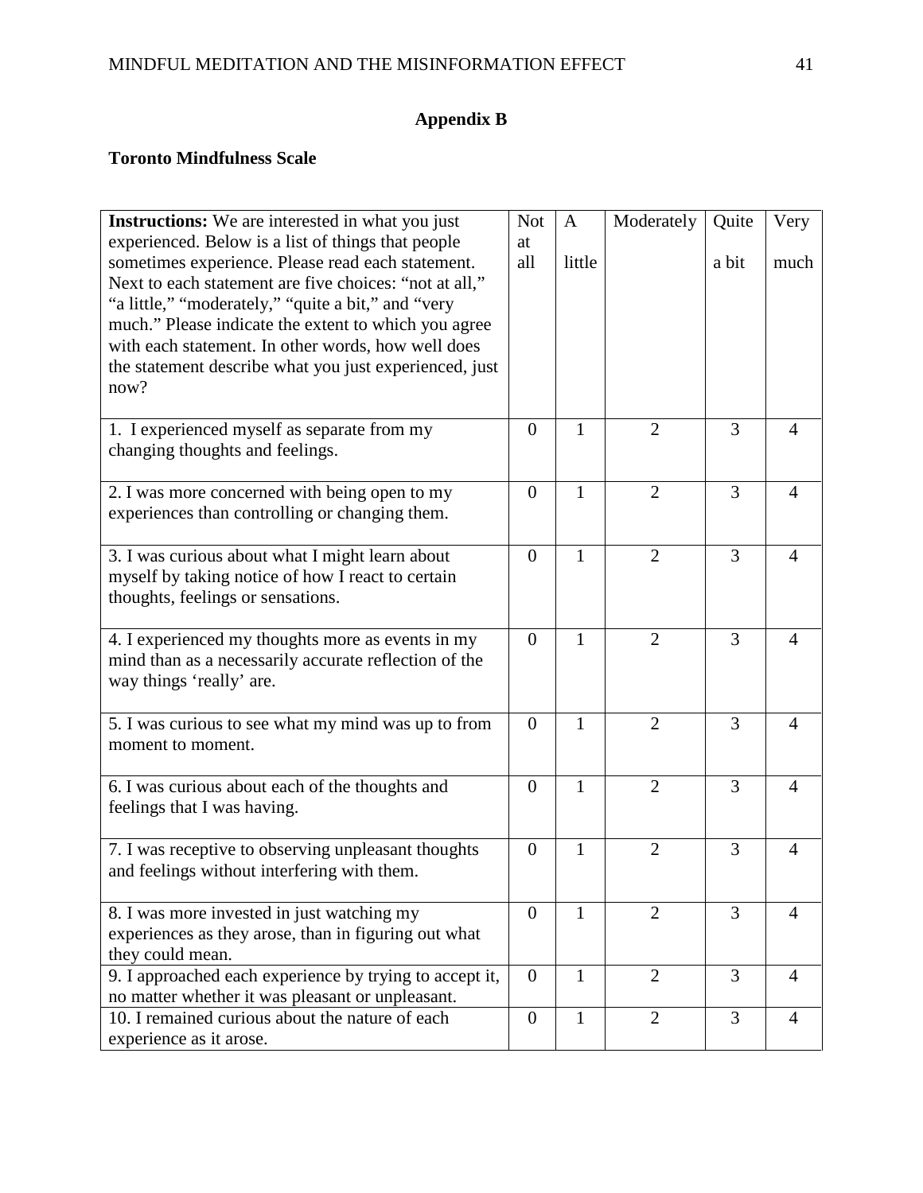## Appendix B

**Toronto Mindfulness Scale**

| **Instructions:** We are interested in what you just experienced. Below is a list of things that people sometimes experience. Please read each statement. Next to each statement are five choices: “not at all,” “a little,” “moderately,” “quite a bit,” and “very much.” Please indicate the extent to which you agree with each statement. In other words, how well does the statement describe what you just experienced, just now? | Not at all | A little | Moderately | Quite a bit | Very much |
|---|---|---|---|---|---|
| 1. I experienced myself as separate from my changing thoughts and feelings. | 0 | 1 | 2 | 3 | 4 |
| 2. I was more concerned with being open to my experiences than controlling or changing them. | 0 | 1 | 2 | 3 | 4 |
| 3. I was curious about what I might learn about myself by taking notice of how I react to certain thoughts, feelings or sensations. | 0 | 1 | 2 | 3 | 4 |
| 4. I experienced my thoughts more as events in my mind than as a necessarily accurate reflection of the way things ‘really’ are. | 0 | 1 | 2 | 3 | 4 |
| 5. I was curious to see what my mind was up to from moment to moment. | 0 | 1 | 2 | 3 | 4 |
| 6. I was curious about each of the thoughts and feelings that I was having. | 0 | 1 | 2 | 3 | 4 |
| 7. I was receptive to observing unpleasant thoughts and feelings without interfering with them. | 0 | 1 | 2 | 3 | 4 |
| 8. I was more invested in just watching my experiences as they arose, than in figuring out what they could mean. | 0 | 1 | 2 | 3 | 4 |
| 9. I approached each experience by trying to accept it, no matter whether it was pleasant or unpleasant. | 0 | 1 | 2 | 3 | 4 |
| 10. I remained curious about the nature of each experience as it arose. | 0 | 1 | 2 | 3 | 4 |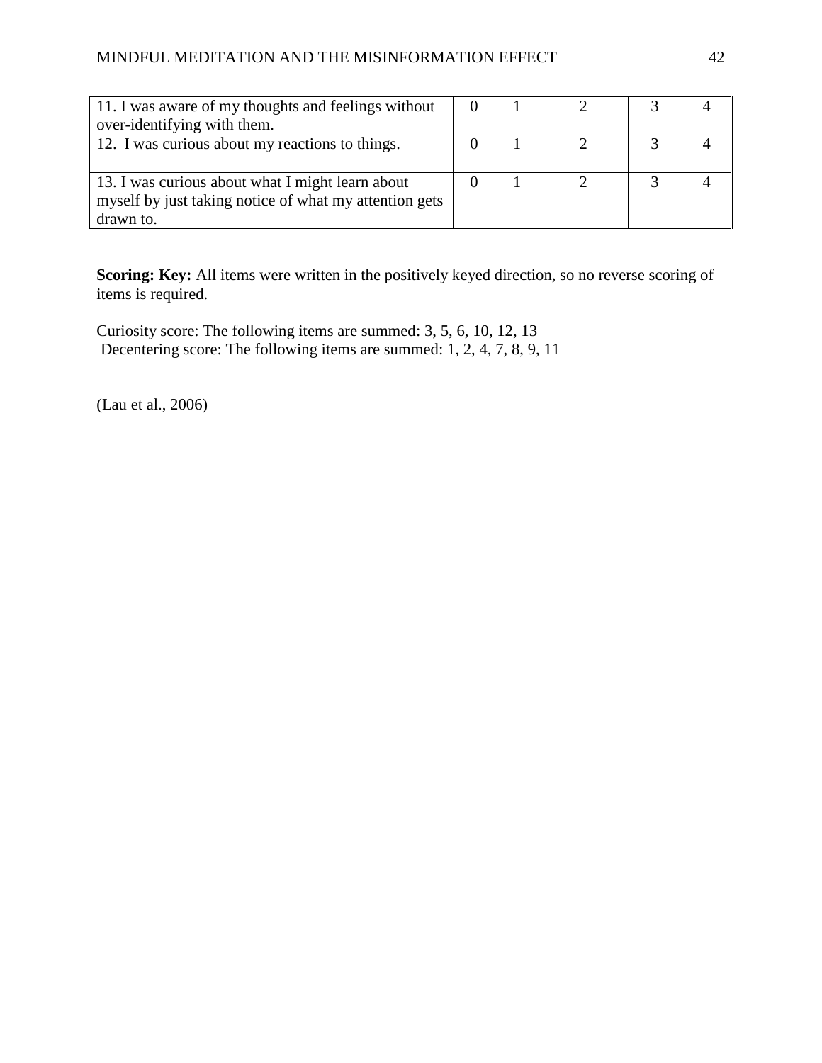| | | | | | |
|---|---|---|---|---|---|
| 11. I was aware of my thoughts and feelings without over-identifying with them. | 0 | 1 | 2 | 3 | 4 |
| 12. I was curious about my reactions to things. | 0 | 1 | 2 | 3 | 4 |
| 13. I was curious about what I might learn about myself by just taking notice of what my attention gets drawn to. | 0 | 1 | 2 | 3 | 4 |

**Scoring: Key:** All items were written in the positively keyed direction, so no reverse scoring of items is required.

Curiosity score: The following items are summed: 3, 5, 6, 10, 12, 13
Decentering score: The following items are summed: 1, 2, 4, 7, 8, 9, 11

(Lau et al., 2006)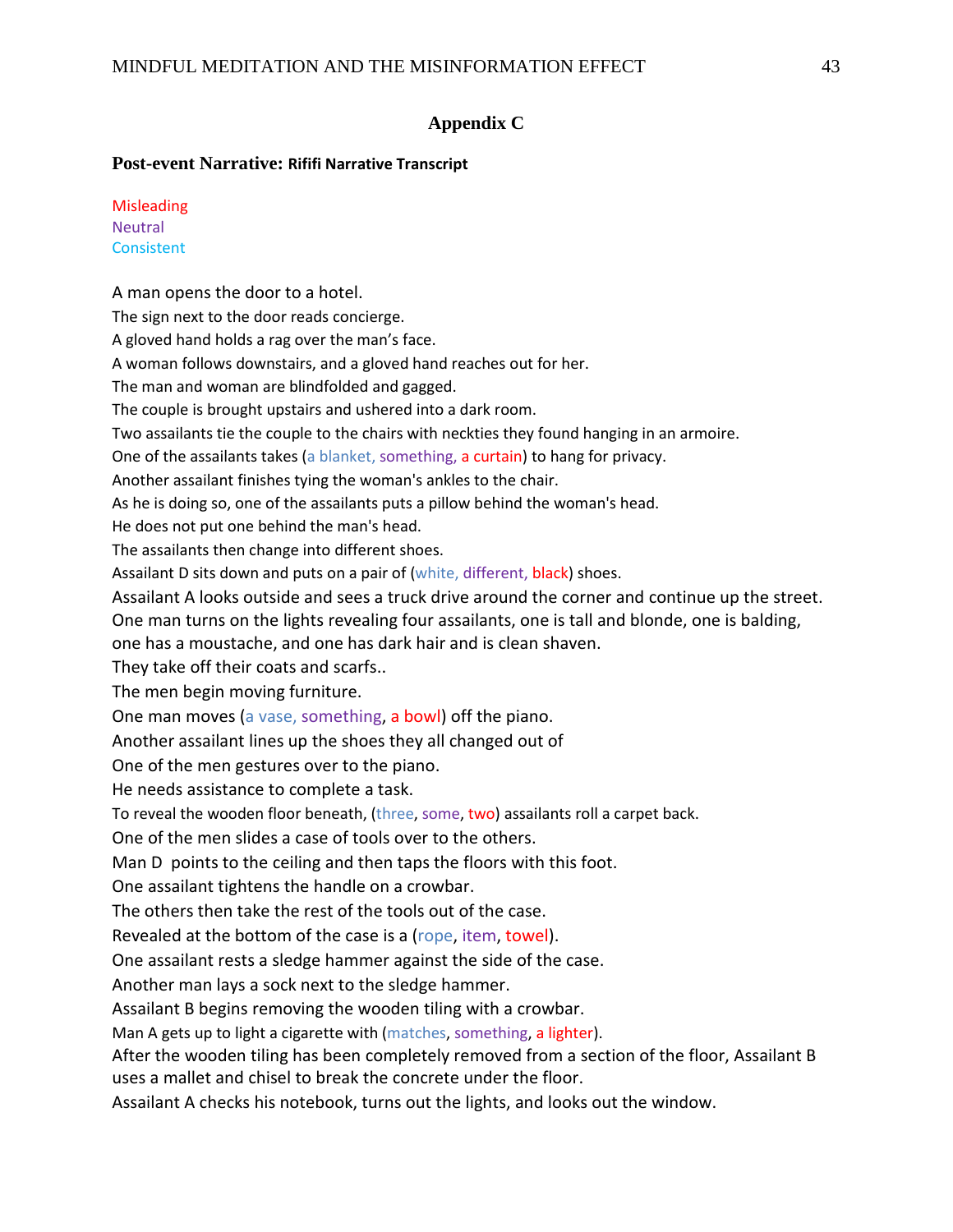## Appendix C

**Post-event Narrative: Rififi Narrative Transcript**

Misleading
Neutral
Consistent

A man opens the door to a hotel.
The sign next to the door reads concierge.
A gloved hand holds a rag over the man's face.
A woman follows downstairs, and a gloved hand reaches out for her.
The man and woman are blindfolded and gagged.
The couple is brought upstairs and ushered into a dark room.
Two assailants tie the couple to the chairs with neckties they found hanging in an armoire.
One of the assailants takes (a blanket, something, a curtain) to hang for privacy.
Another assailant finishes tying the woman's ankles to the chair.
As he is doing so, one of the assailants puts a pillow behind the woman's head.
He does not put one behind the man's head.
The assailants then change into different shoes.
Assailant D sits down and puts on a pair of (white, different, black) shoes.
Assailant A looks outside and sees a truck drive around the corner and continue up the street.
One man turns on the lights revealing four assailants, one is tall and blonde, one is balding, one has a moustache, and one has dark hair and is clean shaven.
They take off their coats and scarfs..
The men begin moving furniture.
One man moves (a vase, something, a bowl) off the piano.
Another assailant lines up the shoes they all changed out of
One of the men gestures over to the piano.
He needs assistance to complete a task.
To reveal the wooden floor beneath, (three, some, two) assailants roll a carpet back.
One of the men slides a case of tools over to the others.
Man D points to the ceiling and then taps the floors with this foot.
One assailant tightens the handle on a crowbar.
The others then take the rest of the tools out of the case.
Revealed at the bottom of the case is a (rope, item, towel).
One assailant rests a sledge hammer against the side of the case.
Another man lays a sock next to the sledge hammer.
Assailant B begins removing the wooden tiling with a crowbar.
Man A gets up to light a cigarette with (matches, something, a lighter).
After the wooden tiling has been completely removed from a section of the floor, Assailant B uses a mallet and chisel to break the concrete under the floor.
Assailant A checks his notebook, turns out the lights, and looks out the window.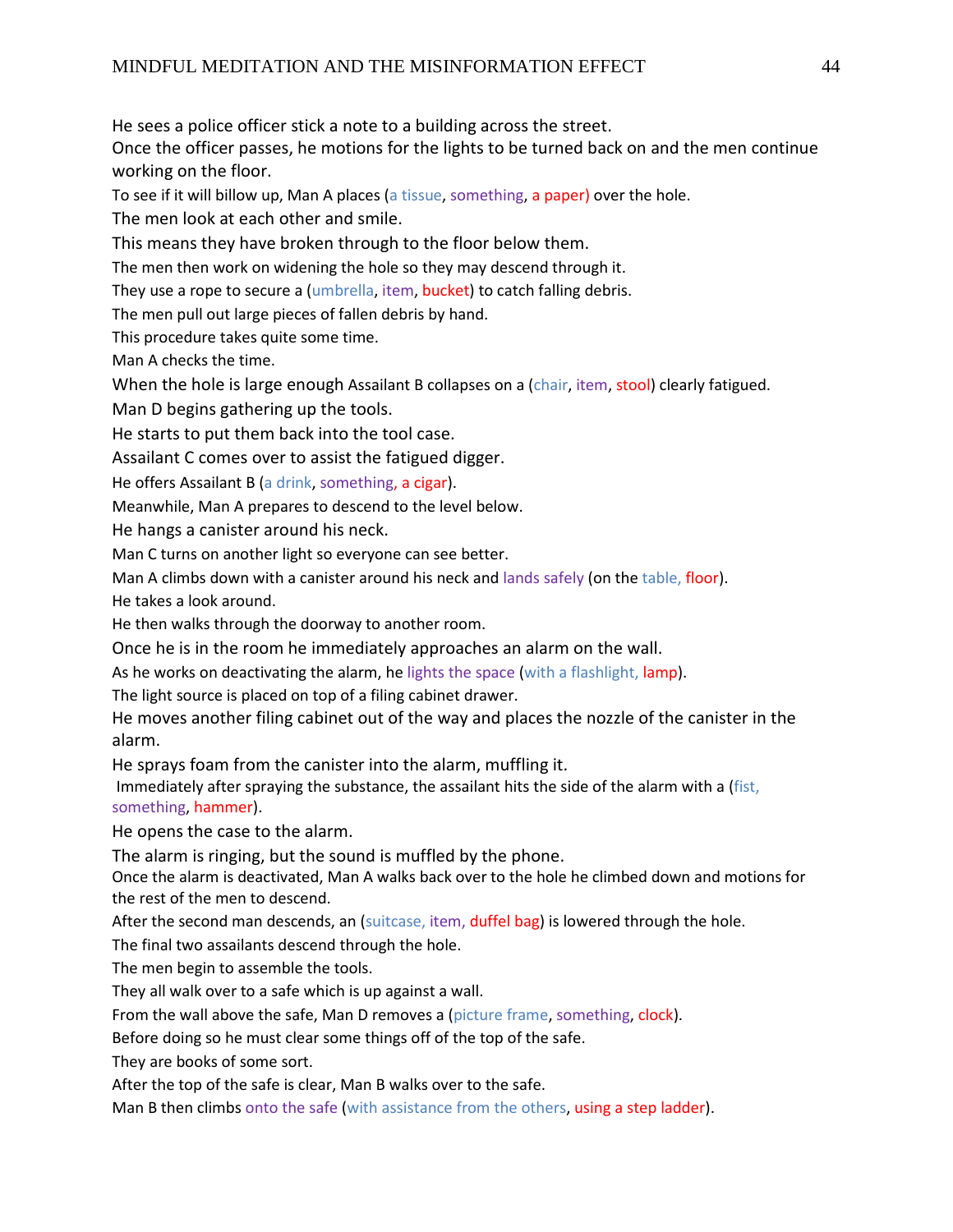He sees a police officer stick a note to a building across the street.

Once the officer passes, he motions for the lights to be turned back on and the men continue working on the floor.

To see if it will billow up, Man A places (a tissue, something, a paper) over the hole.

The men look at each other and smile.

This means they have broken through to the floor below them.

The men then work on widening the hole so they may descend through it.

They use a rope to secure a (umbrella, item, bucket) to catch falling debris.

The men pull out large pieces of fallen debris by hand.

This procedure takes quite some time.

Man A checks the time.

When the hole is large enough Assailant B collapses on a (chair, item, stool) clearly fatigued.

Man D begins gathering up the tools.

He starts to put them back into the tool case.

Assailant C comes over to assist the fatigued digger.

He offers Assailant B (a drink, something, a cigar).

Meanwhile, Man A prepares to descend to the level below.

He hangs a canister around his neck.

Man C turns on another light so everyone can see better.

Man A climbs down with a canister around his neck and lands safely (on the table, floor).

He takes a look around.

He then walks through the doorway to another room.

Once he is in the room he immediately approaches an alarm on the wall.

As he works on deactivating the alarm, he lights the space (with a flashlight, lamp).

The light source is placed on top of a filing cabinet drawer.

He moves another filing cabinet out of the way and places the nozzle of the canister in the alarm.

He sprays foam from the canister into the alarm, muffling it.

Immediately after spraying the substance, the assailant hits the side of the alarm with a (fist, something, hammer).

He opens the case to the alarm.

The alarm is ringing, but the sound is muffled by the phone.

Once the alarm is deactivated, Man A walks back over to the hole he climbed down and motions for the rest of the men to descend.

After the second man descends, an (suitcase, item, duffel bag) is lowered through the hole.

The final two assailants descend through the hole.

The men begin to assemble the tools.

They all walk over to a safe which is up against a wall.

From the wall above the safe, Man D removes a (picture frame, something, clock).

Before doing so he must clear some things off of the top of the safe.

They are books of some sort.

After the top of the safe is clear, Man B walks over to the safe.

Man B then climbs onto the safe (with assistance from the others, using a step ladder).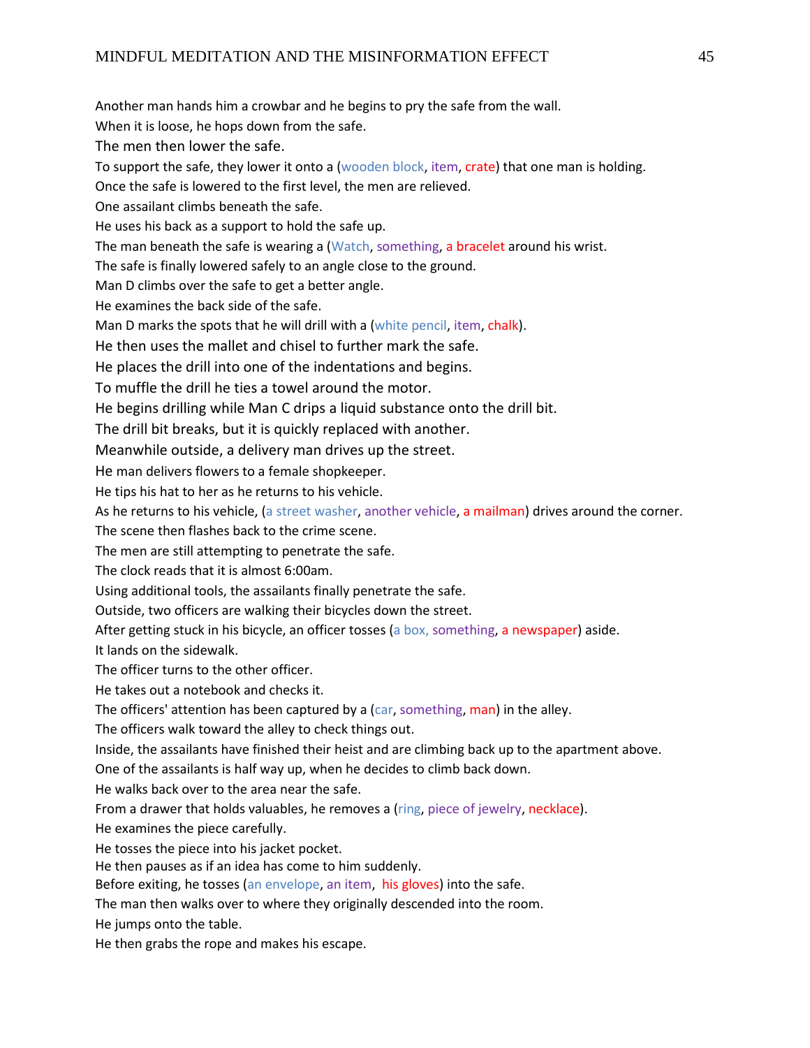Another man hands him a crowbar and he begins to pry the safe from the wall.
When it is loose, he hops down from the safe.
The men then lower the safe.
To support the safe, they lower it onto a (wooden block, item, crate) that one man is holding.
Once the safe is lowered to the first level, the men are relieved.
One assailant climbs beneath the safe.
He uses his back as a support to hold the safe up.
The man beneath the safe is wearing a (Watch, something, a bracelet around his wrist.
The safe is finally lowered safely to an angle close to the ground.
Man D climbs over the safe to get a better angle.
He examines the back side of the safe.
Man D marks the spots that he will drill with a (white pencil, item, chalk).
He then uses the mallet and chisel to further mark the safe.
He places the drill into one of the indentations and begins.
To muffle the drill he ties a towel around the motor.
He begins drilling while Man C drips a liquid substance onto the drill bit.
The drill bit breaks, but it is quickly replaced with another.
Meanwhile outside, a delivery man drives up the street.
He man delivers flowers to a female shopkeeper.
He tips his hat to her as he returns to his vehicle.
As he returns to his vehicle, (a street washer, another vehicle, a mailman) drives around the corner.
The scene then flashes back to the crime scene.
The men are still attempting to penetrate the safe.
The clock reads that it is almost 6:00am.
Using additional tools, the assailants finally penetrate the safe.
Outside, two officers are walking their bicycles down the street.
After getting stuck in his bicycle, an officer tosses (a box, something, a newspaper) aside.
It lands on the sidewalk.
The officer turns to the other officer.
He takes out a notebook and checks it.
The officers' attention has been captured by a (car, something, man) in the alley.
The officers walk toward the alley to check things out.
Inside, the assailants have finished their heist and are climbing back up to the apartment above.
One of the assailants is half way up, when he decides to climb back down.
He walks back over to the area near the safe.
From a drawer that holds valuables, he removes a (ring, piece of jewelry, necklace).
He examines the piece carefully.
He tosses the piece into his jacket pocket.
He then pauses as if an idea has come to him suddenly.
Before exiting, he tosses (an envelope, an item, his gloves) into the safe.
The man then walks over to where they originally descended into the room.
He jumps onto the table.
He then grabs the rope and makes his escape.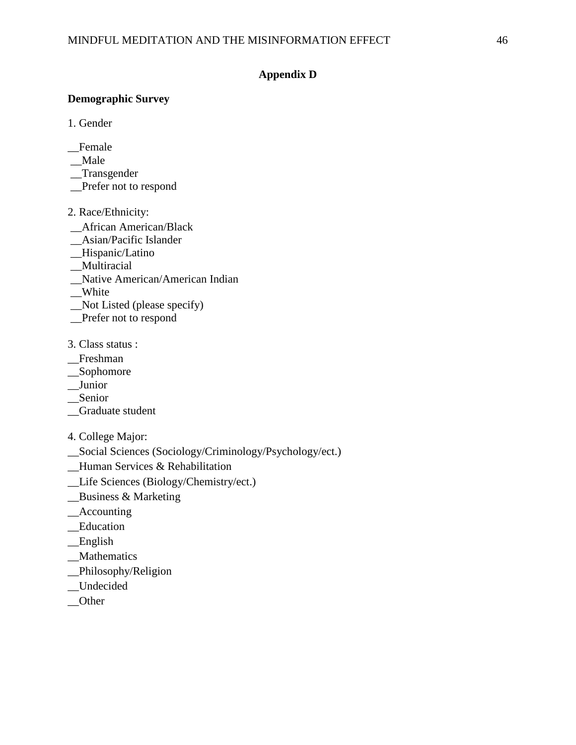# Appendix D

**Demographic Survey**

1. Gender

__Female
__Male
__Transgender
__Prefer not to respond

2. Race/Ethnicity:

__African American/Black
__Asian/Pacific Islander
__Hispanic/Latino
__Multiracial
__Native American/American Indian
__White
__Not Listed (please specify)
__Prefer not to respond

3. Class status :

__Freshman
__Sophomore
__Junior
__Senior
__Graduate student

4. College Major:

__Social Sciences (Sociology/Criminology/Psychology/ect.)
__Human Services & Rehabilitation
__Life Sciences (Biology/Chemistry/ect.)
__Business & Marketing
__Accounting
__Education
__English
__Mathematics
__Philosophy/Religion
__Undecided
__Other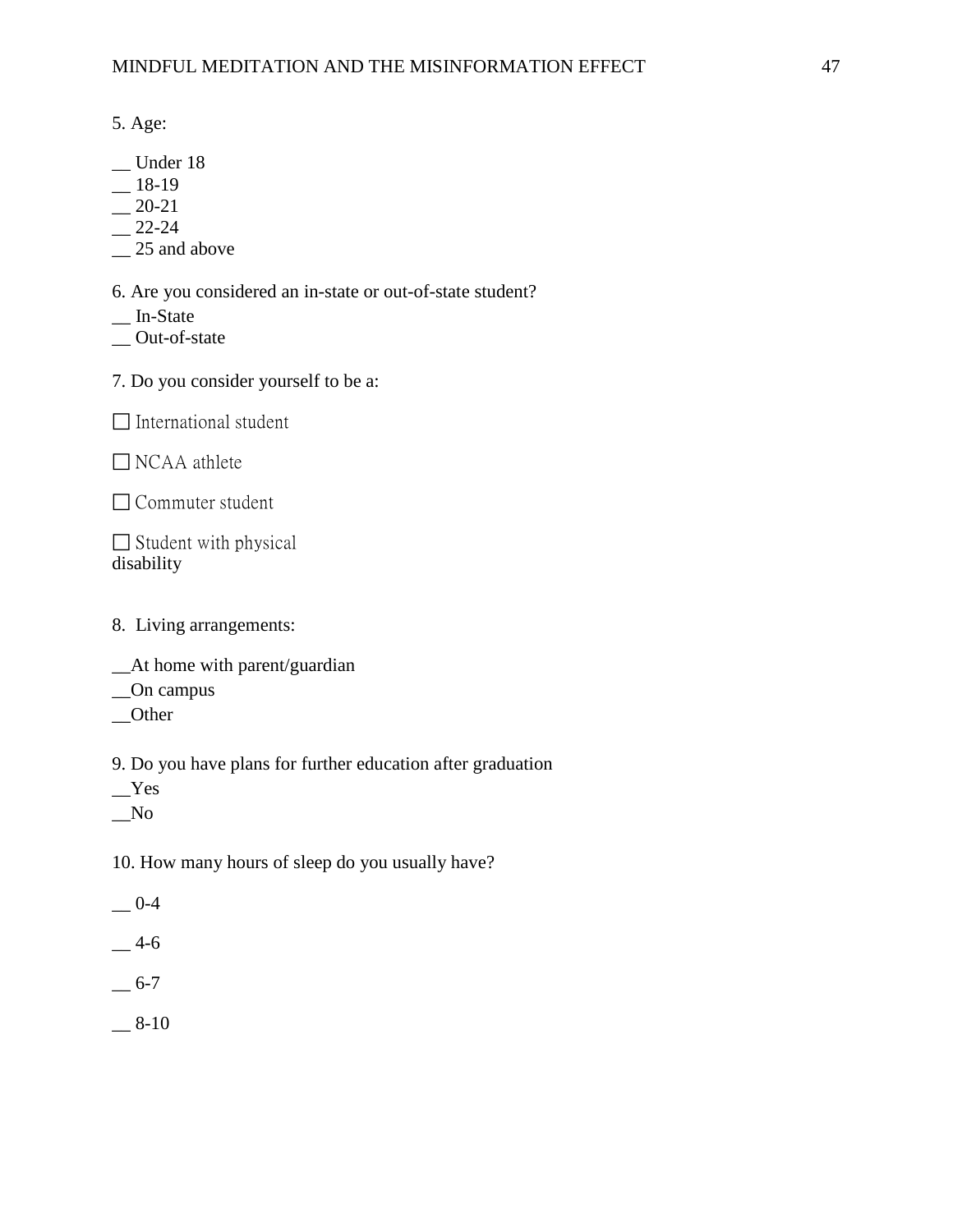5. Age:

__ Under 18
__ 18-19
__ 20-21
__ 22-24
__ 25 and above

6. Are you considered an in-state or out-of-state student?

__ In-State
__ Out-of-state

7. Do you consider yourself to be a:

☐ International student

☐ NCAA athlete

☐ Commuter student

☐ Student with physical disability

8. Living arrangements:

__At home with parent/guardian
__On campus
__Other

9. Do you have plans for further education after graduation

__Yes
__No

10. How many hours of sleep do you usually have?

__ 0-4

__ 4-6

__ 6-7

__ 8-10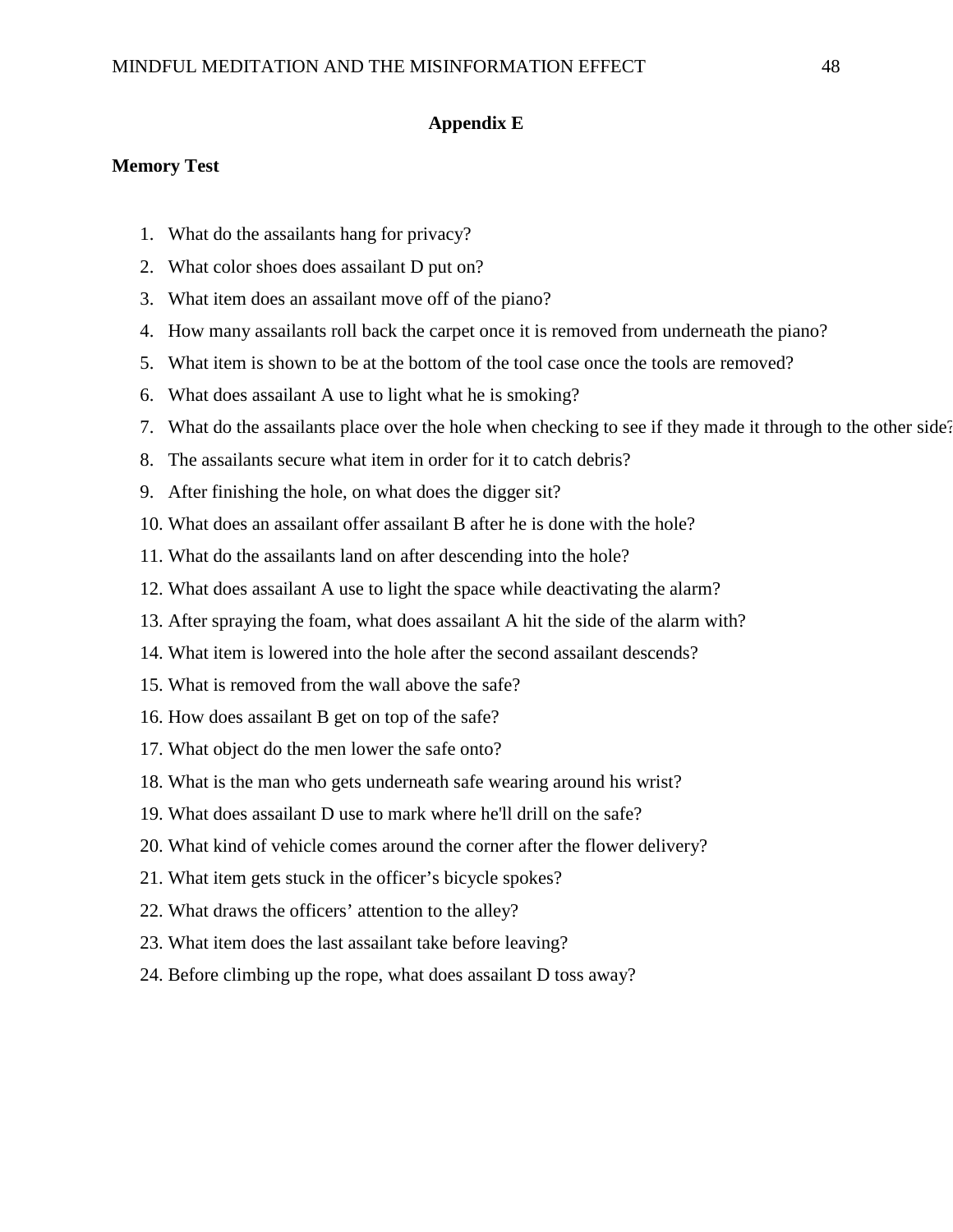## Appendix E

**Memory Test**

1. What do the assailants hang for privacy?
2. What color shoes does assailant D put on?
3. What item does an assailant move off of the piano?
4. How many assailants roll back the carpet once it is removed from underneath the piano?
5. What item is shown to be at the bottom of the tool case once the tools are removed?
6. What does assailant A use to light what he is smoking?
7. What do the assailants place over the hole when checking to see if they made it through to the other side?
8. The assailants secure what item in order for it to catch debris?
9. After finishing the hole, on what does the digger sit?
10. What does an assailant offer assailant B after he is done with the hole?
11. What do the assailants land on after descending into the hole?
12. What does assailant A use to light the space while deactivating the alarm?
13. After spraying the foam, what does assailant A hit the side of the alarm with?
14. What item is lowered into the hole after the second assailant descends?
15. What is removed from the wall above the safe?
16. How does assailant B get on top of the safe?
17. What object do the men lower the safe onto?
18. What is the man who gets underneath safe wearing around his wrist?
19. What does assailant D use to mark where he'll drill on the safe?
20. What kind of vehicle comes around the corner after the flower delivery?
21. What item gets stuck in the officer's bicycle spokes?
22. What draws the officers' attention to the alley?
23. What item does the last assailant take before leaving?
24. Before climbing up the rope, what does assailant D toss away?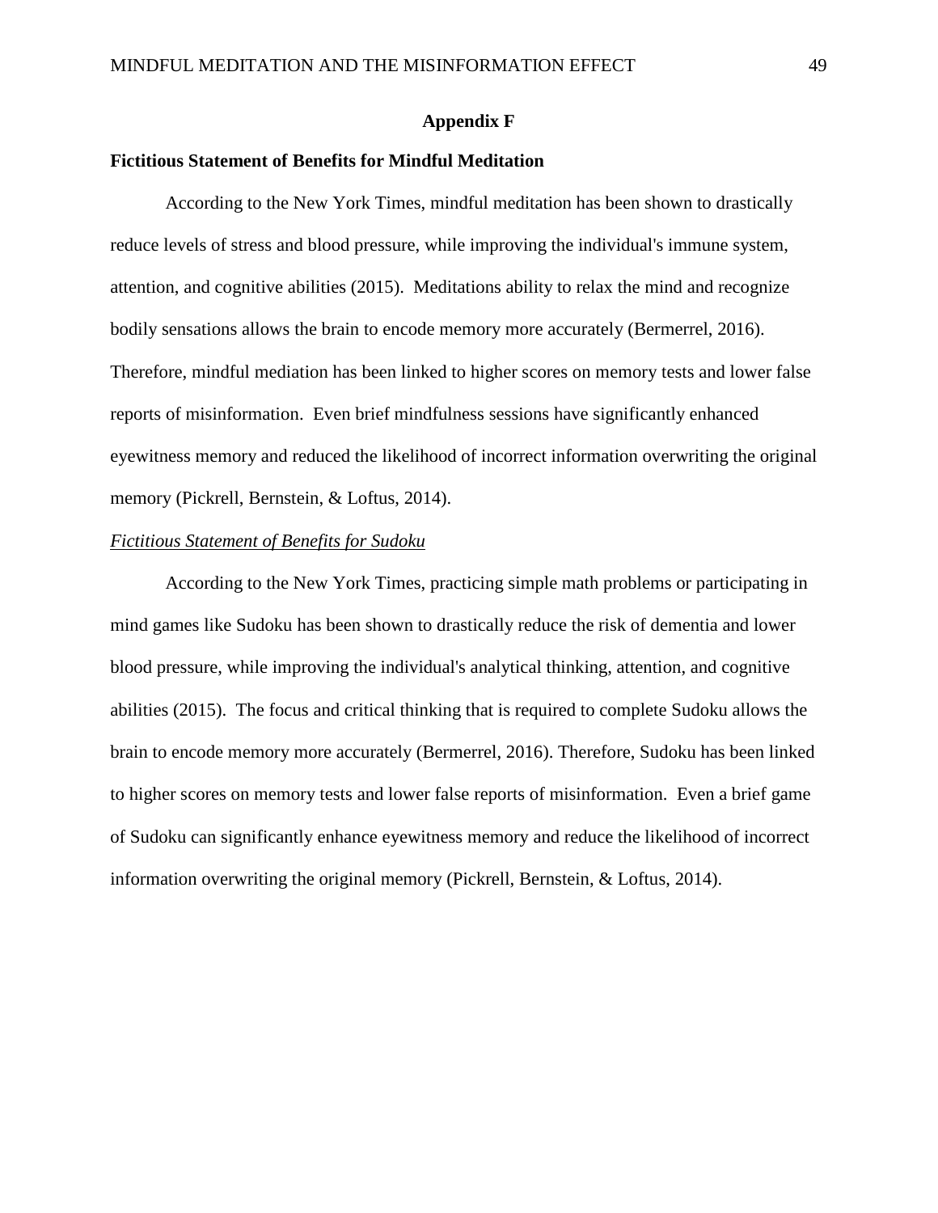## Appendix F

### Fictitious Statement of Benefits for Mindful Meditation

According to the New York Times, mindful meditation has been shown to drastically reduce levels of stress and blood pressure, while improving the individual's immune system, attention, and cognitive abilities (2015). Meditations ability to relax the mind and recognize bodily sensations allows the brain to encode memory more accurately (Bermerrel, 2016). Therefore, mindful mediation has been linked to higher scores on memory tests and lower false reports of misinformation. Even brief mindfulness sessions have significantly enhanced eyewitness memory and reduced the likelihood of incorrect information overwriting the original memory (Pickrell, Bernstein, & Loftus, 2014).

#### *Fictitious Statement of Benefits for Sudoku*

According to the New York Times, practicing simple math problems or participating in mind games like Sudoku has been shown to drastically reduce the risk of dementia and lower blood pressure, while improving the individual's analytical thinking, attention, and cognitive abilities (2015). The focus and critical thinking that is required to complete Sudoku allows the brain to encode memory more accurately (Bermerrel, 2016). Therefore, Sudoku has been linked to higher scores on memory tests and lower false reports of misinformation. Even a brief game of Sudoku can significantly enhance eyewitness memory and reduce the likelihood of incorrect information overwriting the original memory (Pickrell, Bernstein, & Loftus, 2014).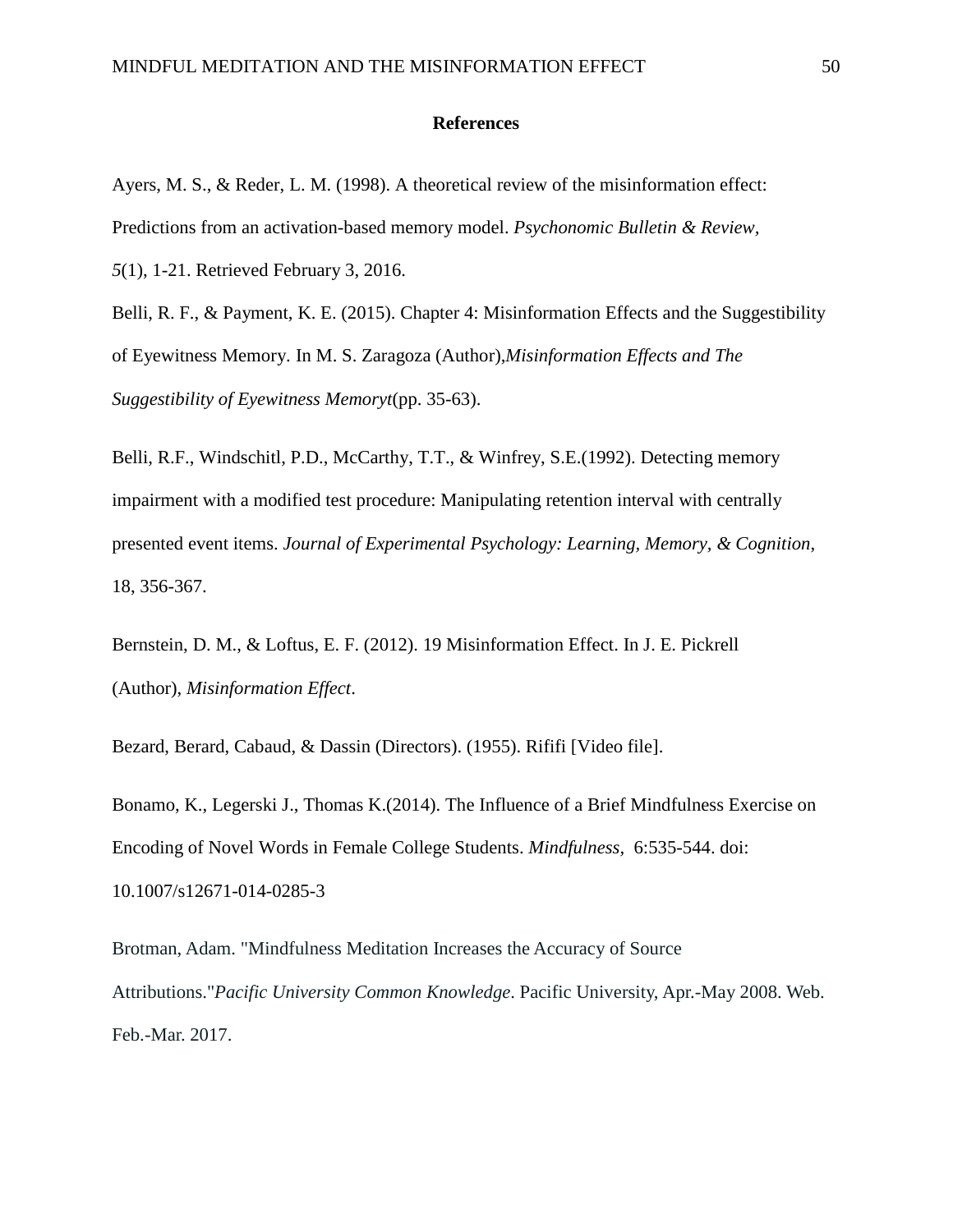**References**

Ayers, M. S., & Reder, L. M. (1998). A theoretical review of the misinformation effect: Predictions from an activation-based memory model. *Psychonomic Bulletin & Review*, *5*(1), 1-21. Retrieved February 3, 2016.

Belli, R. F., & Payment, K. E. (2015). Chapter 4: Misinformation Effects and the Suggestibility of Eyewitness Memory. In M. S. Zaragoza (Author),*Misinformation Effects and The Suggestibility of Eyewitness Memoryt*(pp. 35-63).

Belli, R.F., Windschitl, P.D., McCarthy, T.T., & Winfrey, S.E.(1992). Detecting memory impairment with a modified test procedure: Manipulating retention interval with centrally presented event items. *Journal of Experimental Psychology: Learning, Memory, & Cognition*, 18, 356-367.

Bernstein, D. M., & Loftus, E. F. (2012). 19 Misinformation Effect. In J. E. Pickrell (Author), *Misinformation Effect*.

Bezard, Berard, Cabaud, & Dassin (Directors). (1955). Rififi [Video file].

Bonamo, K., Legerski J., Thomas K.(2014). The Influence of a Brief Mindfulness Exercise on Encoding of Novel Words in Female College Students. *Mindfulness*, 6:535-544. doi: 10.1007/s12671-014-0285-3

Brotman, Adam. "Mindfulness Meditation Increases the Accuracy of Source Attributions."*Pacific University Common Knowledge*. Pacific University, Apr.-May 2008. Web. Feb.-Mar. 2017.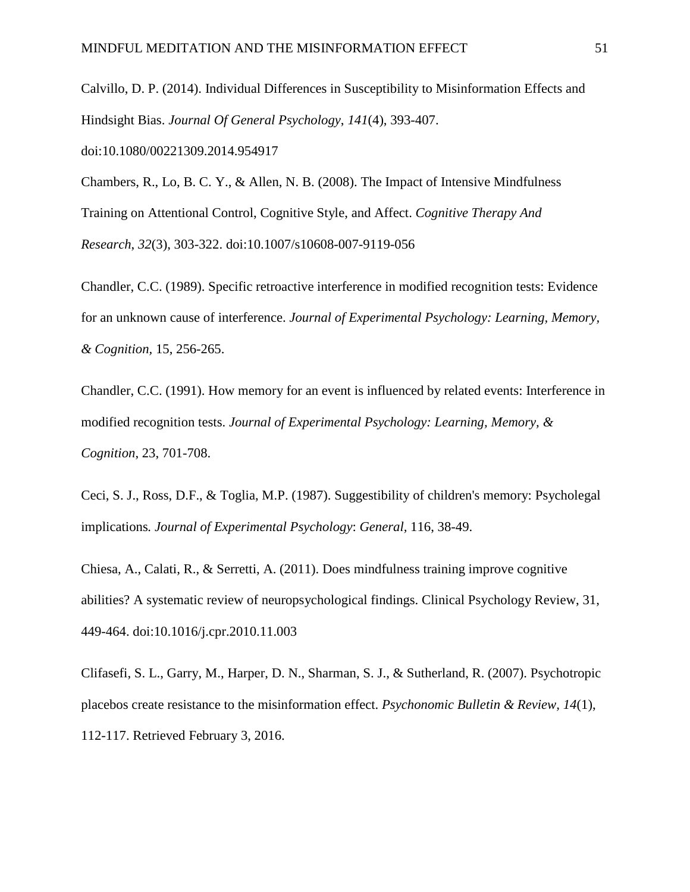Calvillo, D. P. (2014). Individual Differences in Susceptibility to Misinformation Effects and Hindsight Bias. *Journal Of General Psychology*, *141*(4), 393-407. doi:10.1080/00221309.2014.954917

Chambers, R., Lo, B. C. Y., & Allen, N. B. (2008). The Impact of Intensive Mindfulness Training on Attentional Control, Cognitive Style, and Affect. *Cognitive Therapy And Research*, *32*(3), 303-322. doi:10.1007/s10608-007-9119-056

Chandler, C.C. (1989). Specific retroactive interference in modified recognition tests: Evidence for an unknown cause of interference. *Journal of Experimental Psychology: Learning, Memory, & Cognition*, 15, 256-265.

Chandler, C.C. (1991). How memory for an event is influenced by related events: Interference in modified recognition tests. *Journal of Experimental Psychology: Learning, Memory, & Cognition*, 23, 701-708.

Ceci, S. J., Ross, D.F., & Toglia, M.P. (1987). Suggestibility of children's memory: Psycholegal implications*. Journal of Experimental Psychology*: *General,* 116, 38-49.

Chiesa, A., Calati, R., & Serretti, A. (2011). Does mindfulness training improve cognitive abilities? A systematic review of neuropsychological findings. Clinical Psychology Review, 31, 449-464. doi:10.1016/j.cpr.2010.11.003

Clifasefi, S. L., Garry, M., Harper, D. N., Sharman, S. J., & Sutherland, R. (2007). Psychotropic placebos create resistance to the misinformation effect. *Psychonomic Bulletin & Review*, *14*(1), 112-117. Retrieved February 3, 2016.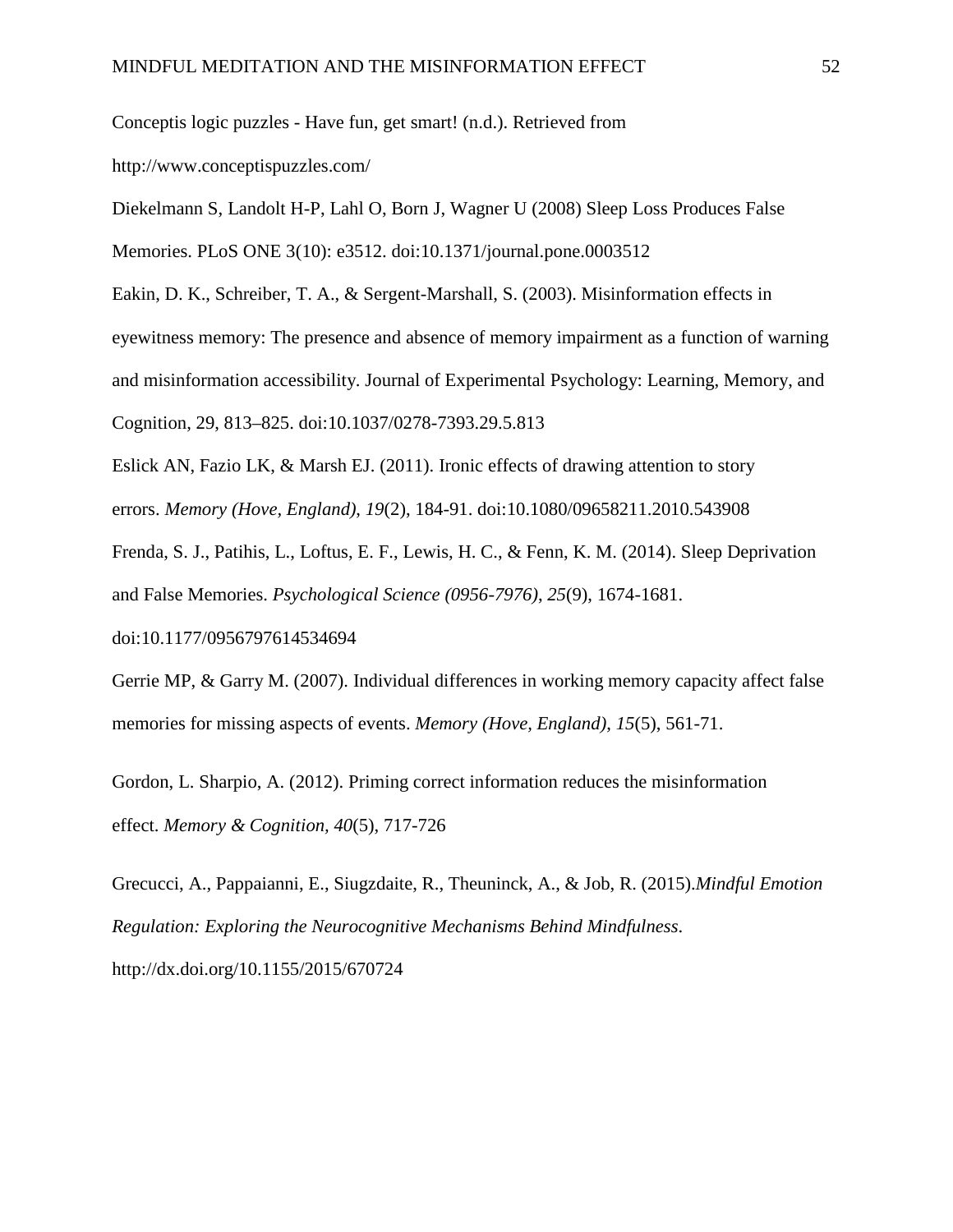Conceptis logic puzzles - Have fun, get smart! (n.d.). Retrieved from http://www.conceptispuzzles.com/

Diekelmann S, Landolt H-P, Lahl O, Born J, Wagner U (2008) Sleep Loss Produces False Memories. PLoS ONE 3(10): e3512. doi:10.1371/journal.pone.0003512

Eakin, D. K., Schreiber, T. A., & Sergent-Marshall, S. (2003). Misinformation effects in eyewitness memory: The presence and absence of memory impairment as a function of warning and misinformation accessibility. Journal of Experimental Psychology: Learning, Memory, and Cognition, 29, 813–825. doi:10.1037/0278-7393.29.5.813

Eslick AN, Fazio LK, & Marsh EJ. (2011). Ironic effects of drawing attention to story errors. *Memory (Hove, England)*, *19*(2), 184-91. doi:10.1080/09658211.2010.543908

Frenda, S. J., Patihis, L., Loftus, E. F., Lewis, H. C., & Fenn, K. M. (2014). Sleep Deprivation and False Memories. *Psychological Science (0956-7976)*, *25*(9), 1674-1681. doi:10.1177/0956797614534694

Gerrie MP, & Garry M. (2007). Individual differences in working memory capacity affect false memories for missing aspects of events. *Memory (Hove, England)*, *15*(5), 561-71.

Gordon, L. Sharpio, A. (2012). Priming correct information reduces the misinformation effect. *Memory & Cognition, 40*(5), 717-726

Grecucci, A., Pappaianni, E., Siugzdaite, R., Theuninck, A., & Job, R. (2015).*Mindful Emotion Regulation: Exploring the Neurocognitive Mechanisms Behind Mindfulness*. http://dx.doi.org/10.1155/2015/670724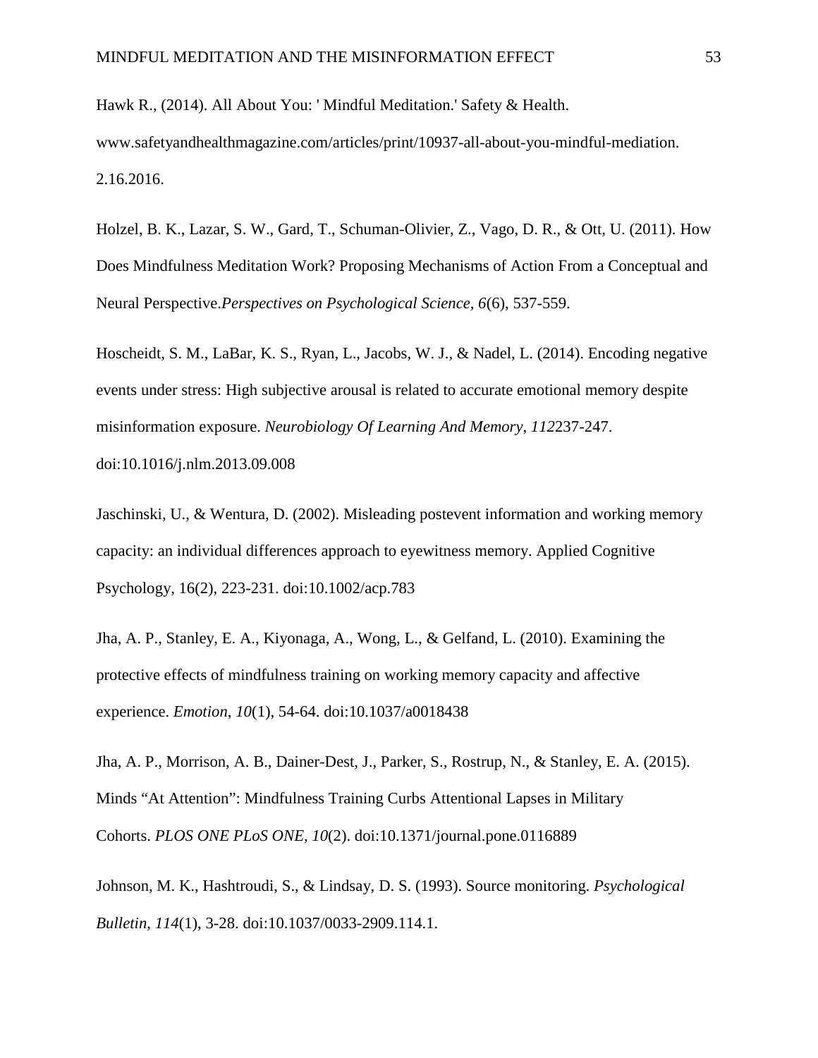Hawk R., (2014). All About You: ' Mindful Meditation.' Safety & Health. www.safetyandhealthmagazine.com/articles/print/10937-all-about-you-mindful-mediation. 2.16.2016.

Holzel, B. K., Lazar, S. W., Gard, T., Schuman-Olivier, Z., Vago, D. R., & Ott, U. (2011). How Does Mindfulness Meditation Work? Proposing Mechanisms of Action From a Conceptual and Neural Perspective.*Perspectives on Psychological Science, 6*(6), 537-559.

Hoscheidt, S. M., LaBar, K. S., Ryan, L., Jacobs, W. J., & Nadel, L. (2014). Encoding negative events under stress: High subjective arousal is related to accurate emotional memory despite misinformation exposure. *Neurobiology Of Learning And Memory*, *112*237-247. doi:10.1016/j.nlm.2013.09.008

Jaschinski, U., & Wentura, D. (2002). Misleading postevent information and working memory capacity: an individual differences approach to eyewitness memory. Applied Cognitive Psychology, 16(2), 223-231. doi:10.1002/acp.783

Jha, A. P., Stanley, E. A., Kiyonaga, A., Wong, L., & Gelfand, L. (2010). Examining the protective effects of mindfulness training on working memory capacity and affective experience. *Emotion*, *10*(1), 54-64. doi:10.1037/a0018438

Jha, A. P., Morrison, A. B., Dainer-Dest, J., Parker, S., Rostrup, N., & Stanley, E. A. (2015). Minds “At Attention”: Mindfulness Training Curbs Attentional Lapses in Military Cohorts. *PLOS ONE PLoS ONE, 10*(2). doi:10.1371/journal.pone.0116889

Johnson, M. K., Hashtroudi, S., & Lindsay, D. S. (1993). Source monitoring. *Psychological Bulletin*, *114*(1), 3-28. doi:10.1037/0033-2909.114.1.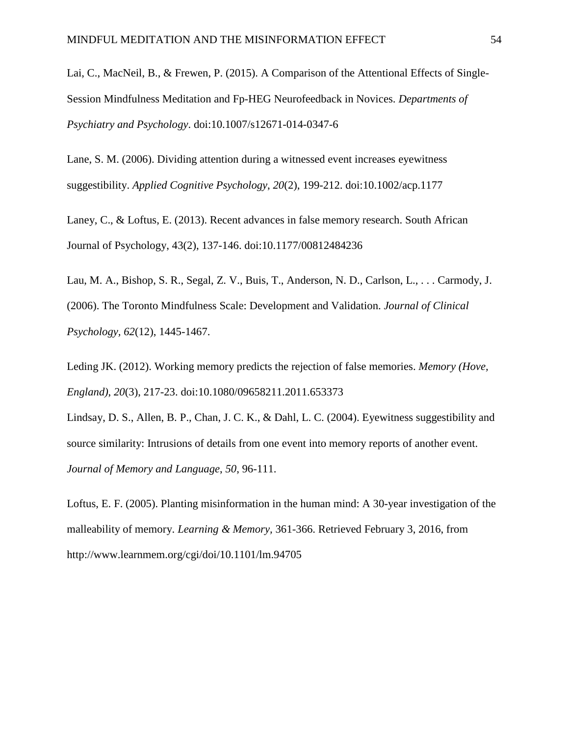Lai, C., MacNeil, B., & Frewen, P. (2015). A Comparison of the Attentional Effects of Single-Session Mindfulness Meditation and Fp-HEG Neurofeedback in Novices. *Departments of Psychiatry and Psychology*. doi:10.1007/s12671-014-0347-6

Lane, S. M. (2006). Dividing attention during a witnessed event increases eyewitness suggestibility. *Applied Cognitive Psychology*, *20*(2), 199-212. doi:10.1002/acp.1177

Laney, C., & Loftus, E. (2013). Recent advances in false memory research. South African Journal of Psychology, 43(2), 137-146. doi:10.1177/00812484236

Lau, M. A., Bishop, S. R., Segal, Z. V., Buis, T., Anderson, N. D., Carlson, L., . . . Carmody, J. (2006). The Toronto Mindfulness Scale: Development and Validation. *Journal of Clinical Psychology*, *62*(12), 1445-1467.

Leding JK. (2012). Working memory predicts the rejection of false memories. *Memory (Hove, England)*, *20*(3), 217-23. doi:10.1080/09658211.2011.653373

Lindsay, D. S., Allen, B. P., Chan, J. C. K., & Dahl, L. C. (2004). Eyewitness suggestibility and source similarity: Intrusions of details from one event into memory reports of another event. *Journal of Memory and Language*, *50*, 96-111.

Loftus, E. F. (2005). Planting misinformation in the human mind: A 30-year investigation of the malleability of memory. *Learning & Memory,* 361-366. Retrieved February 3, 2016, from http://www.learnmem.org/cgi/doi/10.1101/lm.94705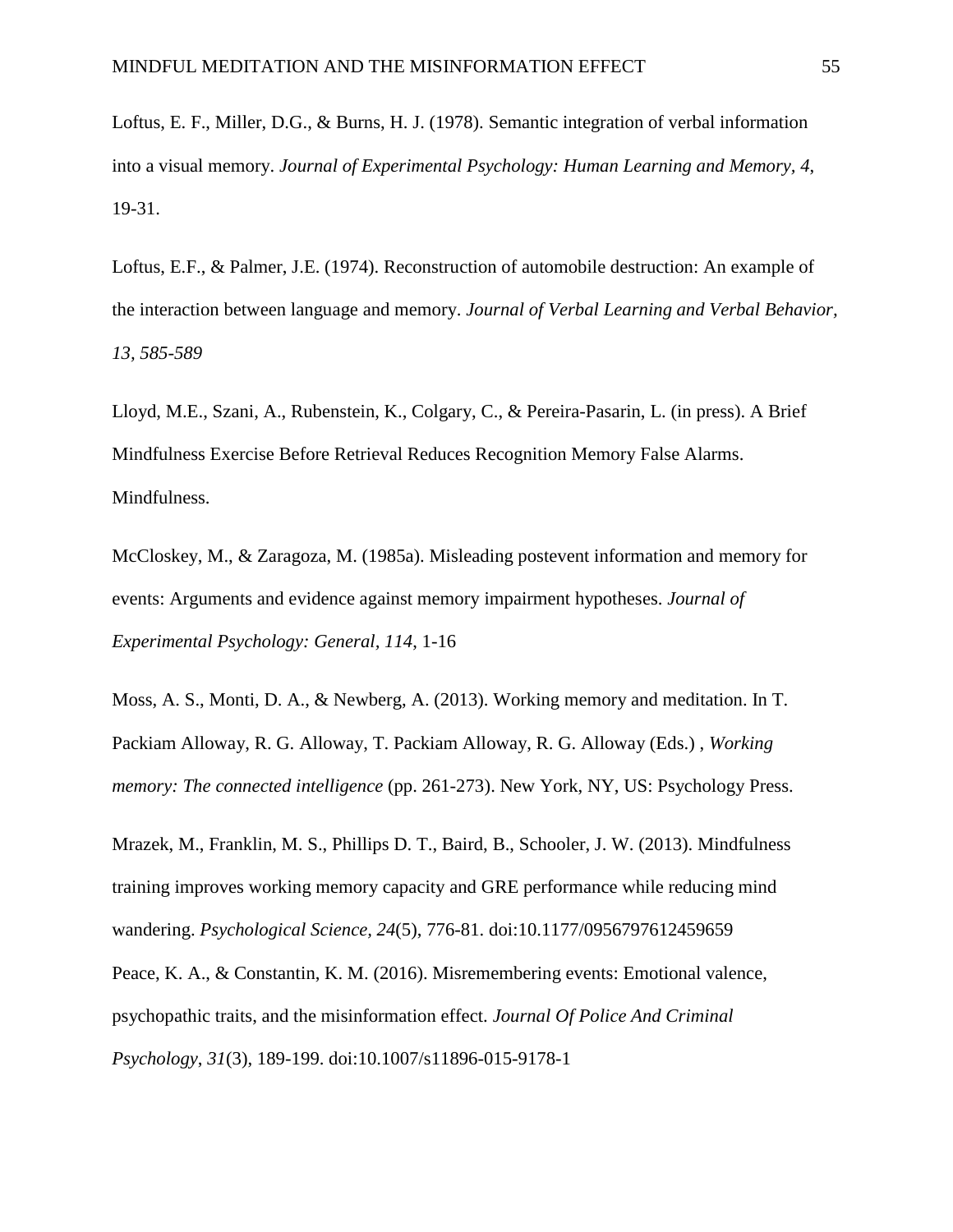Loftus, E. F., Miller, D.G., & Burns, H. J. (1978). Semantic integration of verbal information into a visual memory. *Journal of Experimental Psychology: Human Learning and Memory, 4*, 19-31.

Loftus, E.F., & Palmer, J.E. (1974). Reconstruction of automobile destruction: An example of the interaction between language and memory. *Journal of Verbal Learning and Verbal Behavior, 13, 585-589*

Lloyd, M.E., Szani, A., Rubenstein, K., Colgary, C., & Pereira-Pasarin, L. (in press). A Brief Mindfulness Exercise Before Retrieval Reduces Recognition Memory False Alarms. Mindfulness.

McCloskey, M., & Zaragoza, M. (1985a). Misleading postevent information and memory for events: Arguments and evidence against memory impairment hypotheses. *Journal of Experimental Psychology: General*, *114*, 1-16

Moss, A. S., Monti, D. A., & Newberg, A. (2013). Working memory and meditation. In T. Packiam Alloway, R. G. Alloway, T. Packiam Alloway, R. G. Alloway (Eds.) , *Working memory: The connected intelligence* (pp. 261-273). New York, NY, US: Psychology Press.

Mrazek, M., Franklin, M. S., Phillips D. T., Baird, B., Schooler, J. W. (2013). Mindfulness training improves working memory capacity and GRE performance while reducing mind wandering. *Psychological Science*, *24*(5), 776-81. doi:10.1177/0956797612459659

Peace, K. A., & Constantin, K. M. (2016). Misremembering events: Emotional valence, psychopathic traits, and the misinformation effect. *Journal Of Police And Criminal Psychology*, *31*(3), 189-199. doi:10.1007/s11896-015-9178-1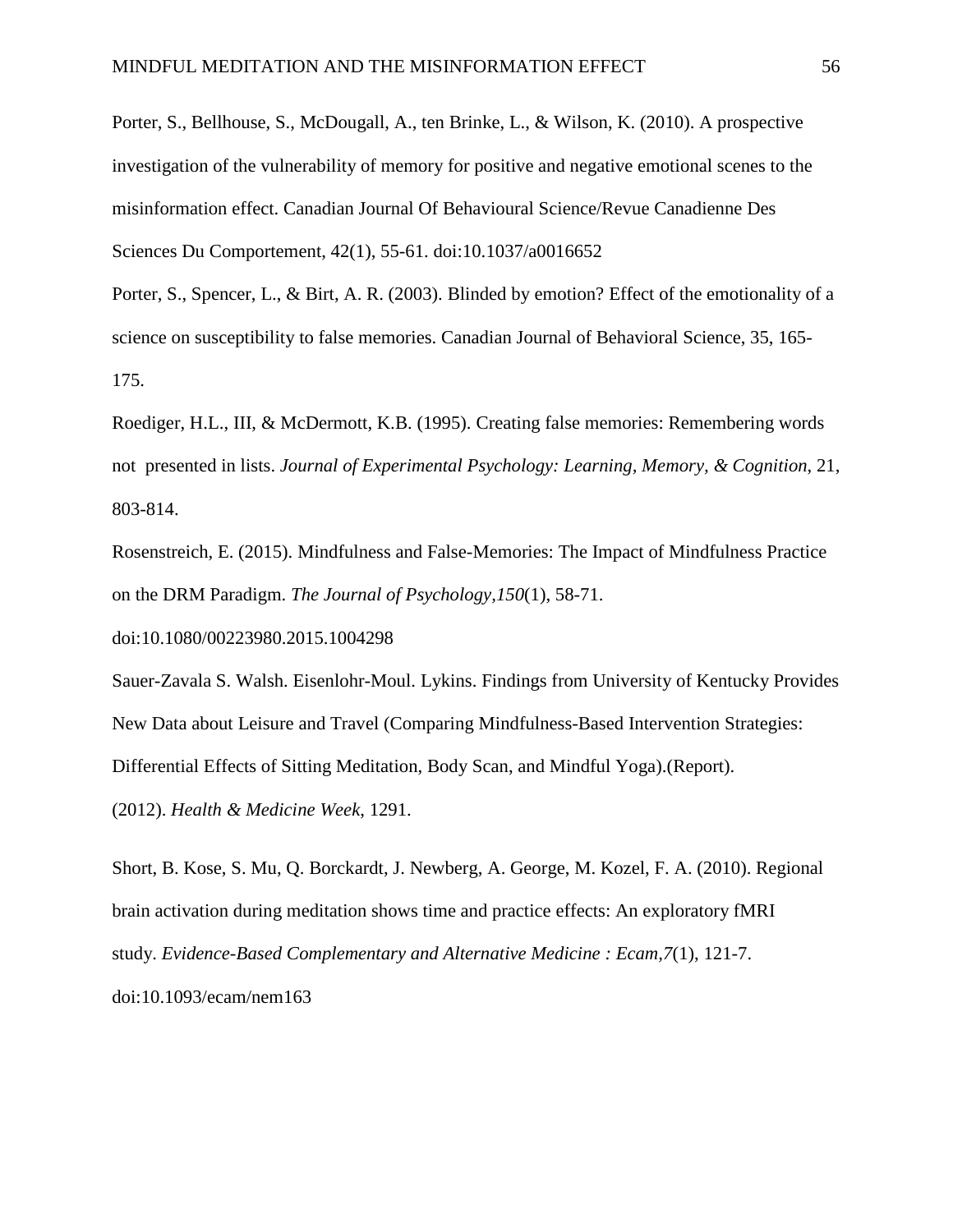Porter, S., Bellhouse, S., McDougall, A., ten Brinke, L., & Wilson, K. (2010). A prospective investigation of the vulnerability of memory for positive and negative emotional scenes to the misinformation effect. Canadian Journal Of Behavioural Science/Revue Canadienne Des Sciences Du Comportement, 42(1), 55-61. doi:10.1037/a0016652

Porter, S., Spencer, L., & Birt, A. R. (2003). Blinded by emotion? Effect of the emotionality of a science on susceptibility to false memories. Canadian Journal of Behavioral Science, 35, 165-175.

Roediger, H.L., III, & McDermott, K.B. (1995). Creating false memories: Remembering words not presented in lists. *Journal of Experimental Psychology: Learning, Memory, & Cognition*, 21, 803-814.

Rosenstreich, E. (2015). Mindfulness and False-Memories: The Impact of Mindfulness Practice on the DRM Paradigm. *The Journal of Psychology,150*(1), 58-71. doi:10.1080/00223980.2015.1004298

Sauer-Zavala S. Walsh. Eisenlohr-Moul. Lykins. Findings from University of Kentucky Provides New Data about Leisure and Travel (Comparing Mindfulness-Based Intervention Strategies: Differential Effects of Sitting Meditation, Body Scan, and Mindful Yoga).(Report). (2012). *Health & Medicine Week*, 1291.

Short, B. Kose, S. Mu, Q. Borckardt, J. Newberg, A. George, M. Kozel, F. A. (2010). Regional brain activation during meditation shows time and practice effects: An exploratory fMRI study. *Evidence-Based Complementary and Alternative Medicine : Ecam,7*(1), 121-7. doi:10.1093/ecam/nem163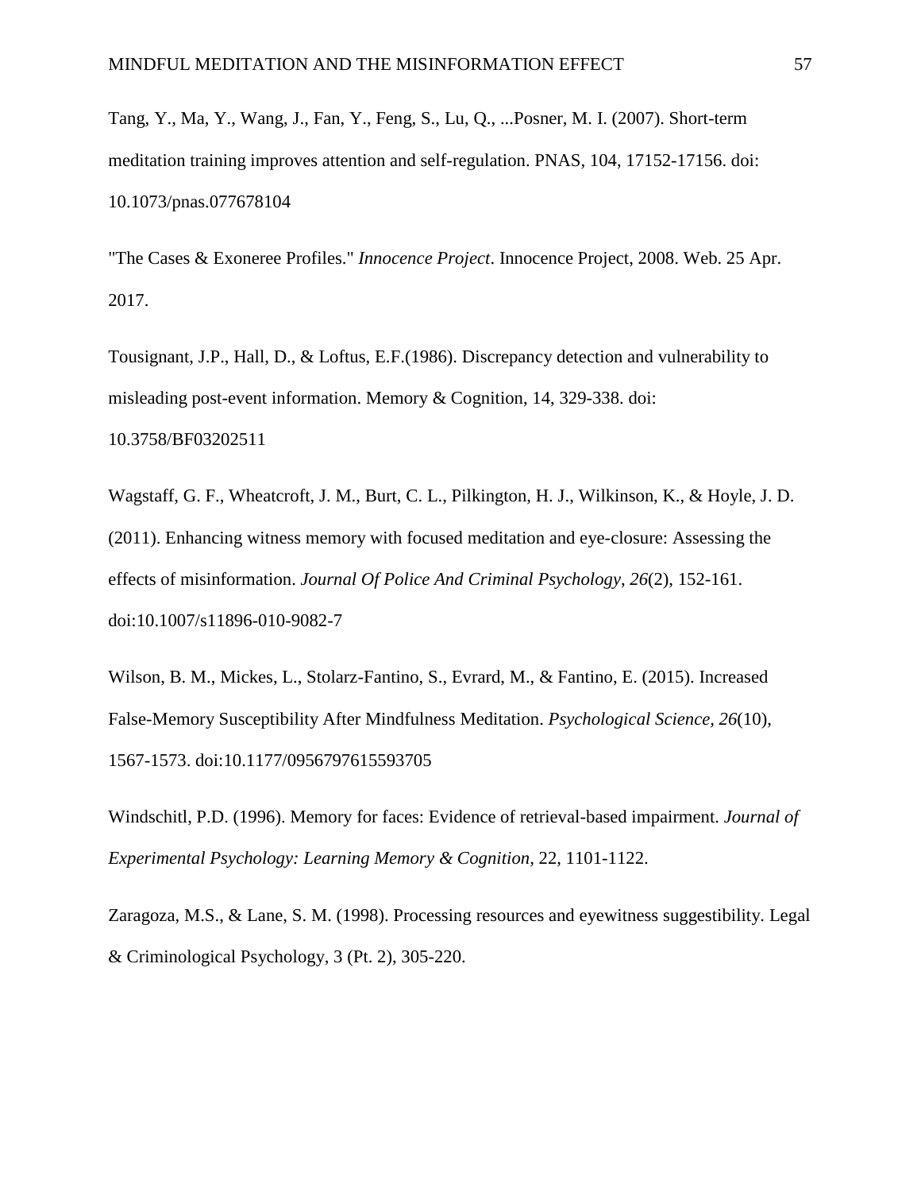Tang, Y., Ma, Y., Wang, J., Fan, Y., Feng, S., Lu, Q., ...Posner, M. I. (2007). Short-term meditation training improves attention and self-regulation. PNAS, 104, 17152-17156. doi: 10.1073/pnas.077678104

"The Cases & Exoneree Profiles." *Innocence Project*. Innocence Project, 2008. Web. 25 Apr. 2017.

Tousignant, J.P., Hall, D., & Loftus, E.F.(1986). Discrepancy detection and vulnerability to misleading post-event information. Memory & Cognition, 14, 329-338. doi: 10.3758/BF03202511

Wagstaff, G. F., Wheatcroft, J. M., Burt, C. L., Pilkington, H. J., Wilkinson, K., & Hoyle, J. D. (2011). Enhancing witness memory with focused meditation and eye-closure: Assessing the effects of misinformation. *Journal Of Police And Criminal Psychology*, *26*(2), 152-161. doi:10.1007/s11896-010-9082-7

Wilson, B. M., Mickes, L., Stolarz-Fantino, S., Evrard, M., & Fantino, E. (2015). Increased False-Memory Susceptibility After Mindfulness Meditation. *Psychological Science*, *26*(10), 1567-1573. doi:10.1177/0956797615593705

Windschitl, P.D. (1996). Memory for faces: Evidence of retrieval-based impairment. *Journal of Experimental Psychology: Learning Memory & Cognition,* 22, 1101-1122.

Zaragoza, M.S., & Lane, S. M. (1998). Processing resources and eyewitness suggestibility. Legal & Criminological Psychology, 3 (Pt. 2), 305-220.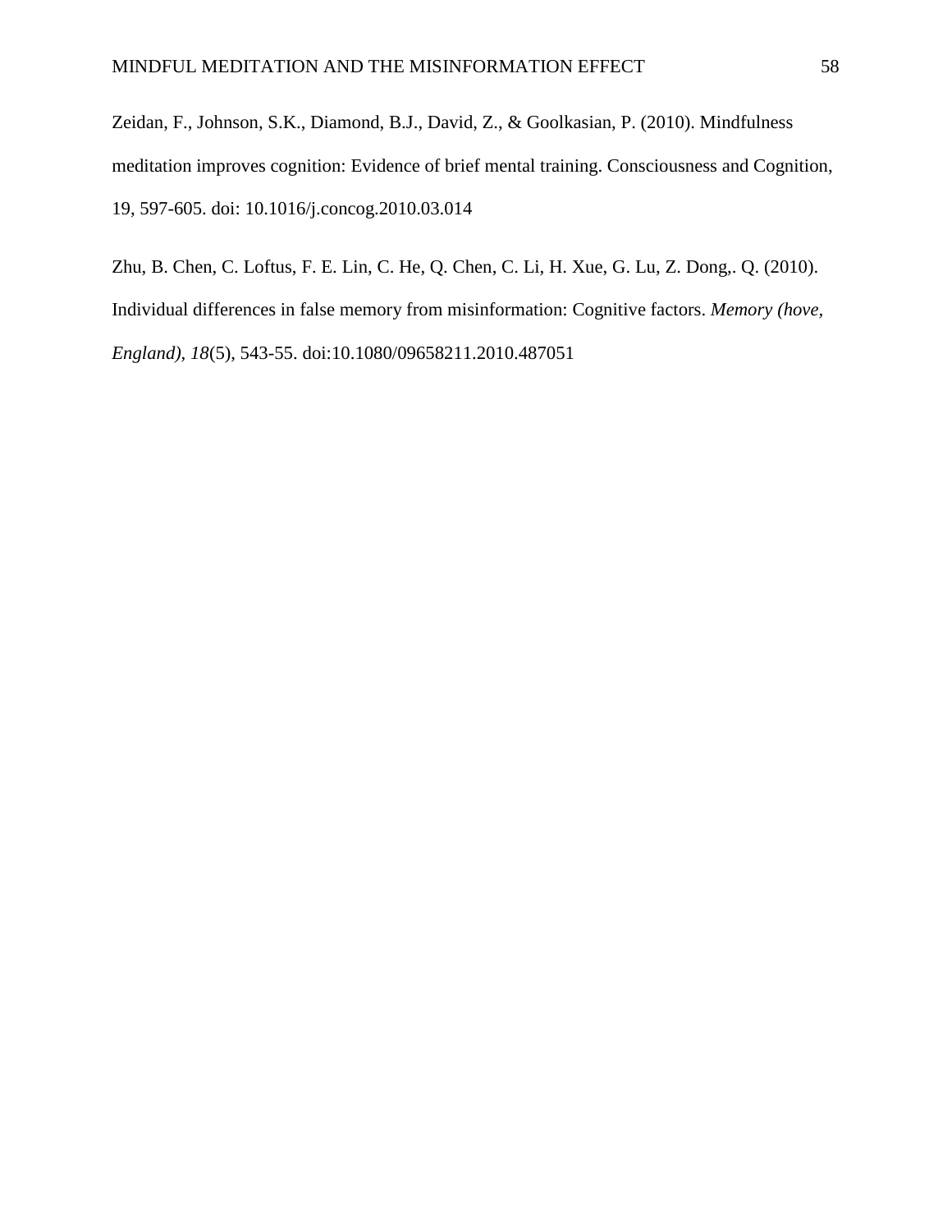Zeidan, F., Johnson, S.K., Diamond, B.J., David, Z., & Goolkasian, P. (2010). Mindfulness meditation improves cognition: Evidence of brief mental training. Consciousness and Cognition, 19, 597-605. doi: 10.1016/j.concog.2010.03.014

Zhu, B. Chen, C. Loftus, F. E. Lin, C. He, Q. Chen, C. Li, H. Xue, G. Lu, Z. Dong,. Q. (2010). Individual differences in false memory from misinformation: Cognitive factors. *Memory (hove, England)*, *18*(5), 543-55. doi:10.1080/09658211.2010.487051